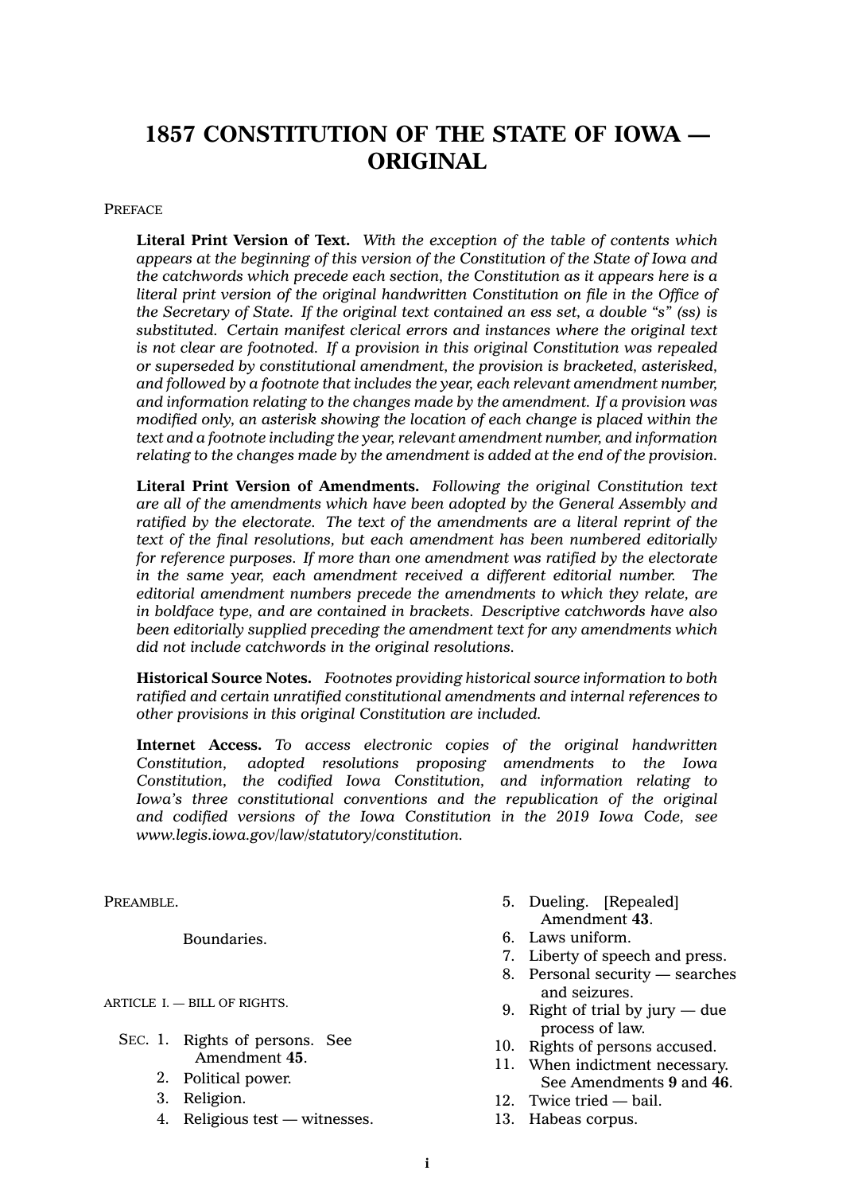# 1857 CONSTITUTION OF THE STATE OF IOWA — ORIGINAL

PREFACE

**Literal Print Version of Text.** *With the exception of the table of contents which appears at the beginning of this version of the Constitution of the State of Iowa and the catchwords which precede each section, the Constitution as it appears here is a literal print version of the original handwritten Constitution on file in the Office of the Secretary of State. If the original text contained an ess set, a double "s" (ss) is substituted. Certain manifest clerical errors and instances where the original text is not clear are footnoted. If a provision in this original Constitution was repealed or superseded by constitutional amendment, the provision is bracketed, asterisked, and followed by a footnote that includes the year, each relevant amendment number, and information relating to the changes made by the amendment. If a provision was modified only, an asterisk showing the location of each change is placed within the text and a footnote including the year, relevant amendment number, and information relating to the changes made by the amendment is added at the end of the provision.*

**Literal Print Version of Amendments.** *Following the original Constitution text are all of the amendments which have been adopted by the General Assembly and ratified by the electorate. The text of the amendments are a literal reprint of the text of the final resolutions, but each amendment has been numbered editorially for reference purposes. If more than one amendment was ratified by the electorate in the same year, each amendment received a different editorial number. The editorial amendment numbers precede the amendments to which they relate, are in boldface type, and are contained in brackets. Descriptive catchwords have also been editorially supplied preceding the amendment text for any amendments which did not include catchwords in the original resolutions.*

**Historical Source Notes.** *Footnotes providing historical source information to both ratified and certain unratified constitutional amendments and internal references to other provisions in this original Constitution are included.*

**Internet Access.** *To access electronic copies of the original handwritten Constitution, adopted resolutions proposing amendments to the Iowa Constitution, the codified Iowa Constitution, and information relating to Iowa's three constitutional conventions and the republication of the original and codified versions of the Iowa Constitution in the 2019 Iowa Code, see www.legis.iowa.gov/law/statutory/constitution.*

PREAMBLE.

Boundaries.

ARTICLE I. — BILL OF RIGHTS.

SEC. 1. Rights of persons. See Amendment **45**.
2. Political power.
3. Religion.
4. Religious test — witnesses.
5. Dueling. [Repealed] Amendment **43**.
6. Laws uniform.
7. Liberty of speech and press.
8. Personal security — searches and seizures.
9. Right of trial by jury — due process of law.
10. Rights of persons accused.
11. When indictment necessary. See Amendments **9** and **46**.
12. Twice tried — bail.
13. Habeas corpus.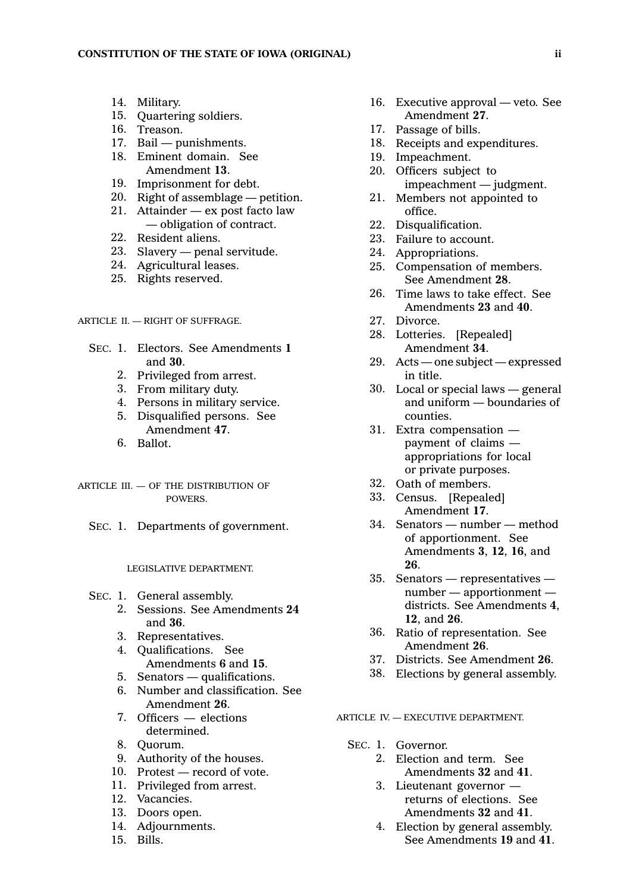14. Military.
15. Quartering soldiers.
16. Treason.
17. Bail — punishments.
18. Eminent domain. See Amendment **13**.
19. Imprisonment for debt.
20. Right of assemblage — petition.
21. Attainder — ex post facto law — obligation of contract.
22. Resident aliens.
23. Slavery — penal servitude.
24. Agricultural leases.
25. Rights reserved.

ARTICLE II. — RIGHT OF SUFFRAGE.

SEC. 1. Electors. See Amendments **1** and **30**.
2. Privileged from arrest.
3. From military duty.
4. Persons in military service.
5. Disqualified persons. See Amendment **47**.
6. Ballot.

ARTICLE III. — OF THE DISTRIBUTION OF POWERS.

SEC. 1. Departments of government.

LEGISLATIVE DEPARTMENT.

SEC. 1. General assembly.
2. Sessions. See Amendments **24** and **36**.
3. Representatives.
4. Qualifications. See Amendments **6** and **15**.
5. Senators — qualifications.
6. Number and classification. See Amendment **26**.
7. Officers — elections determined.
8. Quorum.
9. Authority of the houses.
10. Protest — record of vote.
11. Privileged from arrest.
12. Vacancies.
13. Doors open.
14. Adjournments.
15. Bills.
16. Executive approval — veto. See Amendment **27**.
17. Passage of bills.
18. Receipts and expenditures.
19. Impeachment.
20. Officers subject to impeachment — judgment.
21. Members not appointed to office.
22. Disqualification.
23. Failure to account.
24. Appropriations.
25. Compensation of members. See Amendment **28**.
26. Time laws to take effect. See Amendments **23** and **40**.
27. Divorce.
28. Lotteries. [Repealed] Amendment **34**.
29. Acts — one subject — expressed in title.
30. Local or special laws — general and uniform — boundaries of counties.
31. Extra compensation — payment of claims — appropriations for local or private purposes.
32. Oath of members.
33. Census. [Repealed] Amendment **17**.
34. Senators — number — method of apportionment. See Amendments **3**, **12**, **16**, and **26**.
35. Senators — representatives — number — apportionment — districts. See Amendments **4**, **12**, and **26**.
36. Ratio of representation. See Amendment **26**.
37. Districts. See Amendment **26**.
38. Elections by general assembly.

ARTICLE IV. — EXECUTIVE DEPARTMENT.

SEC. 1. Governor.
2. Election and term. See Amendments **32** and **41**.
3. Lieutenant governor — returns of elections. See Amendments **32** and **41**.
4. Election by general assembly. See Amendments **19** and **41**.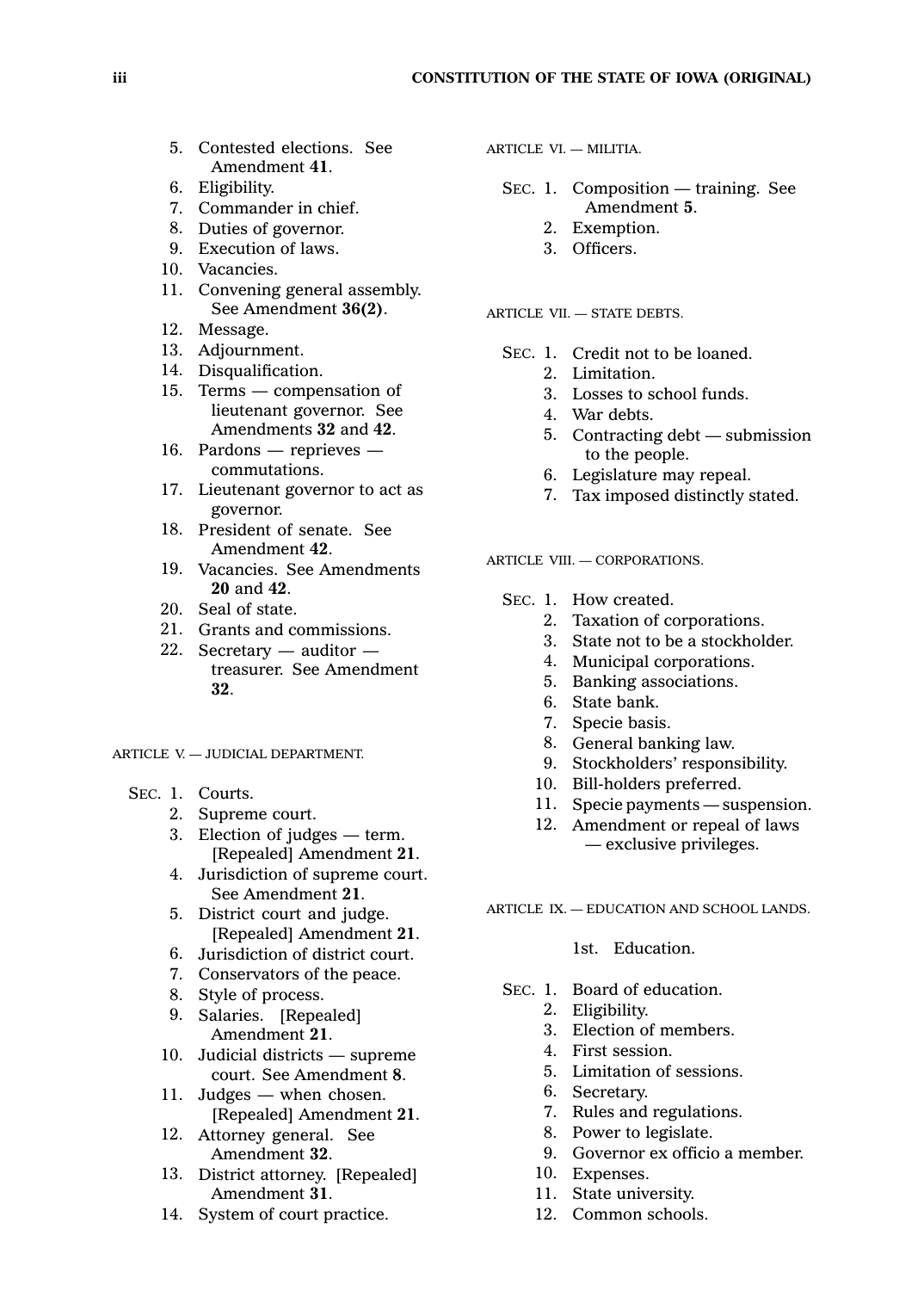5. Contested elections. See Amendment **41**.
6. Eligibility.
7. Commander in chief.
8. Duties of governor.
9. Execution of laws.
10. Vacancies.
11. Convening general assembly. See Amendment **36(2)**.
12. Message.
13. Adjournment.
14. Disqualification.
15. Terms — compensation of lieutenant governor. See Amendments **32** and **42**.
16. Pardons — reprieves — commutations.
17. Lieutenant governor to act as governor.
18. President of senate. See Amendment **42**.
19. Vacancies. See Amendments **20** and **42**.
20. Seal of state.
21. Grants and commissions.
22. Secretary — auditor — treasurer. See Amendment **32**.

ARTICLE V. — JUDICIAL DEPARTMENT.

SEC. 1. Courts.
2. Supreme court.
3. Election of judges — term. [Repealed] Amendment **21**.
4. Jurisdiction of supreme court. See Amendment **21**.
5. District court and judge. [Repealed] Amendment **21**.
6. Jurisdiction of district court.
7. Conservators of the peace.
8. Style of process.
9. Salaries. [Repealed] Amendment **21**.
10. Judicial districts — supreme court. See Amendment **8**.
11. Judges — when chosen. [Repealed] Amendment **21**.
12. Attorney general. See Amendment **32**.
13. District attorney. [Repealed] Amendment **31**.
14. System of court practice.

ARTICLE VI. — MILITIA.

SEC. 1. Composition — training. See Amendment **5**.
2. Exemption.
3. Officers.

ARTICLE VII. — STATE DEBTS.

SEC. 1. Credit not to be loaned.
2. Limitation.
3. Losses to school funds.
4. War debts.
5. Contracting debt — submission to the people.
6. Legislature may repeal.
7. Tax imposed distinctly stated.

ARTICLE VIII. — CORPORATIONS.

SEC. 1. How created.
2. Taxation of corporations.
3. State not to be a stockholder.
4. Municipal corporations.
5. Banking associations.
6. State bank.
7. Specie basis.
8. General banking law.
9. Stockholders' responsibility.
10. Bill-holders preferred.
11. Specie payments — suspension.
12. Amendment or repeal of laws — exclusive privileges.

ARTICLE IX. — EDUCATION AND SCHOOL LANDS.

1st. Education.

SEC. 1. Board of education.
2. Eligibility.
3. Election of members.
4. First session.
5. Limitation of sessions.
6. Secretary.
7. Rules and regulations.
8. Power to legislate.
9. Governor ex officio a member.
10. Expenses.
11. State university.
12. Common schools.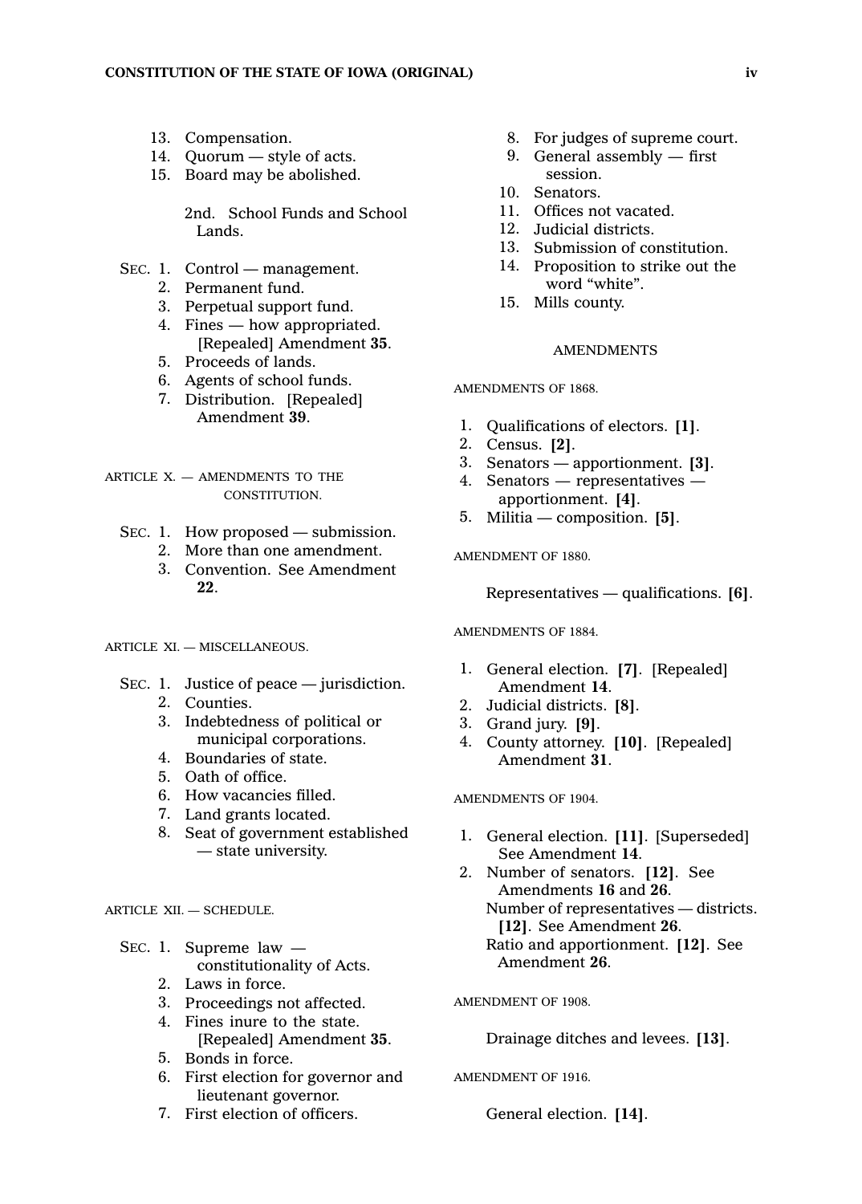13. Compensation.
14. Quorum — style of acts.
15. Board may be abolished.

2nd. School Funds and School Lands.

SEC. 1. Control — management.
2. Permanent fund.
3. Perpetual support fund.
4. Fines — how appropriated. [Repealed] Amendment **35**.
5. Proceeds of lands.
6. Agents of school funds.
7. Distribution. [Repealed] Amendment **39**.

ARTICLE X. — AMENDMENTS TO THE CONSTITUTION.

SEC. 1. How proposed — submission.
2. More than one amendment.
3. Convention. See Amendment **22**.

ARTICLE XI. — MISCELLANEOUS.

SEC. 1. Justice of peace — jurisdiction.
2. Counties.
3. Indebtedness of political or municipal corporations.
4. Boundaries of state.
5. Oath of office.
6. How vacancies filled.
7. Land grants located.
8. Seat of government established — state university.

ARTICLE XII. — SCHEDULE.

SEC. 1. Supreme law — constitutionality of Acts.
2. Laws in force.
3. Proceedings not affected.
4. Fines inure to the state. [Repealed] Amendment **35**.
5. Bonds in force.
6. First election for governor and lieutenant governor.
7. First election of officers.
8. For judges of supreme court.
9. General assembly — first session.
10. Senators.
11. Offices not vacated.
12. Judicial districts.
13. Submission of constitution.
14. Proposition to strike out the word "white".
15. Mills county.

AMENDMENTS

AMENDMENTS OF 1868.

1. Qualifications of electors. **[1]**.
2. Census. **[2]**.
3. Senators — apportionment. **[3]**.
4. Senators — representatives — apportionment. **[4]**.
5. Militia — composition. **[5]**.

AMENDMENT OF 1880.

Representatives — qualifications. **[6]**.

AMENDMENTS OF 1884.

1. General election. **[7]**. [Repealed] Amendment **14**.
2. Judicial districts. **[8]**.
3. Grand jury. **[9]**.
4. County attorney. **[10]**. [Repealed] Amendment **31**.

AMENDMENTS OF 1904.

1. General election. **[11]**. [Superseded] See Amendment **14**.
2. Number of senators. **[12]**. See Amendments **16** and **26**.
   Number of representatives — districts. **[12]**. See Amendment **26**.
   Ratio and apportionment. **[12]**. See Amendment **26**.

AMENDMENT OF 1908.

Drainage ditches and levees. **[13]**.

AMENDMENT OF 1916.

General election. **[14]**.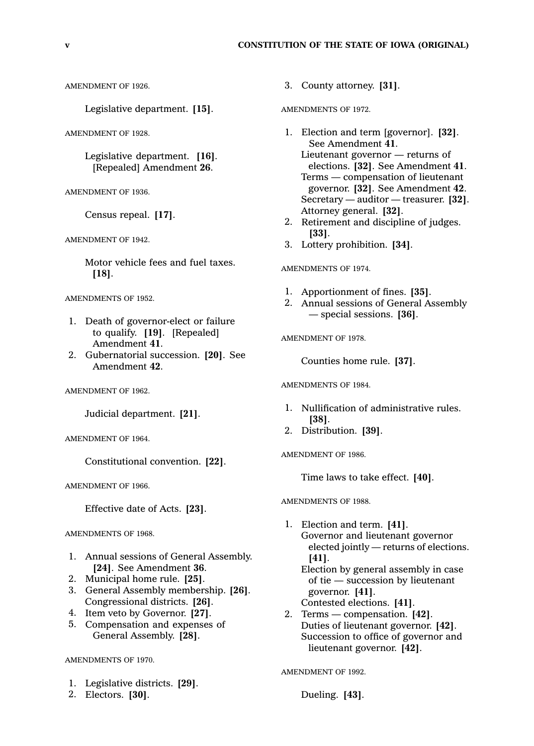AMENDMENT OF 1926.

Legislative department. **[15]**.

AMENDMENT OF 1928.

Legislative department. **[16]**. [Repealed] Amendment **26**.

AMENDMENT OF 1936.

Census repeal. **[17]**.

AMENDMENT OF 1942.

Motor vehicle fees and fuel taxes. **[18]**.

AMENDMENTS OF 1952.

1. Death of governor-elect or failure to qualify. **[19]**. [Repealed] Amendment **41**.
2. Gubernatorial succession. **[20]**. See Amendment **42**.

AMENDMENT OF 1962.

Judicial department. **[21]**.

AMENDMENT OF 1964.

Constitutional convention. **[22]**.

AMENDMENT OF 1966.

Effective date of Acts. **[23]**.

AMENDMENTS OF 1968.

1. Annual sessions of General Assembly. **[24]**. See Amendment **36**.
2. Municipal home rule. **[25]**.
3. General Assembly membership. **[26]**. Congressional districts. **[26]**.
4. Item veto by Governor. **[27]**.
5. Compensation and expenses of General Assembly. **[28]**.

AMENDMENTS OF 1970.

1. Legislative districts. **[29]**.
2. Electors. **[30]**.
3. County attorney. **[31]**.

AMENDMENTS OF 1972.

1. Election and term [governor]. **[32]**. See Amendment **41**.
   Lieutenant governor — returns of elections. **[32]**. See Amendment **41**.
   Terms — compensation of lieutenant governor. **[32]**. See Amendment **42**.
   Secretary — auditor — treasurer. **[32]**.
   Attorney general. **[32]**.
2. Retirement and discipline of judges. **[33]**.
3. Lottery prohibition. **[34]**.

AMENDMENTS OF 1974.

1. Apportionment of fines. **[35]**.
2. Annual sessions of General Assembly — special sessions. **[36]**.

AMENDMENT OF 1978.

Counties home rule. **[37]**.

AMENDMENTS OF 1984.

1. Nullification of administrative rules. **[38]**.
2. Distribution. **[39]**.

AMENDMENT OF 1986.

Time laws to take effect. **[40]**.

AMENDMENTS OF 1988.

1. Election and term. **[41]**.
   Governor and lieutenant governor elected jointly — returns of elections. **[41]**.
   Election by general assembly in case of tie — succession by lieutenant governor. **[41]**.
   Contested elections. **[41]**.
2. Terms — compensation. **[42]**.
   Duties of lieutenant governor. **[42]**.
   Succession to office of governor and lieutenant governor. **[42]**.

AMENDMENT OF 1992.

Dueling. **[43]**.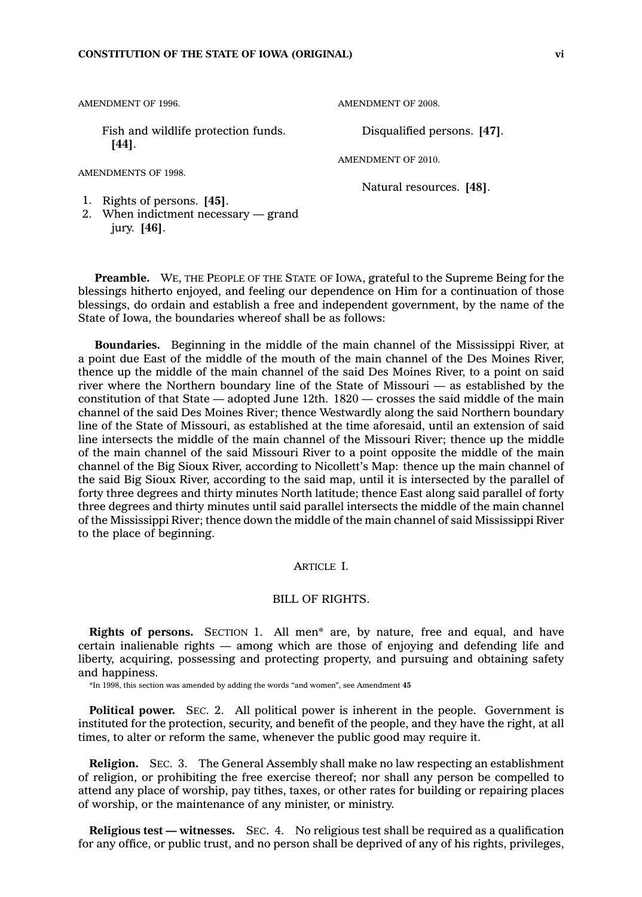AMENDMENT OF 1996.

Fish and wildlife protection funds. **[44]**.

AMENDMENTS OF 1998.

1. Rights of persons. **[45]**.
2. When indictment necessary — grand jury. **[46]**.

AMENDMENT OF 2008.

Disqualified persons. **[47]**.

AMENDMENT OF 2010.

Natural resources. **[48]**.

**Preamble.** WE, THE PEOPLE OF THE STATE OF IOWA, grateful to the Supreme Being for the blessings hitherto enjoyed, and feeling our dependence on Him for a continuation of those blessings, do ordain and establish a free and independent government, by the name of the State of Iowa, the boundaries whereof shall be as follows:

**Boundaries.** Beginning in the middle of the main channel of the Mississippi River, at a point due East of the middle of the mouth of the main channel of the Des Moines River, thence up the middle of the main channel of the said Des Moines River, to a point on said river where the Northern boundary line of the State of Missouri — as established by the constitution of that State — adopted June 12th. 1820 — crosses the said middle of the main channel of the said Des Moines River; thence Westwardly along the said Northern boundary line of the State of Missouri, as established at the time aforesaid, until an extension of said line intersects the middle of the main channel of the Missouri River; thence up the middle of the main channel of the said Missouri River to a point opposite the middle of the main channel of the Big Sioux River, according to Nicollett's Map: thence up the main channel of the said Big Sioux River, according to the said map, until it is intersected by the parallel of forty three degrees and thirty minutes North latitude; thence East along said parallel of forty three degrees and thirty minutes until said parallel intersects the middle of the main channel of the Mississippi River; thence down the middle of the main channel of said Mississippi River to the place of beginning.

## ARTICLE I.

## BILL OF RIGHTS.

**Rights of persons.** SECTION 1. All men* are, by nature, free and equal, and have certain inalienable rights — among which are those of enjoying and defending life and liberty, acquiring, possessing and protecting property, and pursuing and obtaining safety and happiness.

*In 1998, this section was amended by adding the words "and women", see Amendment **45**

**Political power.** SEC. 2. All political power is inherent in the people. Government is instituted for the protection, security, and benefit of the people, and they have the right, at all times, to alter or reform the same, whenever the public good may require it.

**Religion.** SEC. 3. The General Assembly shall make no law respecting an establishment of religion, or prohibiting the free exercise thereof; nor shall any person be compelled to attend any place of worship, pay tithes, taxes, or other rates for building or repairing places of worship, or the maintenance of any minister, or ministry.

**Religious test — witnesses.** SEC. 4. No religious test shall be required as a qualification for any office, or public trust, and no person shall be deprived of any of his rights, privileges,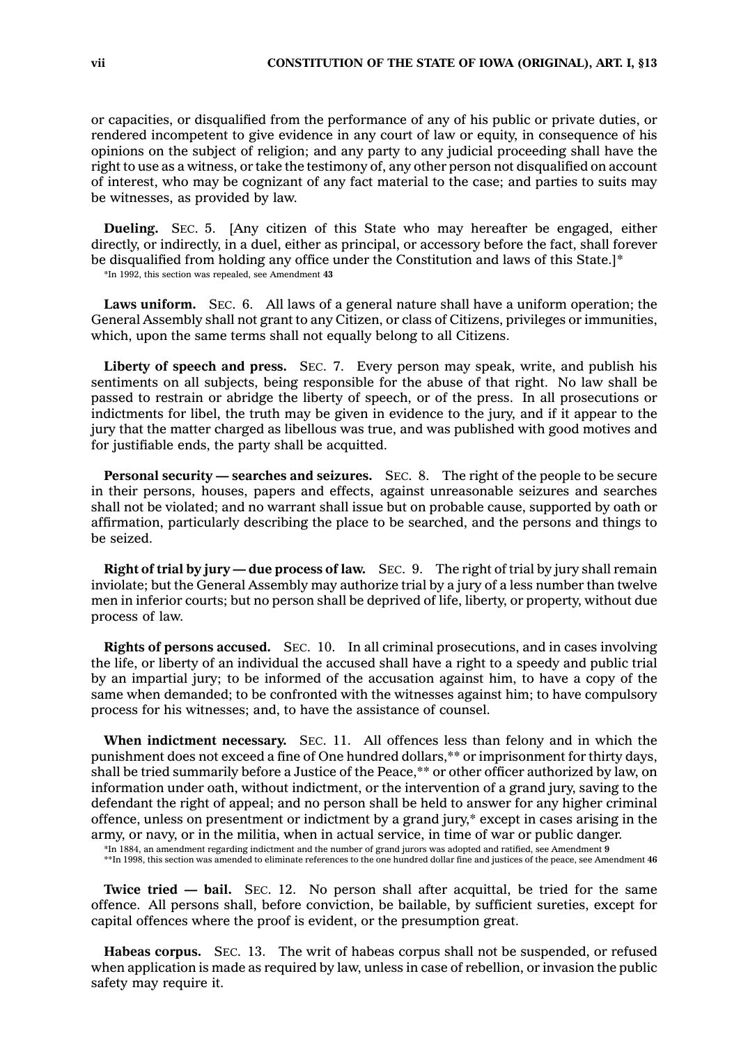or capacities, or disqualified from the performance of any of his public or private duties, or rendered incompetent to give evidence in any court of law or equity, in consequence of his opinions on the subject of religion; and any party to any judicial proceeding shall have the right to use as a witness, or take the testimony of, any other person not disqualified on account of interest, who may be cognizant of any fact material to the case; and parties to suits may be witnesses, as provided by law.

**Dueling.** SEC. 5. [Any citizen of this State who may hereafter be engaged, either directly, or indirectly, in a duel, either as principal, or accessory before the fact, shall forever be disqualified from holding any office under the Constitution and laws of this State.]*

*In 1992, this section was repealed, see Amendment **43**

**Laws uniform.** SEC. 6. All laws of a general nature shall have a uniform operation; the General Assembly shall not grant to any Citizen, or class of Citizens, privileges or immunities, which, upon the same terms shall not equally belong to all Citizens.

**Liberty of speech and press.** SEC. 7. Every person may speak, write, and publish his sentiments on all subjects, being responsible for the abuse of that right. No law shall be passed to restrain or abridge the liberty of speech, or of the press. In all prosecutions or indictments for libel, the truth may be given in evidence to the jury, and if it appear to the jury that the matter charged as libellous was true, and was published with good motives and for justifiable ends, the party shall be acquitted.

**Personal security — searches and seizures.** SEC. 8. The right of the people to be secure in their persons, houses, papers and effects, against unreasonable seizures and searches shall not be violated; and no warrant shall issue but on probable cause, supported by oath or affirmation, particularly describing the place to be searched, and the persons and things to be seized.

**Right of trial by jury — due process of law.** SEC. 9. The right of trial by jury shall remain inviolate; but the General Assembly may authorize trial by a jury of a less number than twelve men in inferior courts; but no person shall be deprived of life, liberty, or property, without due process of law.

**Rights of persons accused.** SEC. 10. In all criminal prosecutions, and in cases involving the life, or liberty of an individual the accused shall have a right to a speedy and public trial by an impartial jury; to be informed of the accusation against him, to have a copy of the same when demanded; to be confronted with the witnesses against him; to have compulsory process for his witnesses; and, to have the assistance of counsel.

**When indictment necessary.** SEC. 11. All offences less than felony and in which the punishment does not exceed a fine of One hundred dollars,** or imprisonment for thirty days, shall be tried summarily before a Justice of the Peace,** or other officer authorized by law, on information under oath, without indictment, or the intervention of a grand jury, saving to the defendant the right of appeal; and no person shall be held to answer for any higher criminal offence, unless on presentment or indictment by a grand jury,* except in cases arising in the army, or navy, or in the militia, when in actual service, in time of war or public danger.

*In 1884, an amendment regarding indictment and the number of grand jurors was adopted and ratified, see Amendment **9**

**In 1998, this section was amended to eliminate references to the one hundred dollar fine and justices of the peace, see Amendment **46**

**Twice tried — bail.** SEC. 12. No person shall after acquittal, be tried for the same offence. All persons shall, before conviction, be bailable, by sufficient sureties, except for capital offences where the proof is evident, or the presumption great.

**Habeas corpus.** SEC. 13. The writ of habeas corpus shall not be suspended, or refused when application is made as required by law, unless in case of rebellion, or invasion the public safety may require it.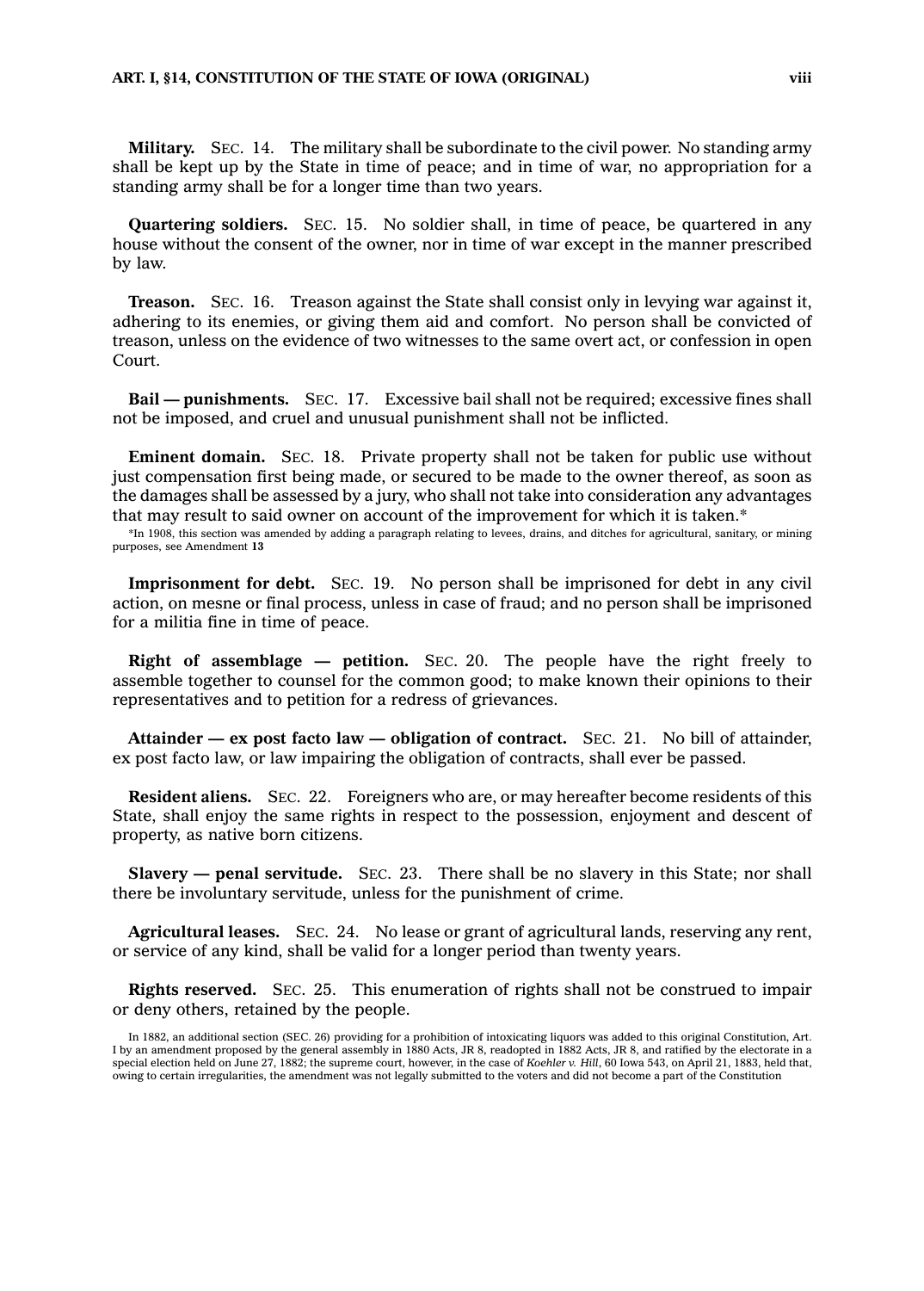**Military.** SEC. 14. The military shall be subordinate to the civil power. No standing army shall be kept up by the State in time of peace; and in time of war, no appropriation for a standing army shall be for a longer time than two years.

**Quartering soldiers.** SEC. 15. No soldier shall, in time of peace, be quartered in any house without the consent of the owner, nor in time of war except in the manner prescribed by law.

**Treason.** SEC. 16. Treason against the State shall consist only in levying war against it, adhering to its enemies, or giving them aid and comfort. No person shall be convicted of treason, unless on the evidence of two witnesses to the same overt act, or confession in open Court.

**Bail — punishments.** SEC. 17. Excessive bail shall not be required; excessive fines shall not be imposed, and cruel and unusual punishment shall not be inflicted.

**Eminent domain.** SEC. 18. Private property shall not be taken for public use without just compensation first being made, or secured to be made to the owner thereof, as soon as the damages shall be assessed by a jury, who shall not take into consideration any advantages that may result to said owner on account of the improvement for which it is taken.*

*In 1908, this section was amended by adding a paragraph relating to levees, drains, and ditches for agricultural, sanitary, or mining purposes, see Amendment **13**

**Imprisonment for debt.** SEC. 19. No person shall be imprisoned for debt in any civil action, on mesne or final process, unless in case of fraud; and no person shall be imprisoned for a militia fine in time of peace.

**Right of assemblage — petition.** SEC. 20. The people have the right freely to assemble together to counsel for the common good; to make known their opinions to their representatives and to petition for a redress of grievances.

**Attainder — ex post facto law — obligation of contract.** SEC. 21. No bill of attainder, ex post facto law, or law impairing the obligation of contracts, shall ever be passed.

**Resident aliens.** SEC. 22. Foreigners who are, or may hereafter become residents of this State, shall enjoy the same rights in respect to the possession, enjoyment and descent of property, as native born citizens.

**Slavery — penal servitude.** SEC. 23. There shall be no slavery in this State; nor shall there be involuntary servitude, unless for the punishment of crime.

**Agricultural leases.** SEC. 24. No lease or grant of agricultural lands, reserving any rent, or service of any kind, shall be valid for a longer period than twenty years.

**Rights reserved.** SEC. 25. This enumeration of rights shall not be construed to impair or deny others, retained by the people.

In 1882, an additional section (SEC. 26) providing for a prohibition of intoxicating liquors was added to this original Constitution, Art. I by an amendment proposed by the general assembly in 1880 Acts, JR 8, readopted in 1882 Acts, JR 8, and ratified by the electorate in a special election held on June 27, 1882; the supreme court, however, in the case of *Koehler v. Hill*, 60 Iowa 543, on April 21, 1883, held that, owing to certain irregularities, the amendment was not legally submitted to the voters and did not become a part of the Constitution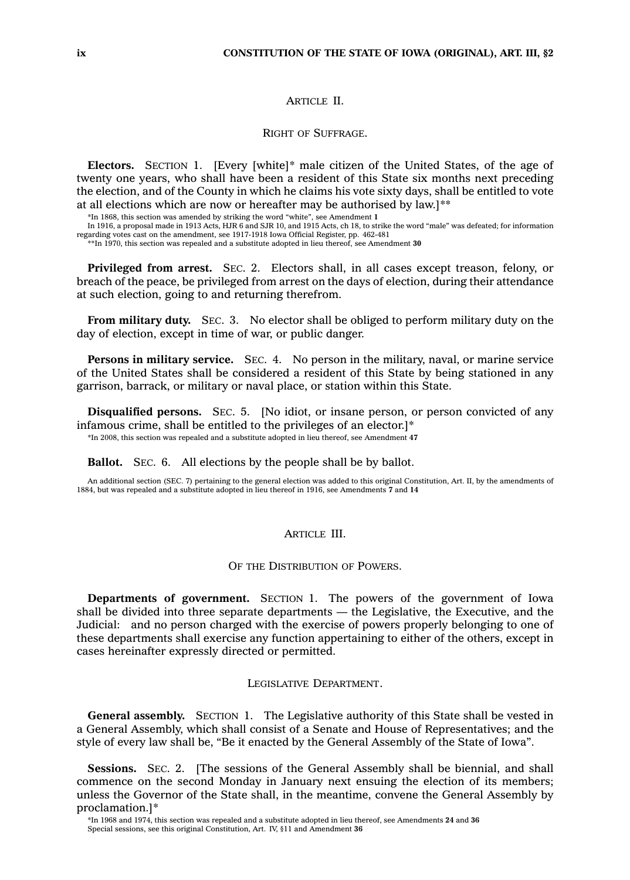## ARTICLE II.

### RIGHT OF SUFFRAGE.

**Electors.** SECTION 1. [Every [white]* male citizen of the United States, of the age of twenty one years, who shall have been a resident of this State six months next preceding the election, and of the County in which he claims his vote sixty days, shall be entitled to vote at all elections which are now or hereafter may be authorised by law.]**

*In 1868, this section was amended by striking the word "white", see Amendment **1**

In 1916, a proposal made in 1913 Acts, HJR 6 and SJR 10, and 1915 Acts, ch 18, to strike the word "male" was defeated; for information regarding votes cast on the amendment, see 1917-1918 Iowa Official Register, pp. 462-481

**In 1970, this section was repealed and a substitute adopted in lieu thereof, see Amendment **30**

**Privileged from arrest.** SEC. 2. Electors shall, in all cases except treason, felony, or breach of the peace, be privileged from arrest on the days of election, during their attendance at such election, going to and returning therefrom.

**From military duty.** SEC. 3. No elector shall be obliged to perform military duty on the day of election, except in time of war, or public danger.

**Persons in military service.** SEC. 4. No person in the military, naval, or marine service of the United States shall be considered a resident of this State by being stationed in any garrison, barrack, or military or naval place, or station within this State.

**Disqualified persons.** SEC. 5. [No idiot, or insane person, or person convicted of any infamous crime, shall be entitled to the privileges of an elector.]*

*In 2008, this section was repealed and a substitute adopted in lieu thereof, see Amendment **47**

**Ballot.** SEC. 6. All elections by the people shall be by ballot.

An additional section (SEC. 7) pertaining to the general election was added to this original Constitution, Art. II, by the amendments of 1884, but was repealed and a substitute adopted in lieu thereof in 1916, see Amendments **7** and **14**

## ARTICLE III.

### OF THE DISTRIBUTION OF POWERS.

**Departments of government.** SECTION 1. The powers of the government of Iowa shall be divided into three separate departments — the Legislative, the Executive, and the Judicial: and no person charged with the exercise of powers properly belonging to one of these departments shall exercise any function appertaining to either of the others, except in cases hereinafter expressly directed or permitted.

### LEGISLATIVE DEPARTMENT.

**General assembly.** SECTION 1. The Legislative authority of this State shall be vested in a General Assembly, which shall consist of a Senate and House of Representatives; and the style of every law shall be, "Be it enacted by the General Assembly of the State of Iowa".

**Sessions.** SEC. 2. [The sessions of the General Assembly shall be biennial, and shall commence on the second Monday in January next ensuing the election of its members; unless the Governor of the State shall, in the meantime, convene the General Assembly by proclamation.]*

*In 1968 and 1974, this section was repealed and a substitute adopted in lieu thereof, see Amendments **24** and **36**

Special sessions, see this original Constitution, Art. IV, §11 and Amendment **36**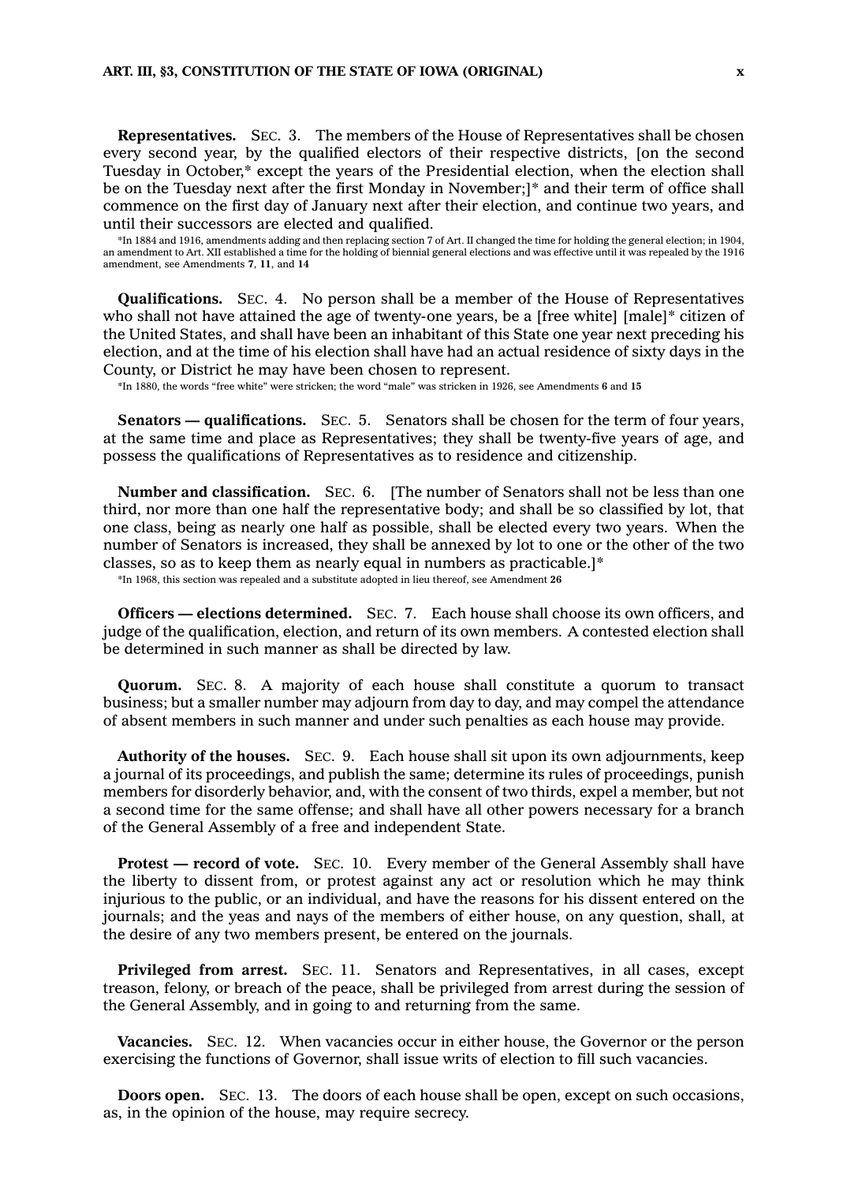**Representatives.** SEC. 3. The members of the House of Representatives shall be chosen every second year, by the qualified electors of their respective districts, [on the second Tuesday in October,* except the years of the Presidential election, when the election shall be on the Tuesday next after the first Monday in November;]* and their term of office shall commence on the first day of January next after their election, and continue two years, and until their successors are elected and qualified.

*In 1884 and 1916, amendments adding and then replacing section 7 of Art. II changed the time for holding the general election; in 1904, an amendment to Art. XII established a time for the holding of biennial general elections and was effective until it was repealed by the 1916 amendment, see Amendments **7**, **11**, and **14**

**Qualifications.** SEC. 4. No person shall be a member of the House of Representatives who shall not have attained the age of twenty-one years, be a [free white] [male]* citizen of the United States, and shall have been an inhabitant of this State one year next preceding his election, and at the time of his election shall have had an actual residence of sixty days in the County, or District he may have been chosen to represent.

*In 1880, the words "free white" were stricken; the word "male" was stricken in 1926, see Amendments **6** and **15**

**Senators — qualifications.** SEC. 5. Senators shall be chosen for the term of four years, at the same time and place as Representatives; they shall be twenty-five years of age, and possess the qualifications of Representatives as to residence and citizenship.

**Number and classification.** SEC. 6. [The number of Senators shall not be less than one third, nor more than one half the representative body; and shall be so classified by lot, that one class, being as nearly one half as possible, shall be elected every two years. When the number of Senators is increased, they shall be annexed by lot to one or the other of the two classes, so as to keep them as nearly equal in numbers as practicable.]*

*In 1968, this section was repealed and a substitute adopted in lieu thereof, see Amendment **26**

**Officers — elections determined.** SEC. 7. Each house shall choose its own officers, and judge of the qualification, election, and return of its own members. A contested election shall be determined in such manner as shall be directed by law.

**Quorum.** SEC. 8. A majority of each house shall constitute a quorum to transact business; but a smaller number may adjourn from day to day, and may compel the attendance of absent members in such manner and under such penalties as each house may provide.

**Authority of the houses.** SEC. 9. Each house shall sit upon its own adjournments, keep a journal of its proceedings, and publish the same; determine its rules of proceedings, punish members for disorderly behavior, and, with the consent of two thirds, expel a member, but not a second time for the same offense; and shall have all other powers necessary for a branch of the General Assembly of a free and independent State.

**Protest — record of vote.** SEC. 10. Every member of the General Assembly shall have the liberty to dissent from, or protest against any act or resolution which he may think injurious to the public, or an individual, and have the reasons for his dissent entered on the journals; and the yeas and nays of the members of either house, on any question, shall, at the desire of any two members present, be entered on the journals.

**Privileged from arrest.** SEC. 11. Senators and Representatives, in all cases, except treason, felony, or breach of the peace, shall be privileged from arrest during the session of the General Assembly, and in going to and returning from the same.

**Vacancies.** SEC. 12. When vacancies occur in either house, the Governor or the person exercising the functions of Governor, shall issue writs of election to fill such vacancies.

**Doors open.** SEC. 13. The doors of each house shall be open, except on such occasions, as, in the opinion of the house, may require secrecy.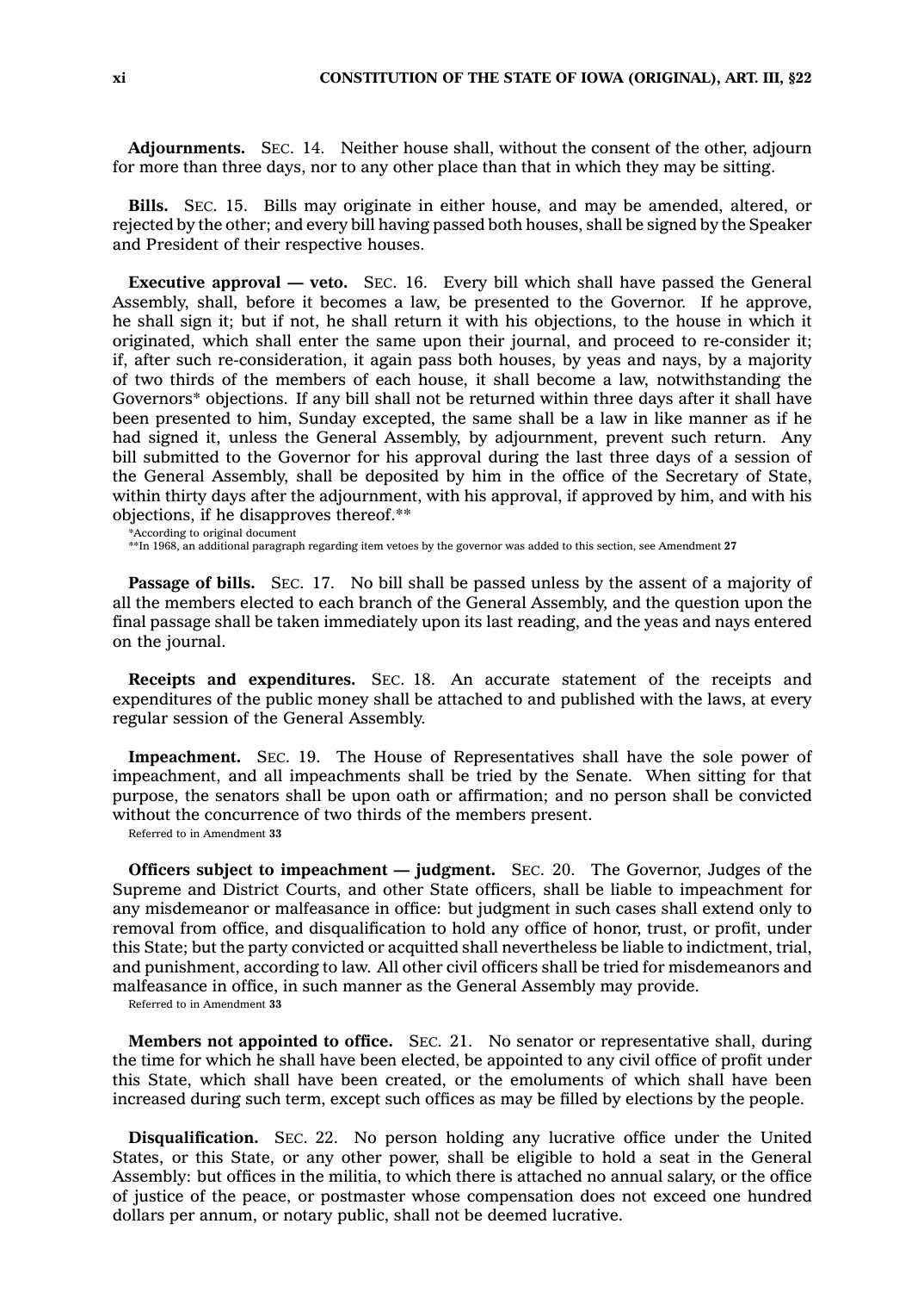**Adjournments.** SEC. 14. Neither house shall, without the consent of the other, adjourn for more than three days, nor to any other place than that in which they may be sitting.

**Bills.** SEC. 15. Bills may originate in either house, and may be amended, altered, or rejected by the other; and every bill having passed both houses, shall be signed by the Speaker and President of their respective houses.

**Executive approval — veto.** SEC. 16. Every bill which shall have passed the General Assembly, shall, before it becomes a law, be presented to the Governor. If he approve, he shall sign it; but if not, he shall return it with his objections, to the house in which it originated, which shall enter the same upon their journal, and proceed to re-consider it; if, after such re-consideration, it again pass both houses, by yeas and nays, by a majority of two thirds of the members of each house, it shall become a law, notwithstanding the Governors* objections. If any bill shall not be returned within three days after it shall have been presented to him, Sunday excepted, the same shall be a law in like manner as if he had signed it, unless the General Assembly, by adjournment, prevent such return. Any bill submitted to the Governor for his approval during the last three days of a session of the General Assembly, shall be deposited by him in the office of the Secretary of State, within thirty days after the adjournment, with his approval, if approved by him, and with his objections, if he disapproves thereof.**

*According to original document

**In 1968, an additional paragraph regarding item vetoes by the governor was added to this section, see Amendment **27**

**Passage of bills.** SEC. 17. No bill shall be passed unless by the assent of a majority of all the members elected to each branch of the General Assembly, and the question upon the final passage shall be taken immediately upon its last reading, and the yeas and nays entered on the journal.

**Receipts and expenditures.** SEC. 18. An accurate statement of the receipts and expenditures of the public money shall be attached to and published with the laws, at every regular session of the General Assembly.

**Impeachment.** SEC. 19. The House of Representatives shall have the sole power of impeachment, and all impeachments shall be tried by the Senate. When sitting for that purpose, the senators shall be upon oath or affirmation; and no person shall be convicted without the concurrence of two thirds of the members present.

Referred to in Amendment **33**

**Officers subject to impeachment — judgment.** SEC. 20. The Governor, Judges of the Supreme and District Courts, and other State officers, shall be liable to impeachment for any misdemeanor or malfeasance in office: but judgment in such cases shall extend only to removal from office, and disqualification to hold any office of honor, trust, or profit, under this State; but the party convicted or acquitted shall nevertheless be liable to indictment, trial, and punishment, according to law. All other civil officers shall be tried for misdemeanors and malfeasance in office, in such manner as the General Assembly may provide.

Referred to in Amendment **33**

**Members not appointed to office.** SEC. 21. No senator or representative shall, during the time for which he shall have been elected, be appointed to any civil office of profit under this State, which shall have been created, or the emoluments of which shall have been increased during such term, except such offices as may be filled by elections by the people.

**Disqualification.** SEC. 22. No person holding any lucrative office under the United States, or this State, or any other power, shall be eligible to hold a seat in the General Assembly: but offices in the militia, to which there is attached no annual salary, or the office of justice of the peace, or postmaster whose compensation does not exceed one hundred dollars per annum, or notary public, shall not be deemed lucrative.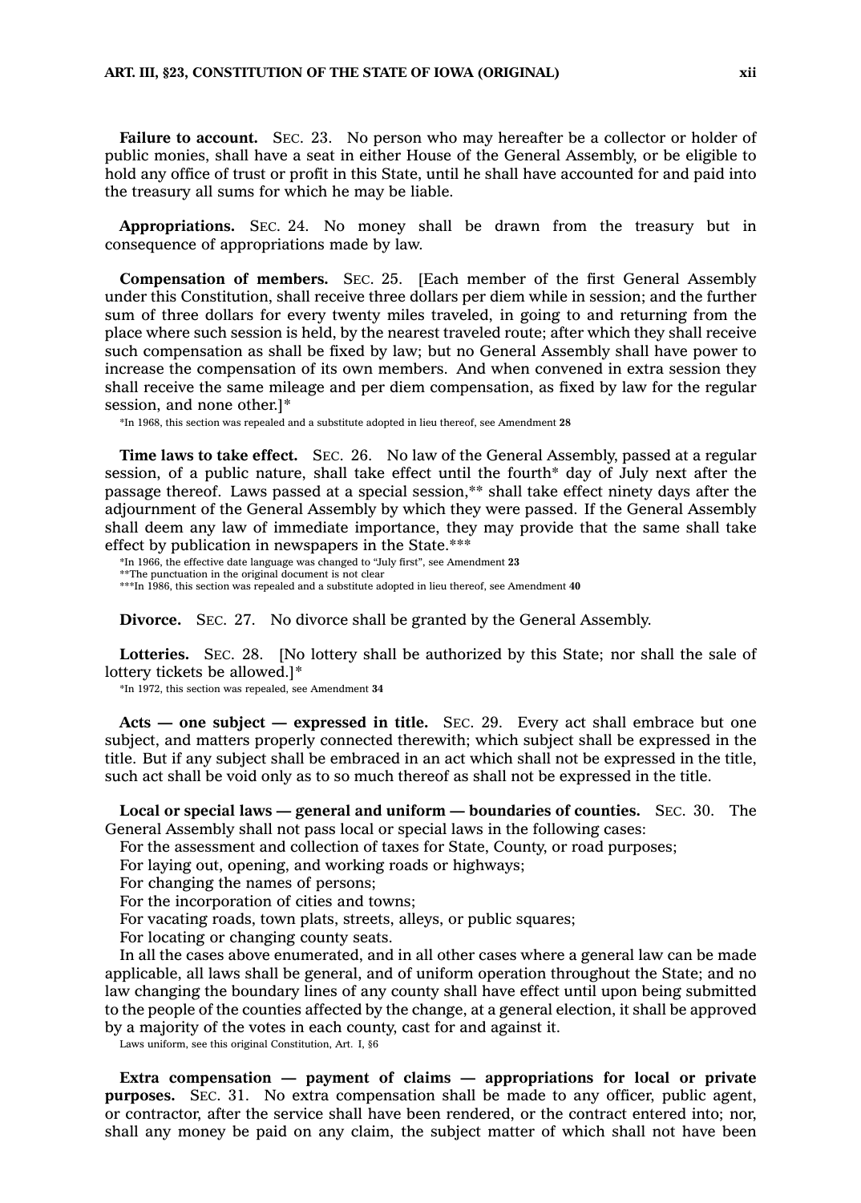**Failure to account.** SEC. 23. No person who may hereafter be a collector or holder of public monies, shall have a seat in either House of the General Assembly, or be eligible to hold any office of trust or profit in this State, until he shall have accounted for and paid into the treasury all sums for which he may be liable.

**Appropriations.** SEC. 24. No money shall be drawn from the treasury but in consequence of appropriations made by law.

**Compensation of members.** SEC. 25. [Each member of the first General Assembly under this Constitution, shall receive three dollars per diem while in session; and the further sum of three dollars for every twenty miles traveled, in going to and returning from the place where such session is held, by the nearest traveled route; after which they shall receive such compensation as shall be fixed by law; but no General Assembly shall have power to increase the compensation of its own members. And when convened in extra session they shall receive the same mileage and per diem compensation, as fixed by law for the regular session, and none other.]*

*In 1968, this section was repealed and a substitute adopted in lieu thereof, see Amendment **28**

**Time laws to take effect.** SEC. 26. No law of the General Assembly, passed at a regular session, of a public nature, shall take effect until the fourth* day of July next after the passage thereof. Laws passed at a special session,** shall take effect ninety days after the adjournment of the General Assembly by which they were passed. If the General Assembly shall deem any law of immediate importance, they may provide that the same shall take effect by publication in newspapers in the State.***

*In 1966, the effective date language was changed to "July first", see Amendment **23**
**The punctuation in the original document is not clear
***In 1986, this section was repealed and a substitute adopted in lieu thereof, see Amendment **40**

**Divorce.** SEC. 27. No divorce shall be granted by the General Assembly.

**Lotteries.** SEC. 28. [No lottery shall be authorized by this State; nor shall the sale of lottery tickets be allowed.]*

*In 1972, this section was repealed, see Amendment **34**

**Acts — one subject — expressed in title.** SEC. 29. Every act shall embrace but one subject, and matters properly connected therewith; which subject shall be expressed in the title. But if any subject shall be embraced in an act which shall not be expressed in the title, such act shall be void only as to so much thereof as shall not be expressed in the title.

**Local or special laws — general and uniform — boundaries of counties.** SEC. 30. The General Assembly shall not pass local or special laws in the following cases:

For the assessment and collection of taxes for State, County, or road purposes;

For laying out, opening, and working roads or highways;

For changing the names of persons;

For the incorporation of cities and towns;

For vacating roads, town plats, streets, alleys, or public squares;

For locating or changing county seats.

In all the cases above enumerated, and in all other cases where a general law can be made applicable, all laws shall be general, and of uniform operation throughout the State; and no law changing the boundary lines of any county shall have effect until upon being submitted to the people of the counties affected by the change, at a general election, it shall be approved by a majority of the votes in each county, cast for and against it.

Laws uniform, see this original Constitution, Art. I, §6

**Extra compensation — payment of claims — appropriations for local or private purposes.** SEC. 31. No extra compensation shall be made to any officer, public agent, or contractor, after the service shall have been rendered, or the contract entered into; nor, shall any money be paid on any claim, the subject matter of which shall not have been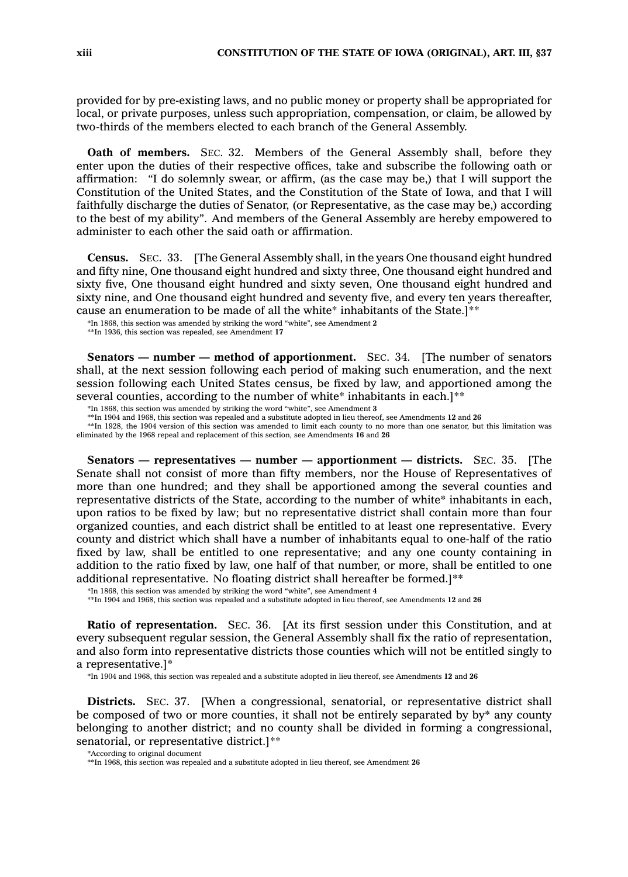provided for by pre-existing laws, and no public money or property shall be appropriated for local, or private purposes, unless such appropriation, compensation, or claim, be allowed by two-thirds of the members elected to each branch of the General Assembly.

**Oath of members.** SEC. 32. Members of the General Assembly shall, before they enter upon the duties of their respective offices, take and subscribe the following oath or affirmation: "I do solemnly swear, or affirm, (as the case may be,) that I will support the Constitution of the United States, and the Constitution of the State of Iowa, and that I will faithfully discharge the duties of Senator, (or Representative, as the case may be,) according to the best of my ability". And members of the General Assembly are hereby empowered to administer to each other the said oath or affirmation.

**Census.** SEC. 33. [The General Assembly shall, in the years One thousand eight hundred and fifty nine, One thousand eight hundred and sixty three, One thousand eight hundred and sixty five, One thousand eight hundred and sixty seven, One thousand eight hundred and sixty nine, and One thousand eight hundred and seventy five, and every ten years thereafter, cause an enumeration to be made of all the white* inhabitants of the State.]**

*In 1868, this section was amended by striking the word "white", see Amendment **2**
**In 1936, this section was repealed, see Amendment **17**

**Senators — number — method of apportionment.** SEC. 34. [The number of senators shall, at the next session following each period of making such enumeration, and the next session following each United States census, be fixed by law, and apportioned among the several counties, according to the number of white* inhabitants in each.]**

*In 1868, this section was amended by striking the word "white", see Amendment **3**
**In 1904 and 1968, this section was repealed and a substitute adopted in lieu thereof, see Amendments **12** and **26**
**In 1928, the 1904 version of this section was amended to limit each county to no more than one senator, but this limitation was eliminated by the 1968 repeal and replacement of this section, see Amendments **16** and **26**

**Senators — representatives — number — apportionment — districts.** SEC. 35. [The Senate shall not consist of more than fifty members, nor the House of Representatives of more than one hundred; and they shall be apportioned among the several counties and representative districts of the State, according to the number of white* inhabitants in each, upon ratios to be fixed by law; but no representative district shall contain more than four organized counties, and each district shall be entitled to at least one representative. Every county and district which shall have a number of inhabitants equal to one-half of the ratio fixed by law, shall be entitled to one representative; and any one county containing in addition to the ratio fixed by law, one half of that number, or more, shall be entitled to one additional representative. No floating district shall hereafter be formed.]**

*In 1868, this section was amended by striking the word "white", see Amendment **4**
**In 1904 and 1968, this section was repealed and a substitute adopted in lieu thereof, see Amendments **12** and **26**

**Ratio of representation.** SEC. 36. [At its first session under this Constitution, and at every subsequent regular session, the General Assembly shall fix the ratio of representation, and also form into representative districts those counties which will not be entitled singly to a representative.]*

*In 1904 and 1968, this section was repealed and a substitute adopted in lieu thereof, see Amendments **12** and **26**

**Districts.** SEC. 37. [When a congressional, senatorial, or representative district shall be composed of two or more counties, it shall not be entirely separated by by* any county belonging to another district; and no county shall be divided in forming a congressional, senatorial, or representative district.]**

*According to original document
**In 1968, this section was repealed and a substitute adopted in lieu thereof, see Amendment **26**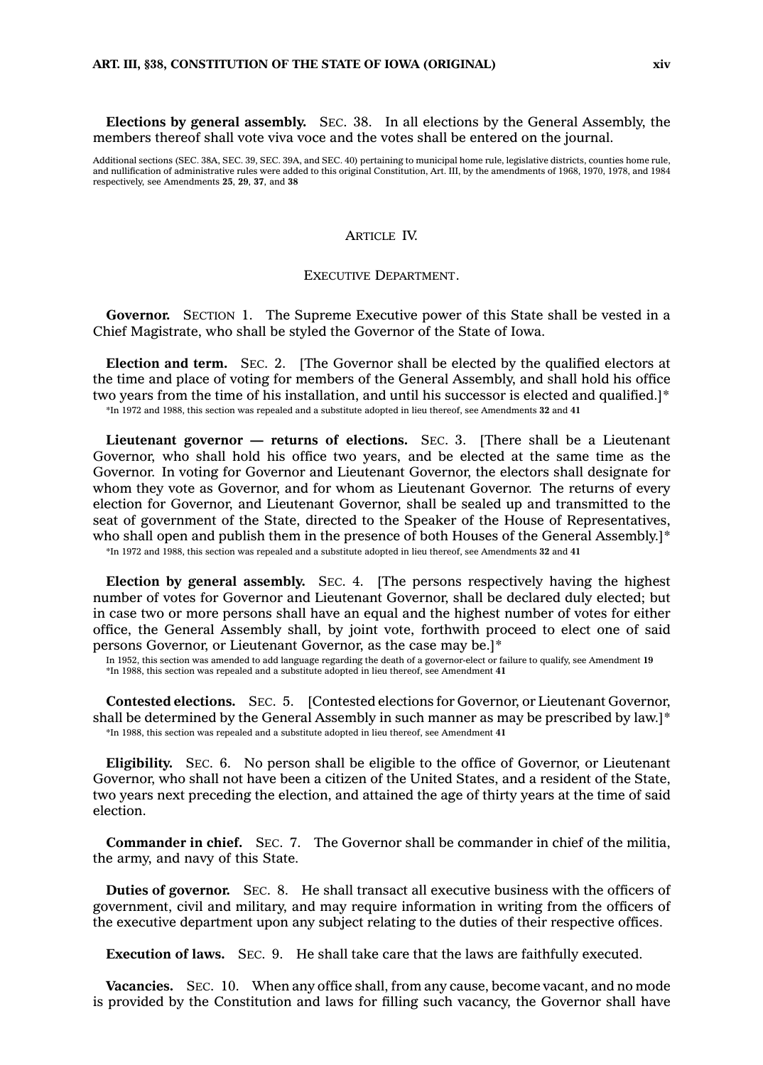**Elections by general assembly.** SEC. 38. In all elections by the General Assembly, the members thereof shall vote viva voce and the votes shall be entered on the journal.

Additional sections (SEC. 38A, SEC. 39, SEC. 39A, and SEC. 40) pertaining to municipal home rule, legislative districts, counties home rule, and nullification of administrative rules were added to this original Constitution, Art. III, by the amendments of 1968, 1970, 1978, and 1984 respectively, see Amendments **25**, **29**, **37**, and **38**

## ARTICLE IV.

### EXECUTIVE DEPARTMENT.

**Governor.** SECTION 1. The Supreme Executive power of this State shall be vested in a Chief Magistrate, who shall be styled the Governor of the State of Iowa.

**Election and term.** SEC. 2. [The Governor shall be elected by the qualified electors at the time and place of voting for members of the General Assembly, and shall hold his office two years from the time of his installation, and until his successor is elected and qualified.]*

*In 1972 and 1988, this section was repealed and a substitute adopted in lieu thereof, see Amendments **32** and **41**

**Lieutenant governor — returns of elections.** SEC. 3. [There shall be a Lieutenant Governor, who shall hold his office two years, and be elected at the same time as the Governor. In voting for Governor and Lieutenant Governor, the electors shall designate for whom they vote as Governor, and for whom as Lieutenant Governor. The returns of every election for Governor, and Lieutenant Governor, shall be sealed up and transmitted to the seat of government of the State, directed to the Speaker of the House of Representatives, who shall open and publish them in the presence of both Houses of the General Assembly.]*

*In 1972 and 1988, this section was repealed and a substitute adopted in lieu thereof, see Amendments **32** and **41**

**Election by general assembly.** SEC. 4. [The persons respectively having the highest number of votes for Governor and Lieutenant Governor, shall be declared duly elected; but in case two or more persons shall have an equal and the highest number of votes for either office, the General Assembly shall, by joint vote, forthwith proceed to elect one of said persons Governor, or Lieutenant Governor, as the case may be.]*

In 1952, this section was amended to add language regarding the death of a governor-elect or failure to qualify, see Amendment **19**
*In 1988, this section was repealed and a substitute adopted in lieu thereof, see Amendment **41**

**Contested elections.** SEC. 5. [Contested elections for Governor, or Lieutenant Governor, shall be determined by the General Assembly in such manner as may be prescribed by law.]*

*In 1988, this section was repealed and a substitute adopted in lieu thereof, see Amendment **41**

**Eligibility.** SEC. 6. No person shall be eligible to the office of Governor, or Lieutenant Governor, who shall not have been a citizen of the United States, and a resident of the State, two years next preceding the election, and attained the age of thirty years at the time of said election.

**Commander in chief.** SEC. 7. The Governor shall be commander in chief of the militia, the army, and navy of this State.

**Duties of governor.** SEC. 8. He shall transact all executive business with the officers of government, civil and military, and may require information in writing from the officers of the executive department upon any subject relating to the duties of their respective offices.

**Execution of laws.** SEC. 9. He shall take care that the laws are faithfully executed.

**Vacancies.** SEC. 10. When any office shall, from any cause, become vacant, and no mode is provided by the Constitution and laws for filling such vacancy, the Governor shall have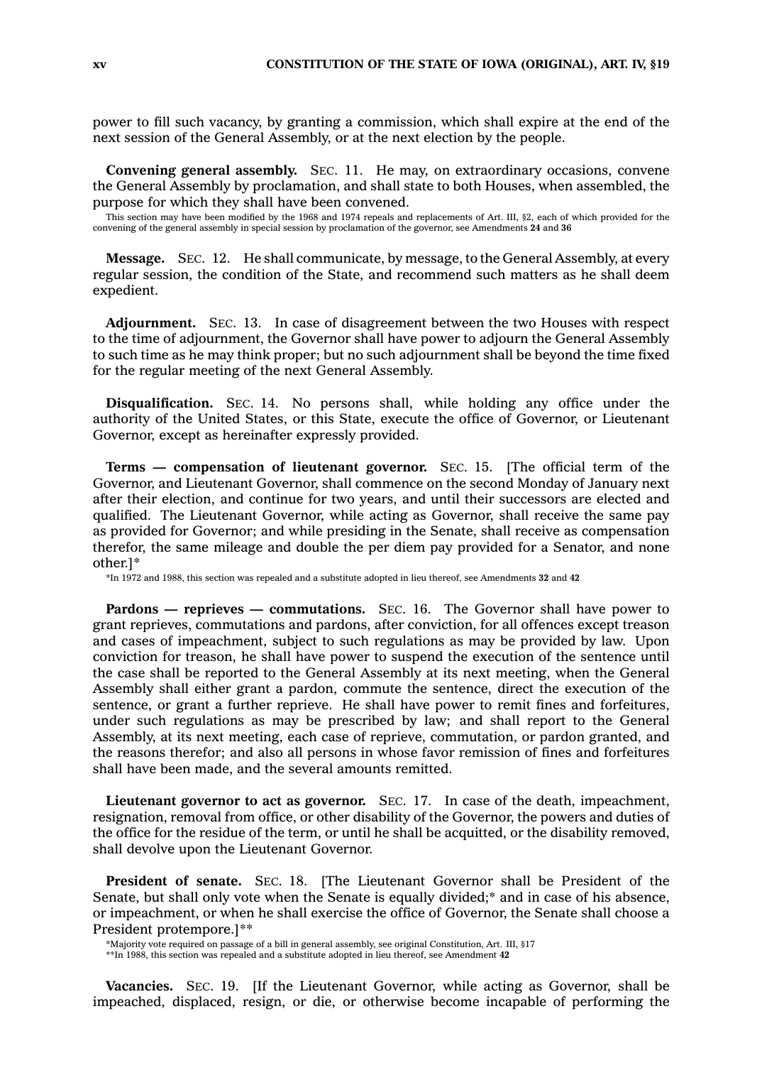power to fill such vacancy, by granting a commission, which shall expire at the end of the next session of the General Assembly, or at the next election by the people.

**Convening general assembly.** SEC. 11. He may, on extraordinary occasions, convene the General Assembly by proclamation, and shall state to both Houses, when assembled, the purpose for which they shall have been convened.

This section may have been modified by the 1968 and 1974 repeals and replacements of Art. III, §2, each of which provided for the convening of the general assembly in special session by proclamation of the governor, see Amendments **24** and **36**

**Message.** SEC. 12. He shall communicate, by message, to the General Assembly, at every regular session, the condition of the State, and recommend such matters as he shall deem expedient.

**Adjournment.** SEC. 13. In case of disagreement between the two Houses with respect to the time of adjournment, the Governor shall have power to adjourn the General Assembly to such time as he may think proper; but no such adjournment shall be beyond the time fixed for the regular meeting of the next General Assembly.

**Disqualification.** SEC. 14. No persons shall, while holding any office under the authority of the United States, or this State, execute the office of Governor, or Lieutenant Governor, except as hereinafter expressly provided.

**Terms — compensation of lieutenant governor.** SEC. 15. [The official term of the Governor, and Lieutenant Governor, shall commence on the second Monday of January next after their election, and continue for two years, and until their successors are elected and qualified. The Lieutenant Governor, while acting as Governor, shall receive the same pay as provided for Governor; and while presiding in the Senate, shall receive as compensation therefor, the same mileage and double the per diem pay provided for a Senator, and none other.]*

*In 1972 and 1988, this section was repealed and a substitute adopted in lieu thereof, see Amendments **32** and **42**

**Pardons — reprieves — commutations.** SEC. 16. The Governor shall have power to grant reprieves, commutations and pardons, after conviction, for all offences except treason and cases of impeachment, subject to such regulations as may be provided by law. Upon conviction for treason, he shall have power to suspend the execution of the sentence until the case shall be reported to the General Assembly at its next meeting, when the General Assembly shall either grant a pardon, commute the sentence, direct the execution of the sentence, or grant a further reprieve. He shall have power to remit fines and forfeitures, under such regulations as may be prescribed by law; and shall report to the General Assembly, at its next meeting, each case of reprieve, commutation, or pardon granted, and the reasons therefor; and also all persons in whose favor remission of fines and forfeitures shall have been made, and the several amounts remitted.

**Lieutenant governor to act as governor.** SEC. 17. In case of the death, impeachment, resignation, removal from office, or other disability of the Governor, the powers and duties of the office for the residue of the term, or until he shall be acquitted, or the disability removed, shall devolve upon the Lieutenant Governor.

**President of senate.** SEC. 18. [The Lieutenant Governor shall be President of the Senate, but shall only vote when the Senate is equally divided;* and in case of his absence, or impeachment, or when he shall exercise the office of Governor, the Senate shall choose a President protempore.]**

*Majority vote required on passage of a bill in general assembly, see original Constitution, Art. III, §17

**In 1988, this section was repealed and a substitute adopted in lieu thereof, see Amendment **42**

**Vacancies.** SEC. 19. [If the Lieutenant Governor, while acting as Governor, shall be impeached, displaced, resign, or die, or otherwise become incapable of performing the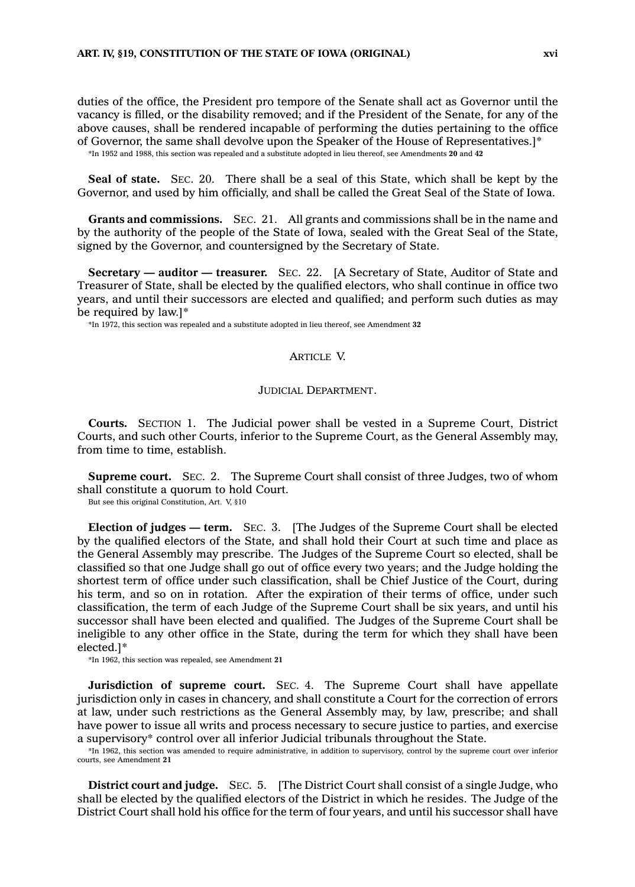duties of the office, the President pro tempore of the Senate shall act as Governor until the vacancy is filled, or the disability removed; and if the President of the Senate, for any of the above causes, shall be rendered incapable of performing the duties pertaining to the office of Governor, the same shall devolve upon the Speaker of the House of Representatives.]*

*In 1952 and 1988, this section was repealed and a substitute adopted in lieu thereof, see Amendments **20** and **42**

**Seal of state.** SEC. 20. There shall be a seal of this State, which shall be kept by the Governor, and used by him officially, and shall be called the Great Seal of the State of Iowa.

**Grants and commissions.** SEC. 21. All grants and commissions shall be in the name and by the authority of the people of the State of Iowa, sealed with the Great Seal of the State, signed by the Governor, and countersigned by the Secretary of State.

**Secretary — auditor — treasurer.** SEC. 22. [A Secretary of State, Auditor of State and Treasurer of State, shall be elected by the qualified electors, who shall continue in office two years, and until their successors are elected and qualified; and perform such duties as may be required by law.]*

*In 1972, this section was repealed and a substitute adopted in lieu thereof, see Amendment **32**

## ARTICLE V.

### JUDICIAL DEPARTMENT.

**Courts.** SECTION 1. The Judicial power shall be vested in a Supreme Court, District Courts, and such other Courts, inferior to the Supreme Court, as the General Assembly may, from time to time, establish.

**Supreme court.** SEC. 2. The Supreme Court shall consist of three Judges, two of whom shall constitute a quorum to hold Court.

But see this original Constitution, Art. V, §10

**Election of judges — term.** SEC. 3. [The Judges of the Supreme Court shall be elected by the qualified electors of the State, and shall hold their Court at such time and place as the General Assembly may prescribe. The Judges of the Supreme Court so elected, shall be classified so that one Judge shall go out of office every two years; and the Judge holding the shortest term of office under such classification, shall be Chief Justice of the Court, during his term, and so on in rotation. After the expiration of their terms of office, under such classification, the term of each Judge of the Supreme Court shall be six years, and until his successor shall have been elected and qualified. The Judges of the Supreme Court shall be ineligible to any other office in the State, during the term for which they shall have been elected.]*

*In 1962, this section was repealed, see Amendment **21**

**Jurisdiction of supreme court.** SEC. 4. The Supreme Court shall have appellate jurisdiction only in cases in chancery, and shall constitute a Court for the correction of errors at law, under such restrictions as the General Assembly may, by law, prescribe; and shall have power to issue all writs and process necessary to secure justice to parties, and exercise a supervisory* control over all inferior Judicial tribunals throughout the State.

*In 1962, this section was amended to require administrative, in addition to supervisory, control by the supreme court over inferior courts, see Amendment **21**

**District court and judge.** SEC. 5. [The District Court shall consist of a single Judge, who shall be elected by the qualified electors of the District in which he resides. The Judge of the District Court shall hold his office for the term of four years, and until his successor shall have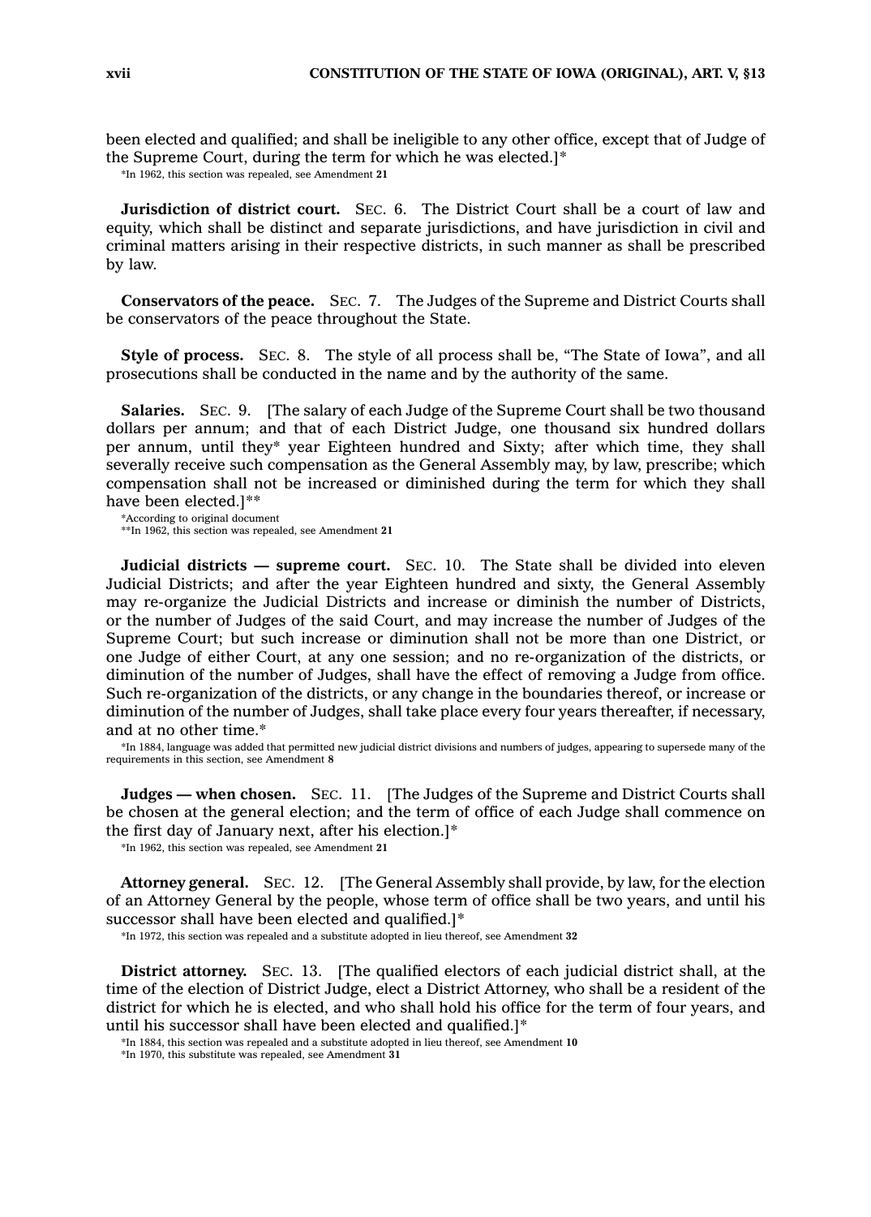been elected and qualified; and shall be ineligible to any other office, except that of Judge of the Supreme Court, during the term for which he was elected.]*

*In 1962, this section was repealed, see Amendment **21**

**Jurisdiction of district court.** SEC. 6. The District Court shall be a court of law and equity, which shall be distinct and separate jurisdictions, and have jurisdiction in civil and criminal matters arising in their respective districts, in such manner as shall be prescribed by law.

**Conservators of the peace.** SEC. 7. The Judges of the Supreme and District Courts shall be conservators of the peace throughout the State.

**Style of process.** SEC. 8. The style of all process shall be, "The State of Iowa", and all prosecutions shall be conducted in the name and by the authority of the same.

**Salaries.** SEC. 9. [The salary of each Judge of the Supreme Court shall be two thousand dollars per annum; and that of each District Judge, one thousand six hundred dollars per annum, until they* year Eighteen hundred and Sixty; after which time, they shall severally receive such compensation as the General Assembly may, by law, prescribe; which compensation shall not be increased or diminished during the term for which they shall have been elected.]**

*According to original document
**In 1962, this section was repealed, see Amendment **21**

**Judicial districts — supreme court.** SEC. 10. The State shall be divided into eleven Judicial Districts; and after the year Eighteen hundred and sixty, the General Assembly may re-organize the Judicial Districts and increase or diminish the number of Districts, or the number of Judges of the said Court, and may increase the number of Judges of the Supreme Court; but such increase or diminution shall not be more than one District, or one Judge of either Court, at any one session; and no re-organization of the districts, or diminution of the number of Judges, shall have the effect of removing a Judge from office. Such re-organization of the districts, or any change in the boundaries thereof, or increase or diminution of the number of Judges, shall take place every four years thereafter, if necessary, and at no other time.*

*In 1884, language was added that permitted new judicial district divisions and numbers of judges, appearing to supersede many of the requirements in this section, see Amendment **8**

**Judges — when chosen.** SEC. 11. [The Judges of the Supreme and District Courts shall be chosen at the general election; and the term of office of each Judge shall commence on the first day of January next, after his election.]*

*In 1962, this section was repealed, see Amendment **21**

**Attorney general.** SEC. 12. [The General Assembly shall provide, by law, for the election of an Attorney General by the people, whose term of office shall be two years, and until his successor shall have been elected and qualified.]*

*In 1972, this section was repealed and a substitute adopted in lieu thereof, see Amendment **32**

**District attorney.** SEC. 13. [The qualified electors of each judicial district shall, at the time of the election of District Judge, elect a District Attorney, who shall be a resident of the district for which he is elected, and who shall hold his office for the term of four years, and until his successor shall have been elected and qualified.]*

*In 1884, this section was repealed and a substitute adopted in lieu thereof, see Amendment **10**
*In 1970, this substitute was repealed, see Amendment **31**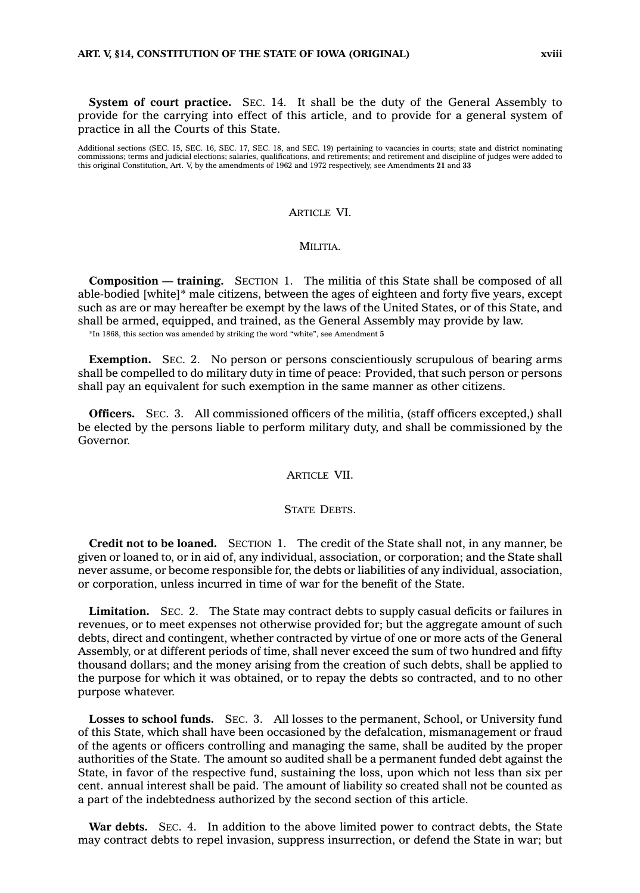**System of court practice.** SEC. 14. It shall be the duty of the General Assembly to provide for the carrying into effect of this article, and to provide for a general system of practice in all the Courts of this State.

Additional sections (SEC. 15, SEC. 16, SEC. 17, SEC. 18, and SEC. 19) pertaining to vacancies in courts; state and district nominating commissions; terms and judicial elections; salaries, qualifications, and retirements; and retirement and discipline of judges were added to this original Constitution, Art. V, by the amendments of 1962 and 1972 respectively, see Amendments **21** and **33**

## ARTICLE VI.

### MILITIA.

**Composition — training.** SECTION 1. The militia of this State shall be composed of all able-bodied [white]* male citizens, between the ages of eighteen and forty five years, except such as are or may hereafter be exempt by the laws of the United States, or of this State, and shall be armed, equipped, and trained, as the General Assembly may provide by law.

*In 1868, this section was amended by striking the word "white", see Amendment **5**

**Exemption.** SEC. 2. No person or persons conscientiously scrupulous of bearing arms shall be compelled to do military duty in time of peace: Provided, that such person or persons shall pay an equivalent for such exemption in the same manner as other citizens.

**Officers.** SEC. 3. All commissioned officers of the militia, (staff officers excepted,) shall be elected by the persons liable to perform military duty, and shall be commissioned by the Governor.

## ARTICLE VII.

### STATE DEBTS.

**Credit not to be loaned.** SECTION 1. The credit of the State shall not, in any manner, be given or loaned to, or in aid of, any individual, association, or corporation; and the State shall never assume, or become responsible for, the debts or liabilities of any individual, association, or corporation, unless incurred in time of war for the benefit of the State.

**Limitation.** SEC. 2. The State may contract debts to supply casual deficits or failures in revenues, or to meet expenses not otherwise provided for; but the aggregate amount of such debts, direct and contingent, whether contracted by virtue of one or more acts of the General Assembly, or at different periods of time, shall never exceed the sum of two hundred and fifty thousand dollars; and the money arising from the creation of such debts, shall be applied to the purpose for which it was obtained, or to repay the debts so contracted, and to no other purpose whatever.

**Losses to school funds.** SEC. 3. All losses to the permanent, School, or University fund of this State, which shall have been occasioned by the defalcation, mismanagement or fraud of the agents or officers controlling and managing the same, shall be audited by the proper authorities of the State. The amount so audited shall be a permanent funded debt against the State, in favor of the respective fund, sustaining the loss, upon which not less than six per cent. annual interest shall be paid. The amount of liability so created shall not be counted as a part of the indebtedness authorized by the second section of this article.

**War debts.** SEC. 4. In addition to the above limited power to contract debts, the State may contract debts to repel invasion, suppress insurrection, or defend the State in war; but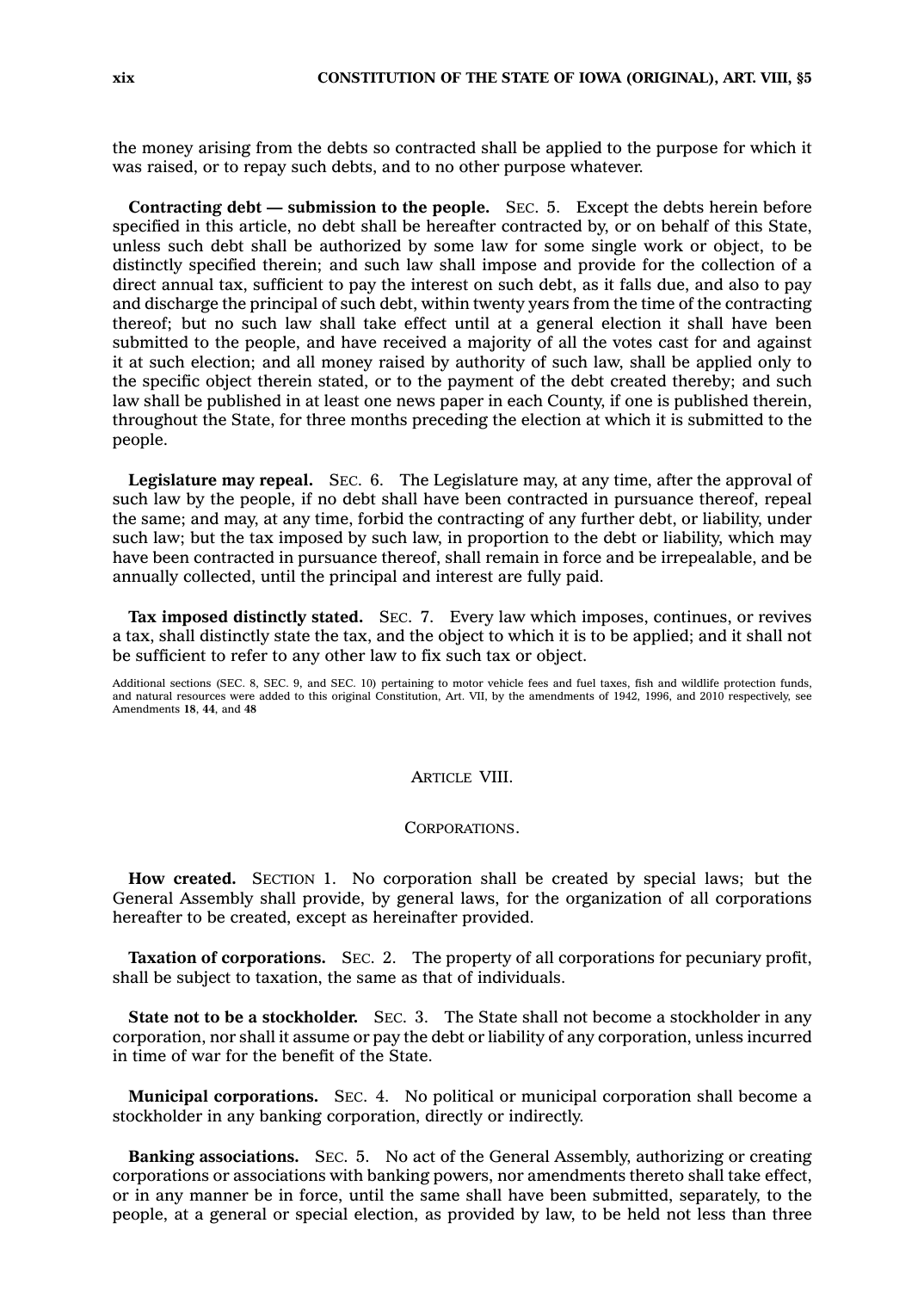the money arising from the debts so contracted shall be applied to the purpose for which it was raised, or to repay such debts, and to no other purpose whatever.

**Contracting debt — submission to the people.** SEC. 5. Except the debts herein before specified in this article, no debt shall be hereafter contracted by, or on behalf of this State, unless such debt shall be authorized by some law for some single work or object, to be distinctly specified therein; and such law shall impose and provide for the collection of a direct annual tax, sufficient to pay the interest on such debt, as it falls due, and also to pay and discharge the principal of such debt, within twenty years from the time of the contracting thereof; but no such law shall take effect until at a general election it shall have been submitted to the people, and have received a majority of all the votes cast for and against it at such election; and all money raised by authority of such law, shall be applied only to the specific object therein stated, or to the payment of the debt created thereby; and such law shall be published in at least one news paper in each County, if one is published therein, throughout the State, for three months preceding the election at which it is submitted to the people.

**Legislature may repeal.** SEC. 6. The Legislature may, at any time, after the approval of such law by the people, if no debt shall have been contracted in pursuance thereof, repeal the same; and may, at any time, forbid the contracting of any further debt, or liability, under such law; but the tax imposed by such law, in proportion to the debt or liability, which may have been contracted in pursuance thereof, shall remain in force and be irrepealable, and be annually collected, until the principal and interest are fully paid.

**Tax imposed distinctly stated.** SEC. 7. Every law which imposes, continues, or revives a tax, shall distinctly state the tax, and the object to which it is to be applied; and it shall not be sufficient to refer to any other law to fix such tax or object.

Additional sections (SEC. 8, SEC. 9, and SEC. 10) pertaining to motor vehicle fees and fuel taxes, fish and wildlife protection funds, and natural resources were added to this original Constitution, Art. VII, by the amendments of 1942, 1996, and 2010 respectively, see Amendments **18**, **44**, and **48**

## ARTICLE VIII.

### CORPORATIONS.

**How created.** SECTION 1. No corporation shall be created by special laws; but the General Assembly shall provide, by general laws, for the organization of all corporations hereafter to be created, except as hereinafter provided.

**Taxation of corporations.** SEC. 2. The property of all corporations for pecuniary profit, shall be subject to taxation, the same as that of individuals.

**State not to be a stockholder.** SEC. 3. The State shall not become a stockholder in any corporation, nor shall it assume or pay the debt or liability of any corporation, unless incurred in time of war for the benefit of the State.

**Municipal corporations.** SEC. 4. No political or municipal corporation shall become a stockholder in any banking corporation, directly or indirectly.

**Banking associations.** SEC. 5. No act of the General Assembly, authorizing or creating corporations or associations with banking powers, nor amendments thereto shall take effect, or in any manner be in force, until the same shall have been submitted, separately, to the people, at a general or special election, as provided by law, to be held not less than three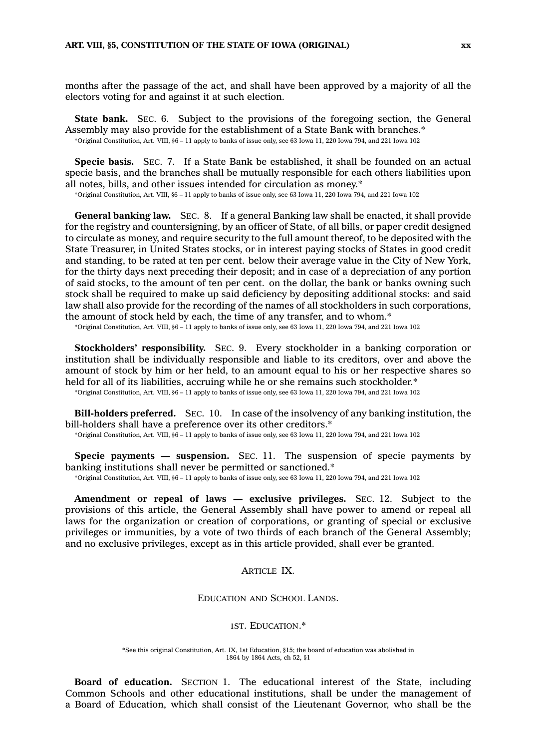months after the passage of the act, and shall have been approved by a majority of all the electors voting for and against it at such election.

**State bank.** SEC. 6. Subject to the provisions of the foregoing section, the General Assembly may also provide for the establishment of a State Bank with branches.*

*Original Constitution, Art. VIII, §6 – 11 apply to banks of issue only, see 63 Iowa 11, 220 Iowa 794, and 221 Iowa 102

**Specie basis.** SEC. 7. If a State Bank be established, it shall be founded on an actual specie basis, and the branches shall be mutually responsible for each others liabilities upon all notes, bills, and other issues intended for circulation as money.*

*Original Constitution, Art. VIII, §6 – 11 apply to banks of issue only, see 63 Iowa 11, 220 Iowa 794, and 221 Iowa 102

**General banking law.** SEC. 8. If a general Banking law shall be enacted, it shall provide for the registry and countersigning, by an officer of State, of all bills, or paper credit designed to circulate as money, and require security to the full amount thereof, to be deposited with the State Treasurer, in United States stocks, or in interest paying stocks of States in good credit and standing, to be rated at ten per cent. below their average value in the City of New York, for the thirty days next preceding their deposit; and in case of a depreciation of any portion of said stocks, to the amount of ten per cent. on the dollar, the bank or banks owning such stock shall be required to make up said deficiency by depositing additional stocks: and said law shall also provide for the recording of the names of all stockholders in such corporations, the amount of stock held by each, the time of any transfer, and to whom.*

*Original Constitution, Art. VIII, §6 – 11 apply to banks of issue only, see 63 Iowa 11, 220 Iowa 794, and 221 Iowa 102

**Stockholders' responsibility.** SEC. 9. Every stockholder in a banking corporation or institution shall be individually responsible and liable to its creditors, over and above the amount of stock by him or her held, to an amount equal to his or her respective shares so held for all of its liabilities, accruing while he or she remains such stockholder.*

*Original Constitution, Art. VIII, §6 – 11 apply to banks of issue only, see 63 Iowa 11, 220 Iowa 794, and 221 Iowa 102

**Bill-holders preferred.** SEC. 10. In case of the insolvency of any banking institution, the bill-holders shall have a preference over its other creditors.*

*Original Constitution, Art. VIII, §6 – 11 apply to banks of issue only, see 63 Iowa 11, 220 Iowa 794, and 221 Iowa 102

**Specie payments — suspension.** SEC. 11. The suspension of specie payments by banking institutions shall never be permitted or sanctioned.*

*Original Constitution, Art. VIII, §6 – 11 apply to banks of issue only, see 63 Iowa 11, 220 Iowa 794, and 221 Iowa 102

**Amendment or repeal of laws — exclusive privileges.** SEC. 12. Subject to the provisions of this article, the General Assembly shall have power to amend or repeal all laws for the organization or creation of corporations, or granting of special or exclusive privileges or immunities, by a vote of two thirds of each branch of the General Assembly; and no exclusive privileges, except as in this article provided, shall ever be granted.

## ARTICLE IX.

## EDUCATION AND SCHOOL LANDS.

### 1ST. EDUCATION.*

*See this original Constitution, Art. IX, 1st Education, §15; the board of education was abolished in 1864 by 1864 Acts, ch 52, §1

**Board of education.** SECTION 1. The educational interest of the State, including Common Schools and other educational institutions, shall be under the management of a Board of Education, which shall consist of the Lieutenant Governor, who shall be the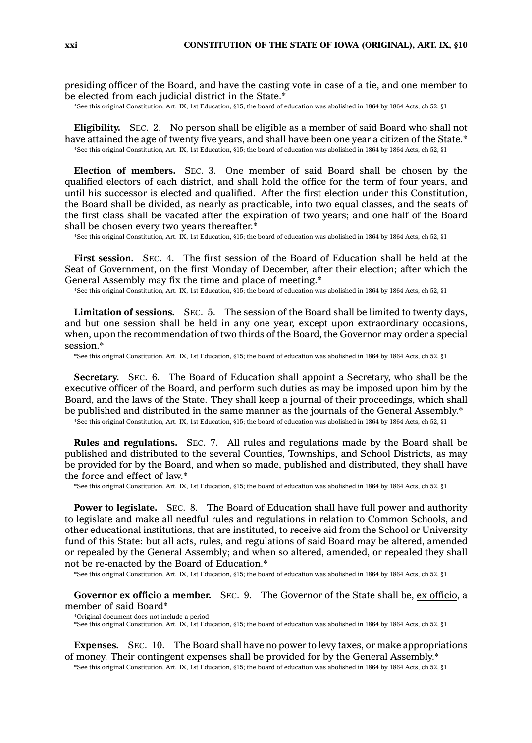presiding officer of the Board, and have the casting vote in case of a tie, and one member to be elected from each judicial district in the State.*

*See this original Constitution, Art. IX, 1st Education, §15; the board of education was abolished in 1864 by 1864 Acts, ch 52, §1

**Eligibility.** SEC. 2. No person shall be eligible as a member of said Board who shall not have attained the age of twenty five years, and shall have been one year a citizen of the State.*

*See this original Constitution, Art. IX, 1st Education, §15; the board of education was abolished in 1864 by 1864 Acts, ch 52, §1

**Election of members.** SEC. 3. One member of said Board shall be chosen by the qualified electors of each district, and shall hold the office for the term of four years, and until his successor is elected and qualified. After the first election under this Constitution, the Board shall be divided, as nearly as practicable, into two equal classes, and the seats of the first class shall be vacated after the expiration of two years; and one half of the Board shall be chosen every two years thereafter.*

*See this original Constitution, Art. IX, 1st Education, §15; the board of education was abolished in 1864 by 1864 Acts, ch 52, §1

**First session.** SEC. 4. The first session of the Board of Education shall be held at the Seat of Government, on the first Monday of December, after their election; after which the General Assembly may fix the time and place of meeting.*

*See this original Constitution, Art. IX, 1st Education, §15; the board of education was abolished in 1864 by 1864 Acts, ch 52, §1

**Limitation of sessions.** SEC. 5. The session of the Board shall be limited to twenty days, and but one session shall be held in any one year, except upon extraordinary occasions, when, upon the recommendation of two thirds of the Board, the Governor may order a special session.*

*See this original Constitution, Art. IX, 1st Education, §15; the board of education was abolished in 1864 by 1864 Acts, ch 52, §1

**Secretary.** SEC. 6. The Board of Education shall appoint a Secretary, who shall be the executive officer of the Board, and perform such duties as may be imposed upon him by the Board, and the laws of the State. They shall keep a journal of their proceedings, which shall be published and distributed in the same manner as the journals of the General Assembly.*

*See this original Constitution, Art. IX, 1st Education, §15; the board of education was abolished in 1864 by 1864 Acts, ch 52, §1

**Rules and regulations.** SEC. 7. All rules and regulations made by the Board shall be published and distributed to the several Counties, Townships, and School Districts, as may be provided for by the Board, and when so made, published and distributed, they shall have the force and effect of law.*

*See this original Constitution, Art. IX, 1st Education, §15; the board of education was abolished in 1864 by 1864 Acts, ch 52, §1

**Power to legislate.** SEC. 8. The Board of Education shall have full power and authority to legislate and make all needful rules and regulations in relation to Common Schools, and other educational institutions, that are instituted, to receive aid from the School or University fund of this State: but all acts, rules, and regulations of said Board may be altered, amended or repealed by the General Assembly; and when so altered, amended, or repealed they shall not be re-enacted by the Board of Education.*

*See this original Constitution, Art. IX, 1st Education, §15; the board of education was abolished in 1864 by 1864 Acts, ch 52, §1

**Governor ex officio a member.** SEC. 9. The Governor of the State shall be, ex officio, a member of said Board*

*Original document does not include a period
*See this original Constitution, Art. IX, 1st Education, §15; the board of education was abolished in 1864 by 1864 Acts, ch 52, §1

**Expenses.** SEC. 10. The Board shall have no power to levy taxes, or make appropriations of money. Their contingent expenses shall be provided for by the General Assembly.*

*See this original Constitution, Art. IX, 1st Education, §15; the board of education was abolished in 1864 by 1864 Acts, ch 52, §1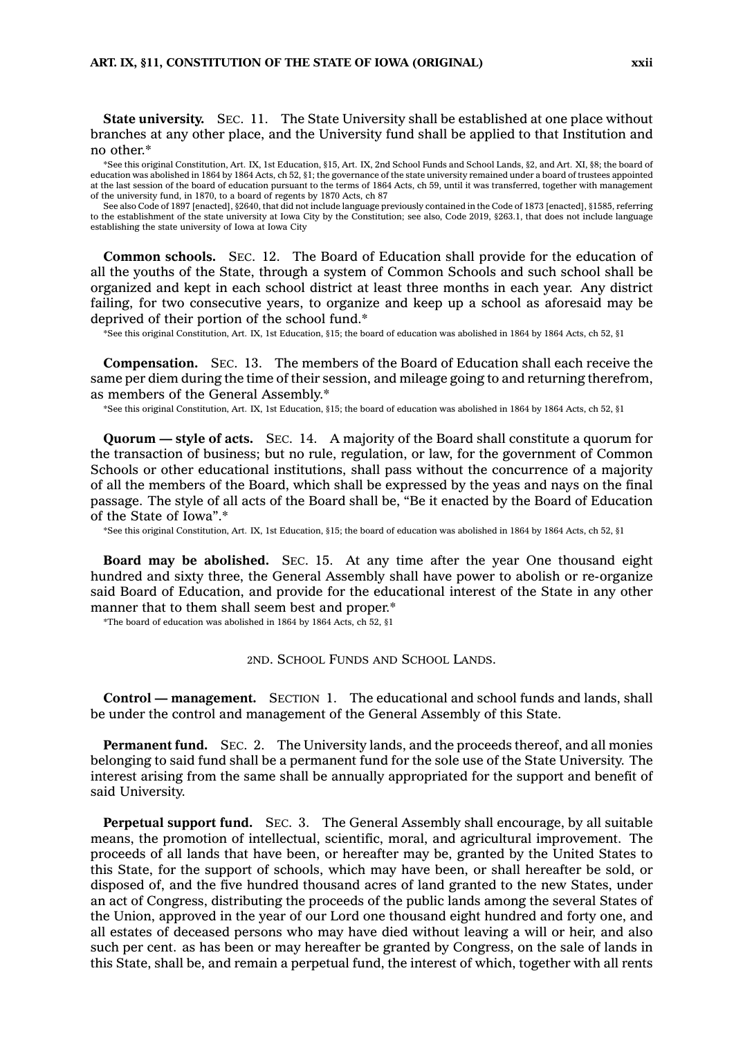**State university.** SEC. 11. The State University shall be established at one place without branches at any other place, and the University fund shall be applied to that Institution and no other.*

*See this original Constitution, Art. IX, 1st Education, §15, Art. IX, 2nd School Funds and School Lands, §2, and Art. XI, §8; the board of education was abolished in 1864 by 1864 Acts, ch 52, §1; the governance of the state university remained under a board of trustees appointed at the last session of the board of education pursuant to the terms of 1864 Acts, ch 59, until it was transferred, together with management of the university fund, in 1870, to a board of regents by 1870 Acts, ch 87

See also Code of 1897 [enacted], §2640, that did not include language previously contained in the Code of 1873 [enacted], §1585, referring to the establishment of the state university at Iowa City by the Constitution; see also, Code 2019, §263.1, that does not include language establishing the state university of Iowa at Iowa City

**Common schools.** SEC. 12. The Board of Education shall provide for the education of all the youths of the State, through a system of Common Schools and such school shall be organized and kept in each school district at least three months in each year. Any district failing, for two consecutive years, to organize and keep up a school as aforesaid may be deprived of their portion of the school fund.*

*See this original Constitution, Art. IX, 1st Education, §15; the board of education was abolished in 1864 by 1864 Acts, ch 52, §1

**Compensation.** SEC. 13. The members of the Board of Education shall each receive the same per diem during the time of their session, and mileage going to and returning therefrom, as members of the General Assembly.*

*See this original Constitution, Art. IX, 1st Education, §15; the board of education was abolished in 1864 by 1864 Acts, ch 52, §1

**Quorum — style of acts.** SEC. 14. A majority of the Board shall constitute a quorum for the transaction of business; but no rule, regulation, or law, for the government of Common Schools or other educational institutions, shall pass without the concurrence of a majority of all the members of the Board, which shall be expressed by the yeas and nays on the final passage. The style of all acts of the Board shall be, "Be it enacted by the Board of Education of the State of Iowa".*

*See this original Constitution, Art. IX, 1st Education, §15; the board of education was abolished in 1864 by 1864 Acts, ch 52, §1

**Board may be abolished.** SEC. 15. At any time after the year One thousand eight hundred and sixty three, the General Assembly shall have power to abolish or re-organize said Board of Education, and provide for the educational interest of the State in any other manner that to them shall seem best and proper.*

*The board of education was abolished in 1864 by 1864 Acts, ch 52, §1

## 2ND. SCHOOL FUNDS AND SCHOOL LANDS.

**Control — management.** SECTION 1. The educational and school funds and lands, shall be under the control and management of the General Assembly of this State.

**Permanent fund.** SEC. 2. The University lands, and the proceeds thereof, and all monies belonging to said fund shall be a permanent fund for the sole use of the State University. The interest arising from the same shall be annually appropriated for the support and benefit of said University.

**Perpetual support fund.** SEC. 3. The General Assembly shall encourage, by all suitable means, the promotion of intellectual, scientific, moral, and agricultural improvement. The proceeds of all lands that have been, or hereafter may be, granted by the United States to this State, for the support of schools, which may have been, or shall hereafter be sold, or disposed of, and the five hundred thousand acres of land granted to the new States, under an act of Congress, distributing the proceeds of the public lands among the several States of the Union, approved in the year of our Lord one thousand eight hundred and forty one, and all estates of deceased persons who may have died without leaving a will or heir, and also such per cent. as has been or may hereafter be granted by Congress, on the sale of lands in this State, shall be, and remain a perpetual fund, the interest of which, together with all rents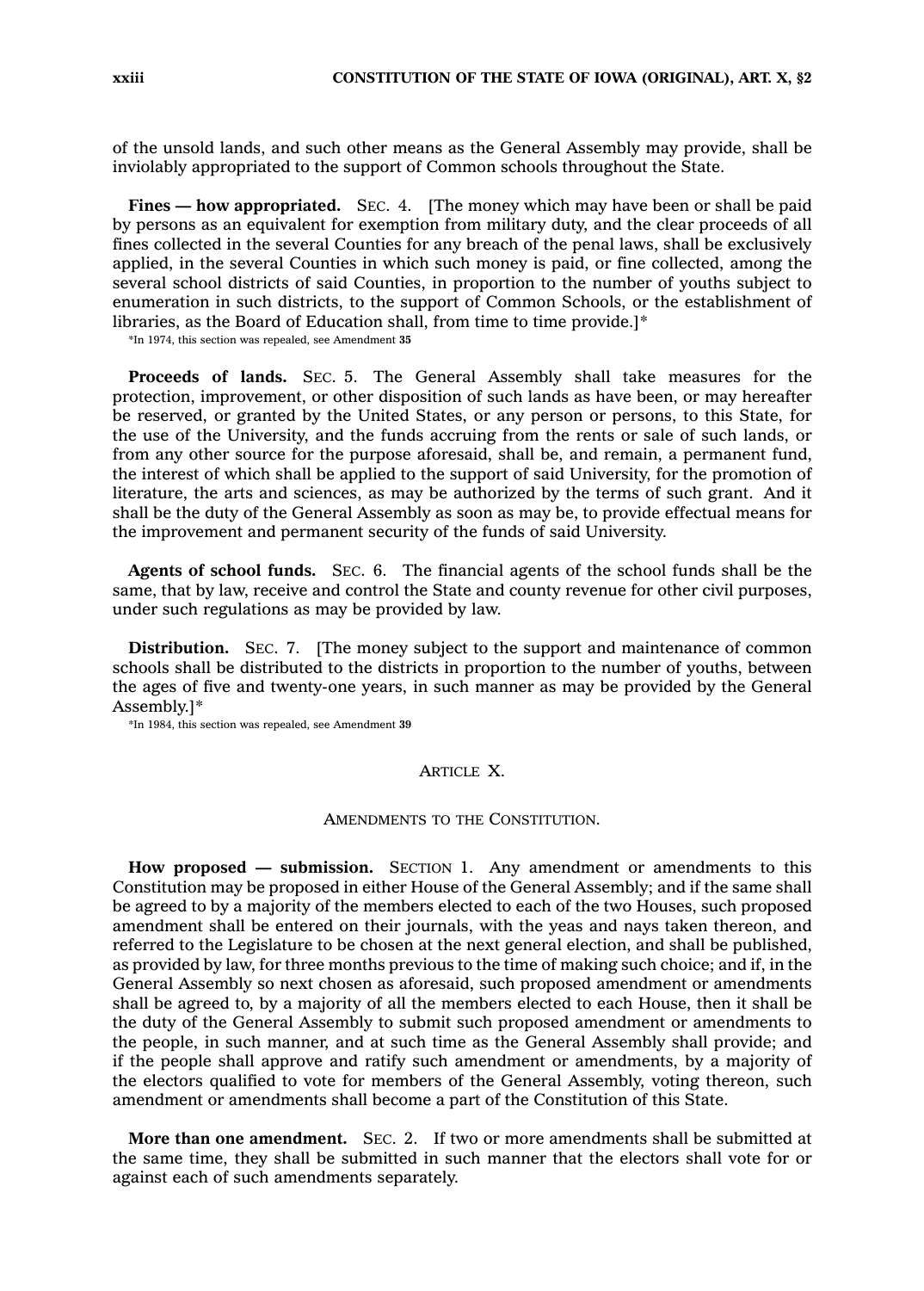of the unsold lands, and such other means as the General Assembly may provide, shall be inviolably appropriated to the support of Common schools throughout the State.

**Fines — how appropriated.** SEC. 4. [The money which may have been or shall be paid by persons as an equivalent for exemption from military duty, and the clear proceeds of all fines collected in the several Counties for any breach of the penal laws, shall be exclusively applied, in the several Counties in which such money is paid, or fine collected, among the several school districts of said Counties, in proportion to the number of youths subject to enumeration in such districts, to the support of Common Schools, or the establishment of libraries, as the Board of Education shall, from time to time provide.]*

*In 1974, this section was repealed, see Amendment **35**

**Proceeds of lands.** SEC. 5. The General Assembly shall take measures for the protection, improvement, or other disposition of such lands as have been, or may hereafter be reserved, or granted by the United States, or any person or persons, to this State, for the use of the University, and the funds accruing from the rents or sale of such lands, or from any other source for the purpose aforesaid, shall be, and remain, a permanent fund, the interest of which shall be applied to the support of said University, for the promotion of literature, the arts and sciences, as may be authorized by the terms of such grant. And it shall be the duty of the General Assembly as soon as may be, to provide effectual means for the improvement and permanent security of the funds of said University.

**Agents of school funds.** SEC. 6. The financial agents of the school funds shall be the same, that by law, receive and control the State and county revenue for other civil purposes, under such regulations as may be provided by law.

**Distribution.** SEC. 7. [The money subject to the support and maintenance of common schools shall be distributed to the districts in proportion to the number of youths, between the ages of five and twenty-one years, in such manner as may be provided by the General Assembly.]*

*In 1984, this section was repealed, see Amendment **39**

## ARTICLE X.

### AMENDMENTS TO THE CONSTITUTION.

**How proposed — submission.** SECTION 1. Any amendment or amendments to this Constitution may be proposed in either House of the General Assembly; and if the same shall be agreed to by a majority of the members elected to each of the two Houses, such proposed amendment shall be entered on their journals, with the yeas and nays taken thereon, and referred to the Legislature to be chosen at the next general election, and shall be published, as provided by law, for three months previous to the time of making such choice; and if, in the General Assembly so next chosen as aforesaid, such proposed amendment or amendments shall be agreed to, by a majority of all the members elected to each House, then it shall be the duty of the General Assembly to submit such proposed amendment or amendments to the people, in such manner, and at such time as the General Assembly shall provide; and if the people shall approve and ratify such amendment or amendments, by a majority of the electors qualified to vote for members of the General Assembly, voting thereon, such amendment or amendments shall become a part of the Constitution of this State.

**More than one amendment.** SEC. 2. If two or more amendments shall be submitted at the same time, they shall be submitted in such manner that the electors shall vote for or against each of such amendments separately.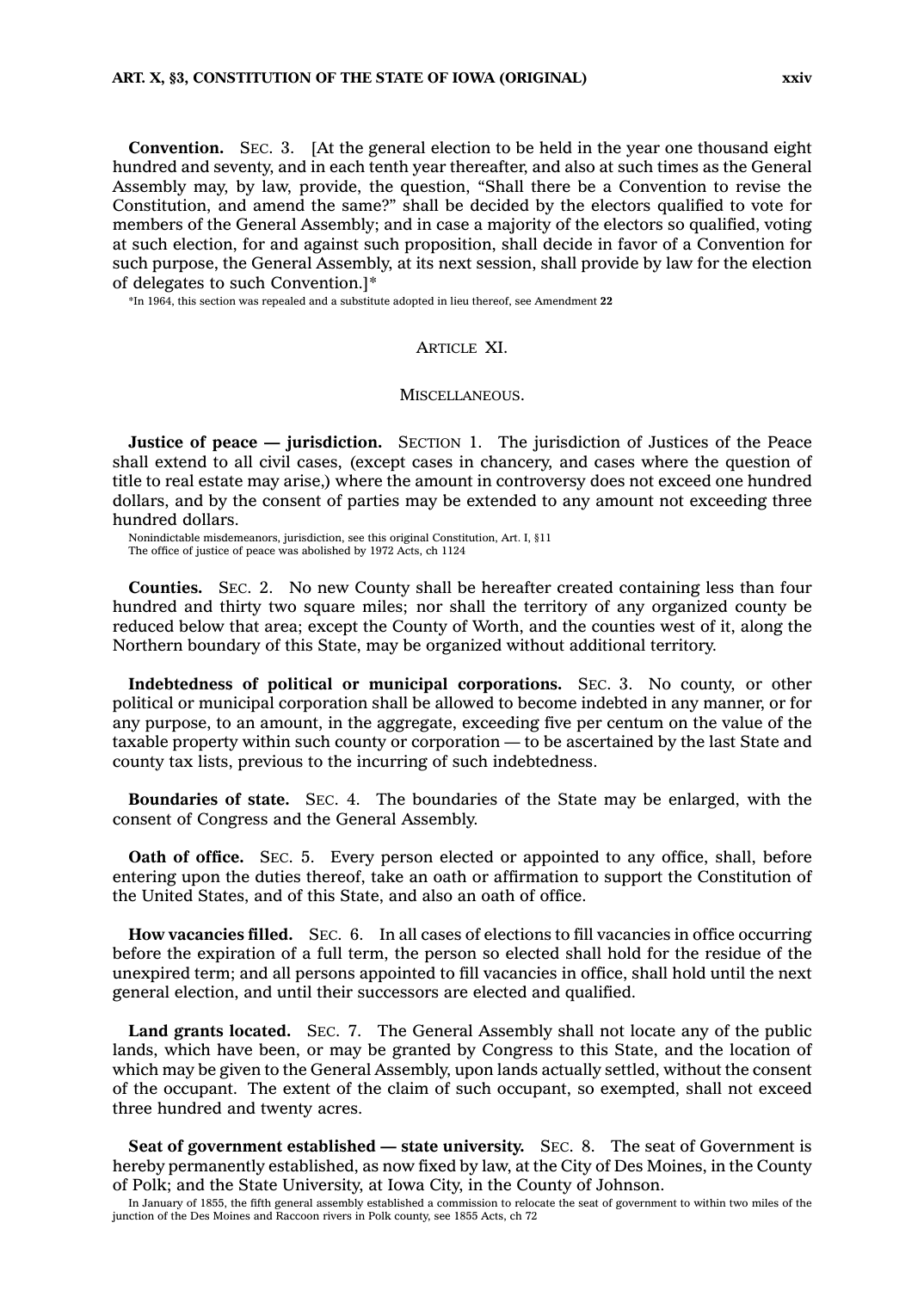**Convention.** SEC. 3. [At the general election to be held in the year one thousand eight hundred and seventy, and in each tenth year thereafter, and also at such times as the General Assembly may, by law, provide, the question, "Shall there be a Convention to revise the Constitution, and amend the same?" shall be decided by the electors qualified to vote for members of the General Assembly; and in case a majority of the electors so qualified, voting at such election, for and against such proposition, shall decide in favor of a Convention for such purpose, the General Assembly, at its next session, shall provide by law for the election of delegates to such Convention.]*

*In 1964, this section was repealed and a substitute adopted in lieu thereof, see Amendment **22**

## ARTICLE XI.

### MISCELLANEOUS.

**Justice of peace — jurisdiction.** SECTION 1. The jurisdiction of Justices of the Peace shall extend to all civil cases, (except cases in chancery, and cases where the question of title to real estate may arise,) where the amount in controversy does not exceed one hundred dollars, and by the consent of parties may be extended to any amount not exceeding three hundred dollars.

Nonindictable misdemeanors, jurisdiction, see this original Constitution, Art. I, §11
The office of justice of peace was abolished by 1972 Acts, ch 1124

**Counties.** SEC. 2. No new County shall be hereafter created containing less than four hundred and thirty two square miles; nor shall the territory of any organized county be reduced below that area; except the County of Worth, and the counties west of it, along the Northern boundary of this State, may be organized without additional territory.

**Indebtedness of political or municipal corporations.** SEC. 3. No county, or other political or municipal corporation shall be allowed to become indebted in any manner, or for any purpose, to an amount, in the aggregate, exceeding five per centum on the value of the taxable property within such county or corporation — to be ascertained by the last State and county tax lists, previous to the incurring of such indebtedness.

**Boundaries of state.** SEC. 4. The boundaries of the State may be enlarged, with the consent of Congress and the General Assembly.

**Oath of office.** SEC. 5. Every person elected or appointed to any office, shall, before entering upon the duties thereof, take an oath or affirmation to support the Constitution of the United States, and of this State, and also an oath of office.

**How vacancies filled.** SEC. 6. In all cases of elections to fill vacancies in office occurring before the expiration of a full term, the person so elected shall hold for the residue of the unexpired term; and all persons appointed to fill vacancies in office, shall hold until the next general election, and until their successors are elected and qualified.

**Land grants located.** SEC. 7. The General Assembly shall not locate any of the public lands, which have been, or may be granted by Congress to this State, and the location of which may be given to the General Assembly, upon lands actually settled, without the consent of the occupant. The extent of the claim of such occupant, so exempted, shall not exceed three hundred and twenty acres.

**Seat of government established — state university.** SEC. 8. The seat of Government is hereby permanently established, as now fixed by law, at the City of Des Moines, in the County of Polk; and the State University, at Iowa City, in the County of Johnson.

In January of 1855, the fifth general assembly established a commission to relocate the seat of government to within two miles of the junction of the Des Moines and Raccoon rivers in Polk county, see 1855 Acts, ch 72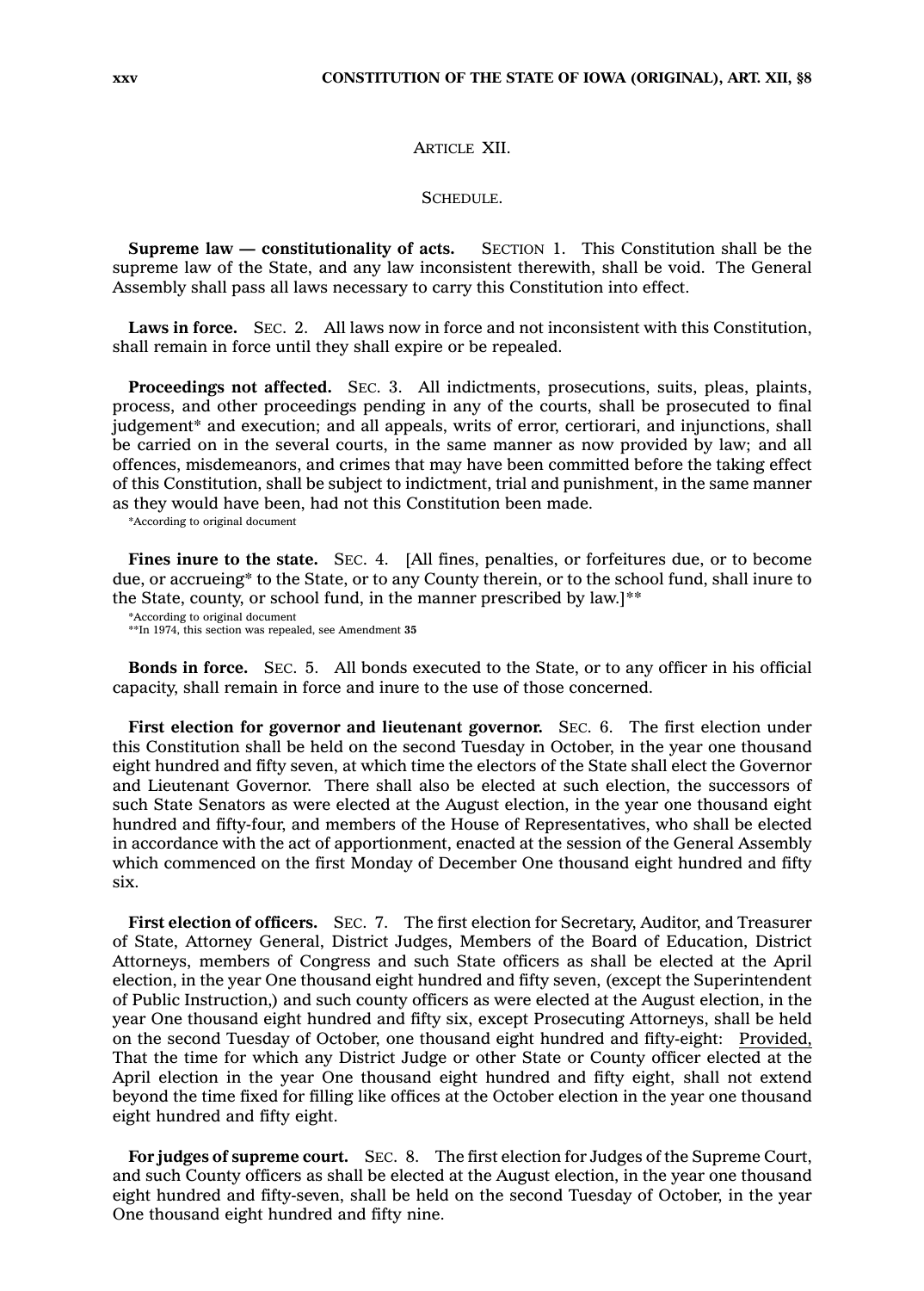## ARTICLE XII.

### SCHEDULE.

**Supreme law — constitutionality of acts.** SECTION 1. This Constitution shall be the supreme law of the State, and any law inconsistent therewith, shall be void. The General Assembly shall pass all laws necessary to carry this Constitution into effect.

**Laws in force.** SEC. 2. All laws now in force and not inconsistent with this Constitution, shall remain in force until they shall expire or be repealed.

**Proceedings not affected.** SEC. 3. All indictments, prosecutions, suits, pleas, plaints, process, and other proceedings pending in any of the courts, shall be prosecuted to final judgement* and execution; and all appeals, writs of error, certiorari, and injunctions, shall be carried on in the several courts, in the same manner as now provided by law; and all offences, misdemeanors, and crimes that may have been committed before the taking effect of this Constitution, shall be subject to indictment, trial and punishment, in the same manner as they would have been, had not this Constitution been made.

*According to original document

**Fines inure to the state.** SEC. 4. [All fines, penalties, or forfeitures due, or to become due, or accrueing* to the State, or to any County therein, or to the school fund, shall inure to the State, county, or school fund, in the manner prescribed by law.]**

*According to original document
**In 1974, this section was repealed, see Amendment **35**

**Bonds in force.** SEC. 5. All bonds executed to the State, or to any officer in his official capacity, shall remain in force and inure to the use of those concerned.

**First election for governor and lieutenant governor.** SEC. 6. The first election under this Constitution shall be held on the second Tuesday in October, in the year one thousand eight hundred and fifty seven, at which time the electors of the State shall elect the Governor and Lieutenant Governor. There shall also be elected at such election, the successors of such State Senators as were elected at the August election, in the year one thousand eight hundred and fifty-four, and members of the House of Representatives, who shall be elected in accordance with the act of apportionment, enacted at the session of the General Assembly which commenced on the first Monday of December One thousand eight hundred and fifty six.

**First election of officers.** SEC. 7. The first election for Secretary, Auditor, and Treasurer of State, Attorney General, District Judges, Members of the Board of Education, District Attorneys, members of Congress and such State officers as shall be elected at the April election, in the year One thousand eight hundred and fifty seven, (except the Superintendent of Public Instruction,) and such county officers as were elected at the August election, in the year One thousand eight hundred and fifty six, except Prosecuting Attorneys, shall be held on the second Tuesday of October, one thousand eight hundred and fifty-eight: Provided, That the time for which any District Judge or other State or County officer elected at the April election in the year One thousand eight hundred and fifty eight, shall not extend beyond the time fixed for filling like offices at the October election in the year one thousand eight hundred and fifty eight.

**For judges of supreme court.** SEC. 8. The first election for Judges of the Supreme Court, and such County officers as shall be elected at the August election, in the year one thousand eight hundred and fifty-seven, shall be held on the second Tuesday of October, in the year One thousand eight hundred and fifty nine.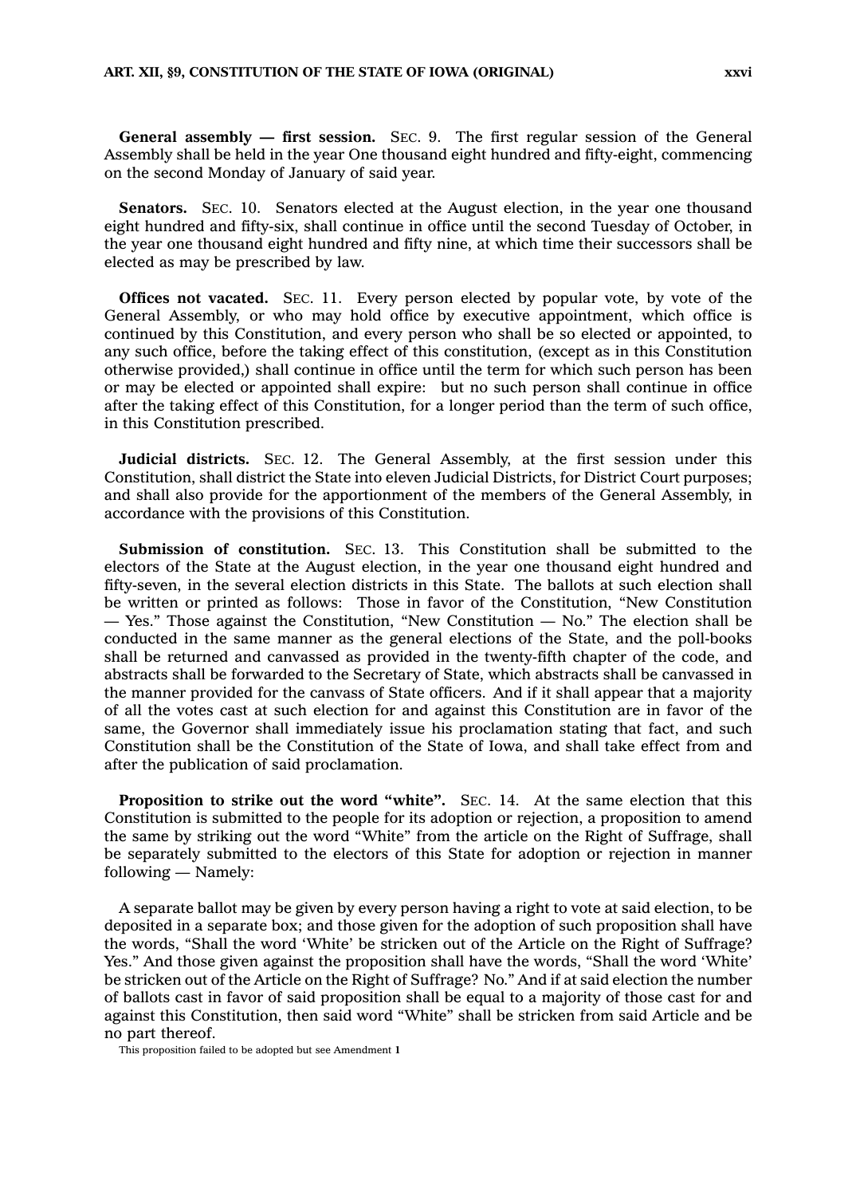**General assembly — first session.** SEC. 9. The first regular session of the General Assembly shall be held in the year One thousand eight hundred and fifty-eight, commencing on the second Monday of January of said year.

**Senators.** SEC. 10. Senators elected at the August election, in the year one thousand eight hundred and fifty-six, shall continue in office until the second Tuesday of October, in the year one thousand eight hundred and fifty nine, at which time their successors shall be elected as may be prescribed by law.

**Offices not vacated.** SEC. 11. Every person elected by popular vote, by vote of the General Assembly, or who may hold office by executive appointment, which office is continued by this Constitution, and every person who shall be so elected or appointed, to any such office, before the taking effect of this constitution, (except as in this Constitution otherwise provided,) shall continue in office until the term for which such person has been or may be elected or appointed shall expire: but no such person shall continue in office after the taking effect of this Constitution, for a longer period than the term of such office, in this Constitution prescribed.

**Judicial districts.** SEC. 12. The General Assembly, at the first session under this Constitution, shall district the State into eleven Judicial Districts, for District Court purposes; and shall also provide for the apportionment of the members of the General Assembly, in accordance with the provisions of this Constitution.

**Submission of constitution.** SEC. 13. This Constitution shall be submitted to the electors of the State at the August election, in the year one thousand eight hundred and fifty-seven, in the several election districts in this State. The ballots at such election shall be written or printed as follows: Those in favor of the Constitution, "New Constitution — Yes." Those against the Constitution, "New Constitution — No." The election shall be conducted in the same manner as the general elections of the State, and the poll-books shall be returned and canvassed as provided in the twenty-fifth chapter of the code, and abstracts shall be forwarded to the Secretary of State, which abstracts shall be canvassed in the manner provided for the canvass of State officers. And if it shall appear that a majority of all the votes cast at such election for and against this Constitution are in favor of the same, the Governor shall immediately issue his proclamation stating that fact, and such Constitution shall be the Constitution of the State of Iowa, and shall take effect from and after the publication of said proclamation.

**Proposition to strike out the word "white".** SEC. 14. At the same election that this Constitution is submitted to the people for its adoption or rejection, a proposition to amend the same by striking out the word "White" from the article on the Right of Suffrage, shall be separately submitted to the electors of this State for adoption or rejection in manner following — Namely:

A separate ballot may be given by every person having a right to vote at said election, to be deposited in a separate box; and those given for the adoption of such proposition shall have the words, "Shall the word 'White' be stricken out of the Article on the Right of Suffrage? Yes." And those given against the proposition shall have the words, "Shall the word 'White' be stricken out of the Article on the Right of Suffrage? No." And if at said election the number of ballots cast in favor of said proposition shall be equal to a majority of those cast for and against this Constitution, then said word "White" shall be stricken from said Article and be no part thereof.

This proposition failed to be adopted but see Amendment **1**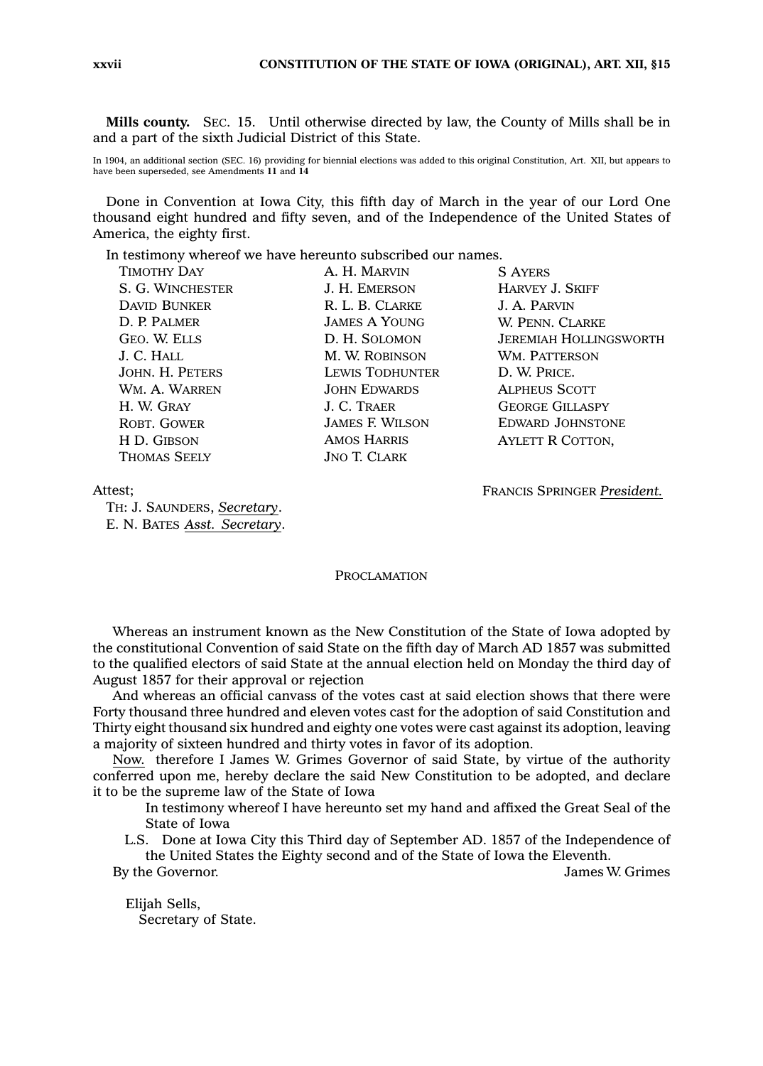**Mills county.** SEC. 15. Until otherwise directed by law, the County of Mills shall be in and a part of the sixth Judicial District of this State.

In 1904, an additional section (SEC. 16) providing for biennial elections was added to this original Constitution, Art. XII, but appears to have been superseded, see Amendments **11** and **14**

Done in Convention at Iowa City, this fifth day of March in the year of our Lord One thousand eight hundred and fifty seven, and of the Independence of the United States of America, the eighty first.

In testimony whereof we have hereunto subscribed our names.

TIMOTHY DAY
S. G. WINCHESTER
DAVID BUNKER
D. P. PALMER
GEO. W. ELLS
J. C. HALL
JOHN. H. PETERS
WM. A. WARREN
H. W. GRAY
ROBT. GOWER
H D. GIBSON
THOMAS SEELY
A. H. MARVIN
J. H. EMERSON
R. L. B. CLARKE
JAMES A YOUNG
D. H. SOLOMON
M. W. ROBINSON
LEWIS TODHUNTER
JOHN EDWARDS
J. C. TRAER
JAMES F. WILSON
AMOS HARRIS
JNO T. CLARK
S AYERS
HARVEY J. SKIFF
J. A. PARVIN
W. PENN. CLARKE
JEREMIAH HOLLINGSWORTH
WM. PATTERSON
D. W. PRICE.
ALPHEUS SCOTT
GEORGE GILLASPY
EDWARD JOHNSTONE
AYLETT R COTTON,

FRANCIS SPRINGER *President.*

Attest;
TH: J. SAUNDERS, *Secretary*.
E. N. BATES *Asst. Secretary*.

PROCLAMATION

Whereas an instrument known as the New Constitution of the State of Iowa adopted by the constitutional Convention of said State on the fifth day of March AD 1857 was submitted to the qualified electors of said State at the annual election held on Monday the third day of August 1857 for their approval or rejection

And whereas an official canvass of the votes cast at said election shows that there were Forty thousand three hundred and eleven votes cast for the adoption of said Constitution and Thirty eight thousand six hundred and eighty one votes were cast against its adoption, leaving a majority of sixteen hundred and thirty votes in favor of its adoption.

Now. therefore I James W. Grimes Governor of said State, by virtue of the authority conferred upon me, hereby declare the said New Constitution to be adopted, and declare it to be the supreme law of the State of Iowa

In testimony whereof I have hereunto set my hand and affixed the Great Seal of the State of Iowa

L.S. Done at Iowa City this Third day of September AD. 1857 of the Independence of the United States the Eighty second and of the State of Iowa the Eleventh.

By the Governor. James W. Grimes

Elijah Sells,
Secretary of State.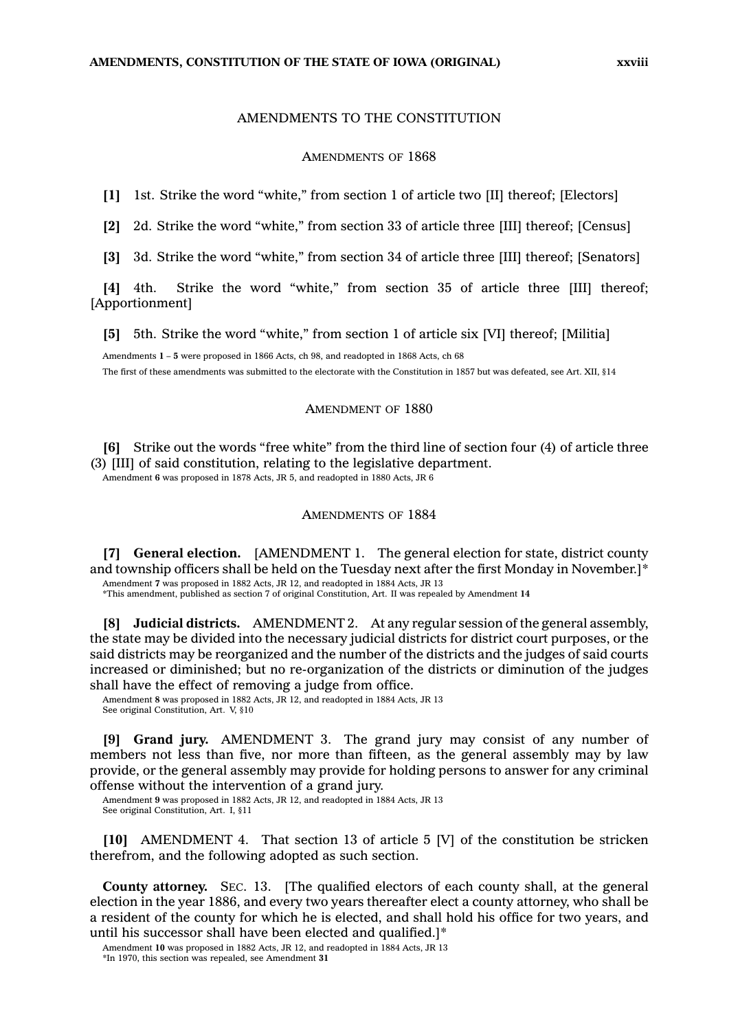# AMENDMENTS TO THE CONSTITUTION

## AMENDMENTS OF 1868

**[1]** 1st. Strike the word “white,” from section 1 of article two [II] thereof; [Electors]

**[2]** 2d. Strike the word “white,” from section 33 of article three [III] thereof; [Census]

**[3]** 3d. Strike the word “white,” from section 34 of article three [III] thereof; [Senators]

**[4]** 4th. Strike the word “white,” from section 35 of article three [III] thereof; [Apportionment]

**[5]** 5th. Strike the word “white,” from section 1 of article six [VI] thereof; [Militia]

Amendments **1** – **5** were proposed in 1866 Acts, ch 98, and readopted in 1868 Acts, ch 68

The first of these amendments was submitted to the electorate with the Constitution in 1857 but was defeated, see Art. XII, §14

## AMENDMENT OF 1880

**[6]** Strike out the words “free white” from the third line of section four (4) of article three (3) [III] of said constitution, relating to the legislative department.

Amendment **6** was proposed in 1878 Acts, JR 5, and readopted in 1880 Acts, JR 6

## AMENDMENTS OF 1884

**[7] General election.** [AMENDMENT 1. The general election for state, district county and township officers shall be held on the Tuesday next after the first Monday in November.]*

Amendment **7** was proposed in 1882 Acts, JR 12, and readopted in 1884 Acts, JR 13

*This amendment, published as section 7 of original Constitution, Art. II was repealed by Amendment **14**

**[8] Judicial districts.** AMENDMENT 2. At any regular session of the general assembly, the state may be divided into the necessary judicial districts for district court purposes, or the said districts may be reorganized and the number of the districts and the judges of said courts increased or diminished; but no re-organization of the districts or diminution of the judges shall have the effect of removing a judge from office.

Amendment **8** was proposed in 1882 Acts, JR 12, and readopted in 1884 Acts, JR 13

See original Constitution, Art. V, §10

**[9] Grand jury.** AMENDMENT 3. The grand jury may consist of any number of members not less than five, nor more than fifteen, as the general assembly may by law provide, or the general assembly may provide for holding persons to answer for any criminal offense without the intervention of a grand jury.

Amendment **9** was proposed in 1882 Acts, JR 12, and readopted in 1884 Acts, JR 13

See original Constitution, Art. I, §11

**[10]** AMENDMENT 4. That section 13 of article 5 [V] of the constitution be stricken therefrom, and the following adopted as such section.

**County attorney.** SEC. 13. [The qualified electors of each county shall, at the general election in the year 1886, and every two years thereafter elect a county attorney, who shall be a resident of the county for which he is elected, and shall hold his office for two years, and until his successor shall have been elected and qualified.]*

Amendment **10** was proposed in 1882 Acts, JR 12, and readopted in 1884 Acts, JR 13

*In 1970, this section was repealed, see Amendment **31**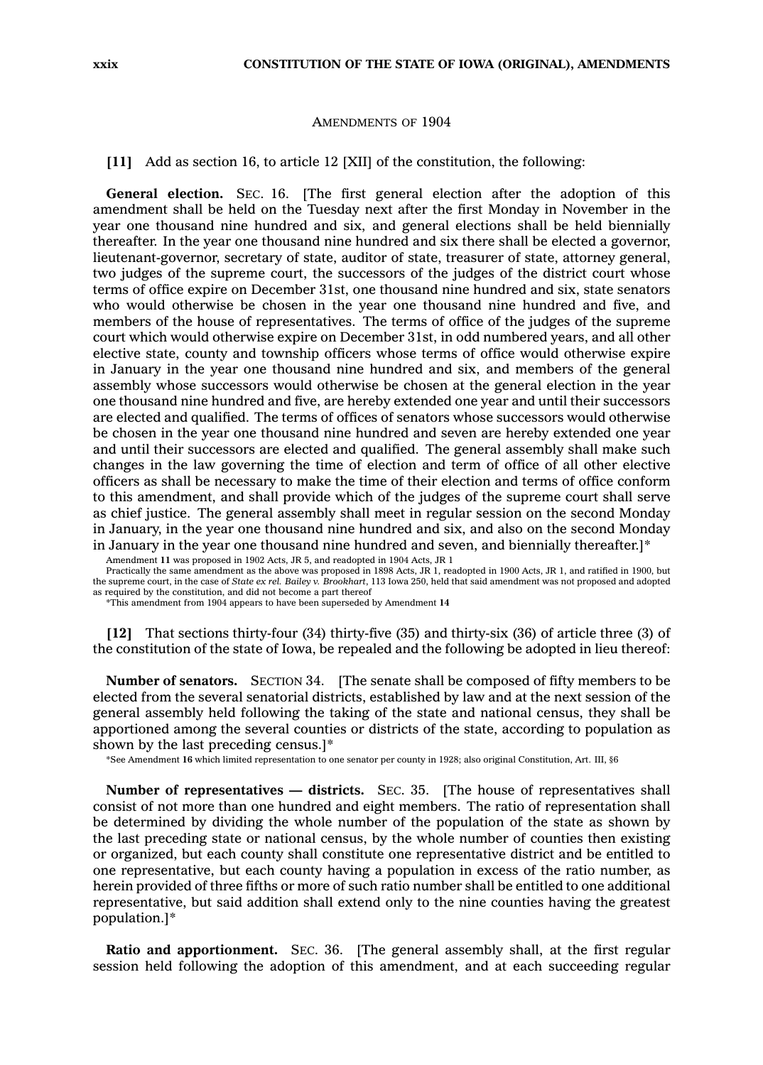## AMENDMENTS OF 1904

**[11]** Add as section 16, to article 12 [XII] of the constitution, the following:

**General election.** SEC. 16. [The first general election after the adoption of this amendment shall be held on the Tuesday next after the first Monday in November in the year one thousand nine hundred and six, and general elections shall be held biennially thereafter. In the year one thousand nine hundred and six there shall be elected a governor, lieutenant-governor, secretary of state, auditor of state, treasurer of state, attorney general, two judges of the supreme court, the successors of the judges of the district court whose terms of office expire on December 31st, one thousand nine hundred and six, state senators who would otherwise be chosen in the year one thousand nine hundred and five, and members of the house of representatives. The terms of office of the judges of the supreme court which would otherwise expire on December 31st, in odd numbered years, and all other elective state, county and township officers whose terms of office would otherwise expire in January in the year one thousand nine hundred and six, and members of the general assembly whose successors would otherwise be chosen at the general election in the year one thousand nine hundred and five, are hereby extended one year and until their successors are elected and qualified. The terms of offices of senators whose successors would otherwise be chosen in the year one thousand nine hundred and seven are hereby extended one year and until their successors are elected and qualified. The general assembly shall make such changes in the law governing the time of election and term of office of all other elective officers as shall be necessary to make the time of their election and terms of office conform to this amendment, and shall provide which of the judges of the supreme court shall serve as chief justice. The general assembly shall meet in regular session on the second Monday in January, in the year one thousand nine hundred and six, and also on the second Monday in January in the year one thousand nine hundred and seven, and biennially thereafter.]*

Amendment **11** was proposed in 1902 Acts, JR 5, and readopted in 1904 Acts, JR 1

Practically the same amendment as the above was proposed in 1898 Acts, JR 1, readopted in 1900 Acts, JR 1, and ratified in 1900, but the supreme court, in the case of *State ex rel. Bailey v. Brookhart*, 113 Iowa 250, held that said amendment was not proposed and adopted as required by the constitution, and did not become a part thereof

*This amendment from 1904 appears to have been superseded by Amendment **14**

**[12]** That sections thirty-four (34) thirty-five (35) and thirty-six (36) of article three (3) of the constitution of the state of Iowa, be repealed and the following be adopted in lieu thereof:

**Number of senators.** SECTION 34. [The senate shall be composed of fifty members to be elected from the several senatorial districts, established by law and at the next session of the general assembly held following the taking of the state and national census, they shall be apportioned among the several counties or districts of the state, according to population as shown by the last preceding census.]*

*See Amendment **16** which limited representation to one senator per county in 1928; also original Constitution, Art. III, §6

**Number of representatives — districts.** SEC. 35. [The house of representatives shall consist of not more than one hundred and eight members. The ratio of representation shall be determined by dividing the whole number of the population of the state as shown by the last preceding state or national census, by the whole number of counties then existing or organized, but each county shall constitute one representative district and be entitled to one representative, but each county having a population in excess of the ratio number, as herein provided of three fifths or more of such ratio number shall be entitled to one additional representative, but said addition shall extend only to the nine counties having the greatest population.]*

**Ratio and apportionment.** SEC. 36. [The general assembly shall, at the first regular session held following the adoption of this amendment, and at each succeeding regular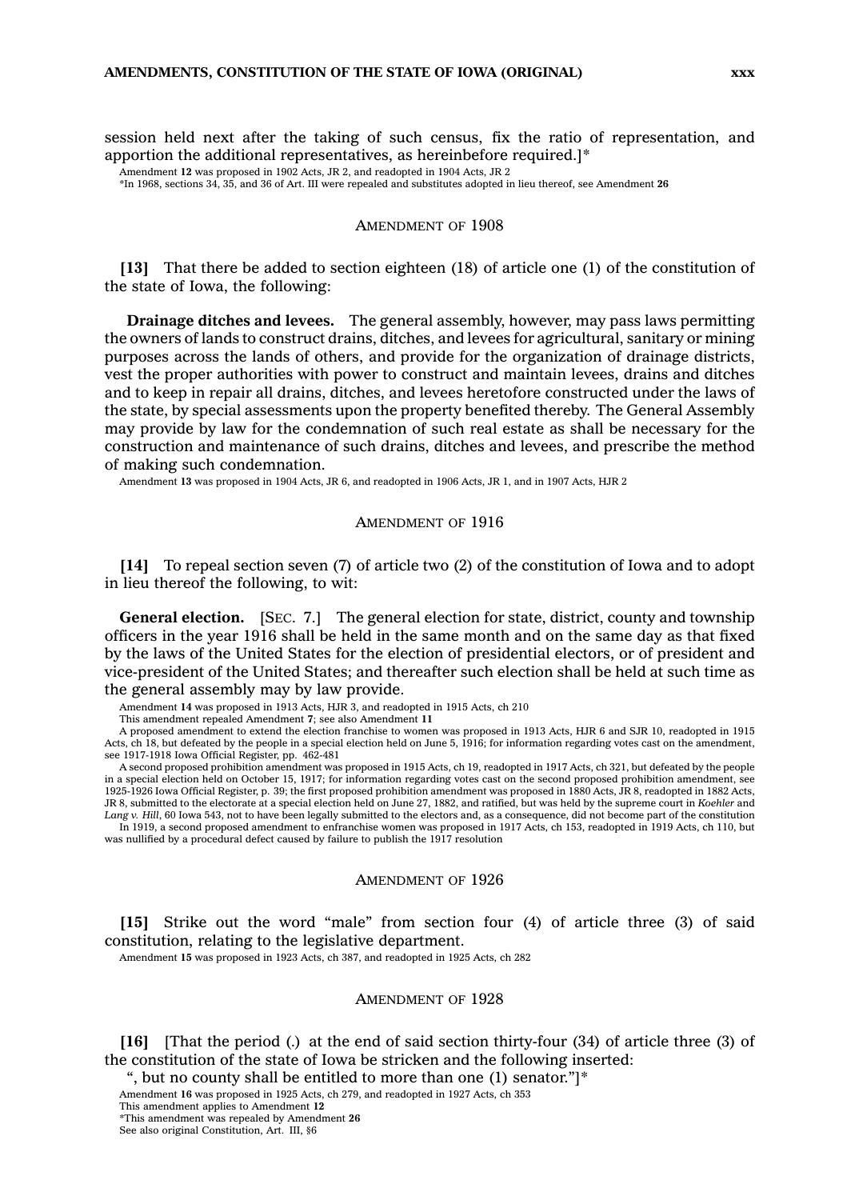session held next after the taking of such census, fix the ratio of representation, and apportion the additional representatives, as hereinbefore required.]*

Amendment **12** was proposed in 1902 Acts, JR 2, and readopted in 1904 Acts, JR 2

*In 1968, sections 34, 35, and 36 of Art. III were repealed and substitutes adopted in lieu thereof, see Amendment **26**

## AMENDMENT OF 1908

**[13]** That there be added to section eighteen (18) of article one (1) of the constitution of the state of Iowa, the following:

**Drainage ditches and levees.** The general assembly, however, may pass laws permitting the owners of lands to construct drains, ditches, and levees for agricultural, sanitary or mining purposes across the lands of others, and provide for the organization of drainage districts, vest the proper authorities with power to construct and maintain levees, drains and ditches and to keep in repair all drains, ditches, and levees heretofore constructed under the laws of the state, by special assessments upon the property benefited thereby. The General Assembly may provide by law for the condemnation of such real estate as shall be necessary for the construction and maintenance of such drains, ditches and levees, and prescribe the method of making such condemnation.

Amendment **13** was proposed in 1904 Acts, JR 6, and readopted in 1906 Acts, JR 1, and in 1907 Acts, HJR 2

## AMENDMENT OF 1916

**[14]** To repeal section seven (7) of article two (2) of the constitution of Iowa and to adopt in lieu thereof the following, to wit:

**General election.** [SEC. 7.] The general election for state, district, county and township officers in the year 1916 shall be held in the same month and on the same day as that fixed by the laws of the United States for the election of presidential electors, or of president and vice-president of the United States; and thereafter such election shall be held at such time as the general assembly may by law provide.

Amendment **14** was proposed in 1913 Acts, HJR 3, and readopted in 1915 Acts, ch 210

This amendment repealed Amendment **7**; see also Amendment **11**

A proposed amendment to extend the election franchise to women was proposed in 1913 Acts, HJR 6 and SJR 10, readopted in 1915 Acts, ch 18, but defeated by the people in a special election held on June 5, 1916; for information regarding votes cast on the amendment, see 1917-1918 Iowa Official Register, pp. 462-481

A second proposed prohibition amendment was proposed in 1915 Acts, ch 19, readopted in 1917 Acts, ch 321, but defeated by the people in a special election held on October 15, 1917; for information regarding votes cast on the second proposed prohibition amendment, see 1925-1926 Iowa Official Register, p. 39; the first proposed prohibition amendment was proposed in 1880 Acts, JR 8, readopted in 1882 Acts, JR 8, submitted to the electorate at a special election held on June 27, 1882, and ratified, but was held by the supreme court in *Koehler* and *Lang v. Hill*, 60 Iowa 543, not to have been legally submitted to the electors and, as a consequence, did not become part of the constitution

In 1919, a second proposed amendment to enfranchise women was proposed in 1917 Acts, ch 153, readopted in 1919 Acts, ch 110, but was nullified by a procedural defect caused by failure to publish the 1917 resolution

## AMENDMENT OF 1926

**[15]** Strike out the word "male" from section four (4) of article three (3) of said constitution, relating to the legislative department.

Amendment **15** was proposed in 1923 Acts, ch 387, and readopted in 1925 Acts, ch 282

## AMENDMENT OF 1928

**[16]** [That the period (.) at the end of said section thirty-four (34) of article three (3) of the constitution of the state of Iowa be stricken and the following inserted:

", but no county shall be entitled to more than one (1) senator."]*

Amendment **16** was proposed in 1925 Acts, ch 279, and readopted in 1927 Acts, ch 353

This amendment applies to Amendment **12**

*This amendment was repealed by Amendment **26**

See also original Constitution, Art. III, §6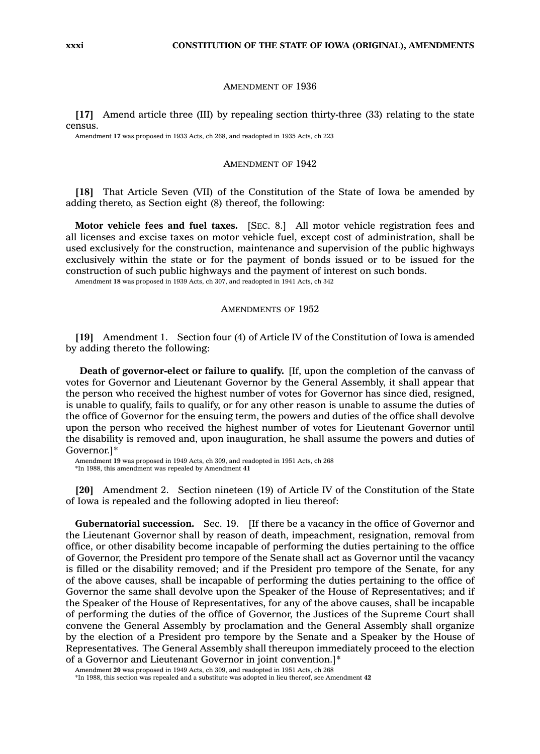## AMENDMENT OF 1936

**[17]** Amend article three (III) by repealing section thirty-three (33) relating to the state census.

Amendment **17** was proposed in 1933 Acts, ch 268, and readopted in 1935 Acts, ch 223

## AMENDMENT OF 1942

**[18]** That Article Seven (VII) of the Constitution of the State of Iowa be amended by adding thereto, as Section eight (8) thereof, the following:

**Motor vehicle fees and fuel taxes.** [SEC. 8.] All motor vehicle registration fees and all licenses and excise taxes on motor vehicle fuel, except cost of administration, shall be used exclusively for the construction, maintenance and supervision of the public highways exclusively within the state or for the payment of bonds issued or to be issued for the construction of such public highways and the payment of interest on such bonds.

Amendment **18** was proposed in 1939 Acts, ch 307, and readopted in 1941 Acts, ch 342

## AMENDMENTS OF 1952

**[19]** Amendment 1. Section four (4) of Article IV of the Constitution of Iowa is amended by adding thereto the following:

**Death of governor-elect or failure to qualify.** [If, upon the completion of the canvass of votes for Governor and Lieutenant Governor by the General Assembly, it shall appear that the person who received the highest number of votes for Governor has since died, resigned, is unable to qualify, fails to qualify, or for any other reason is unable to assume the duties of the office of Governor for the ensuing term, the powers and duties of the office shall devolve upon the person who received the highest number of votes for Lieutenant Governor until the disability is removed and, upon inauguration, he shall assume the powers and duties of Governor.]*

Amendment **19** was proposed in 1949 Acts, ch 309, and readopted in 1951 Acts, ch 268
*In 1988, this amendment was repealed by Amendment **41**

**[20]** Amendment 2. Section nineteen (19) of Article IV of the Constitution of the State of Iowa is repealed and the following adopted in lieu thereof:

**Gubernatorial succession.** Sec. 19. [If there be a vacancy in the office of Governor and the Lieutenant Governor shall by reason of death, impeachment, resignation, removal from office, or other disability become incapable of performing the duties pertaining to the office of Governor, the President pro tempore of the Senate shall act as Governor until the vacancy is filled or the disability removed; and if the President pro tempore of the Senate, for any of the above causes, shall be incapable of performing the duties pertaining to the office of Governor the same shall devolve upon the Speaker of the House of Representatives; and if the Speaker of the House of Representatives, for any of the above causes, shall be incapable of performing the duties of the office of Governor, the Justices of the Supreme Court shall convene the General Assembly by proclamation and the General Assembly shall organize by the election of a President pro tempore by the Senate and a Speaker by the House of Representatives. The General Assembly shall thereupon immediately proceed to the election of a Governor and Lieutenant Governor in joint convention.]*

Amendment **20** was proposed in 1949 Acts, ch 309, and readopted in 1951 Acts, ch 268
*In 1988, this section was repealed and a substitute was adopted in lieu thereof, see Amendment **42**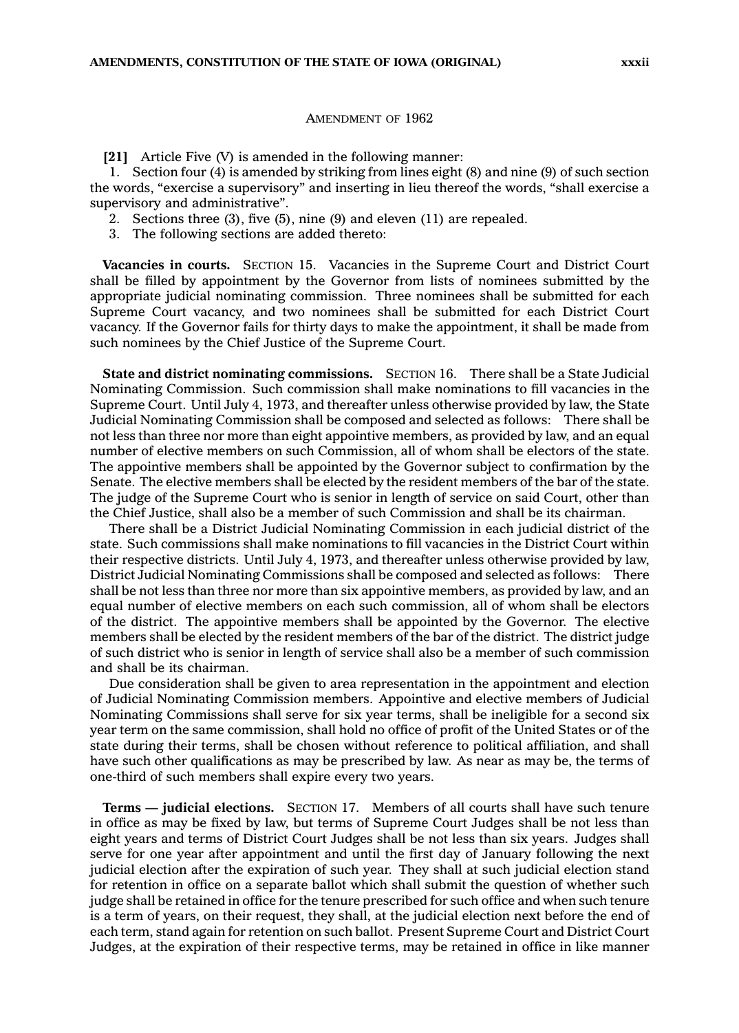## AMENDMENT OF 1962

**[21]** Article Five (V) is amended in the following manner:

1. Section four (4) is amended by striking from lines eight (8) and nine (9) of such section the words, "exercise a supervisory" and inserting in lieu thereof the words, "shall exercise a supervisory and administrative".
2. Sections three (3), five (5), nine (9) and eleven (11) are repealed.
3. The following sections are added thereto:

**Vacancies in courts.** SECTION 15. Vacancies in the Supreme Court and District Court shall be filled by appointment by the Governor from lists of nominees submitted by the appropriate judicial nominating commission. Three nominees shall be submitted for each Supreme Court vacancy, and two nominees shall be submitted for each District Court vacancy. If the Governor fails for thirty days to make the appointment, it shall be made from such nominees by the Chief Justice of the Supreme Court.

**State and district nominating commissions.** SECTION 16. There shall be a State Judicial Nominating Commission. Such commission shall make nominations to fill vacancies in the Supreme Court. Until July 4, 1973, and thereafter unless otherwise provided by law, the State Judicial Nominating Commission shall be composed and selected as follows: There shall be not less than three nor more than eight appointive members, as provided by law, and an equal number of elective members on such Commission, all of whom shall be electors of the state. The appointive members shall be appointed by the Governor subject to confirmation by the Senate. The elective members shall be elected by the resident members of the bar of the state. The judge of the Supreme Court who is senior in length of service on said Court, other than the Chief Justice, shall also be a member of such Commission and shall be its chairman.

There shall be a District Judicial Nominating Commission in each judicial district of the state. Such commissions shall make nominations to fill vacancies in the District Court within their respective districts. Until July 4, 1973, and thereafter unless otherwise provided by law, District Judicial Nominating Commissions shall be composed and selected as follows: There shall be not less than three nor more than six appointive members, as provided by law, and an equal number of elective members on each such commission, all of whom shall be electors of the district. The appointive members shall be appointed by the Governor. The elective members shall be elected by the resident members of the bar of the district. The district judge of such district who is senior in length of service shall also be a member of such commission and shall be its chairman.

Due consideration shall be given to area representation in the appointment and election of Judicial Nominating Commission members. Appointive and elective members of Judicial Nominating Commissions shall serve for six year terms, shall be ineligible for a second six year term on the same commission, shall hold no office of profit of the United States or of the state during their terms, shall be chosen without reference to political affiliation, and shall have such other qualifications as may be prescribed by law. As near as may be, the terms of one-third of such members shall expire every two years.

**Terms — judicial elections.** SECTION 17. Members of all courts shall have such tenure in office as may be fixed by law, but terms of Supreme Court Judges shall be not less than eight years and terms of District Court Judges shall be not less than six years. Judges shall serve for one year after appointment and until the first day of January following the next judicial election after the expiration of such year. They shall at such judicial election stand for retention in office on a separate ballot which shall submit the question of whether such judge shall be retained in office for the tenure prescribed for such office and when such tenure is a term of years, on their request, they shall, at the judicial election next before the end of each term, stand again for retention on such ballot. Present Supreme Court and District Court Judges, at the expiration of their respective terms, may be retained in office in like manner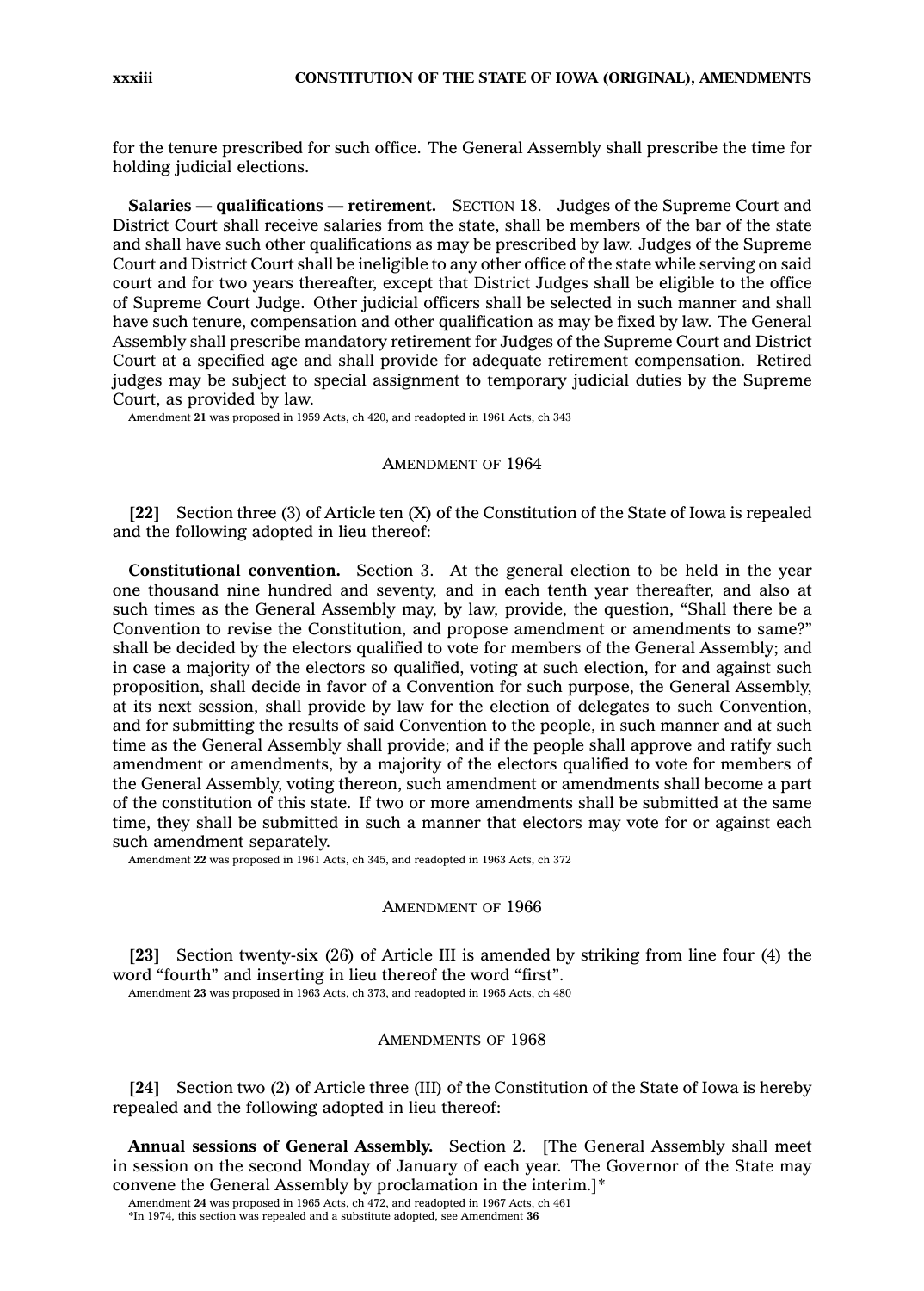for the tenure prescribed for such office. The General Assembly shall prescribe the time for holding judicial elections.

**Salaries — qualifications — retirement.** SECTION 18. Judges of the Supreme Court and District Court shall receive salaries from the state, shall be members of the bar of the state and shall have such other qualifications as may be prescribed by law. Judges of the Supreme Court and District Court shall be ineligible to any other office of the state while serving on said court and for two years thereafter, except that District Judges shall be eligible to the office of Supreme Court Judge. Other judicial officers shall be selected in such manner and shall have such tenure, compensation and other qualification as may be fixed by law. The General Assembly shall prescribe mandatory retirement for Judges of the Supreme Court and District Court at a specified age and shall provide for adequate retirement compensation. Retired judges may be subject to special assignment to temporary judicial duties by the Supreme Court, as provided by law.

Amendment **21** was proposed in 1959 Acts, ch 420, and readopted in 1961 Acts, ch 343

## AMENDMENT OF 1964

**[22]** Section three (3) of Article ten (X) of the Constitution of the State of Iowa is repealed and the following adopted in lieu thereof:

**Constitutional convention.** Section 3. At the general election to be held in the year one thousand nine hundred and seventy, and in each tenth year thereafter, and also at such times as the General Assembly may, by law, provide, the question, "Shall there be a Convention to revise the Constitution, and propose amendment or amendments to same?" shall be decided by the electors qualified to vote for members of the General Assembly; and in case a majority of the electors so qualified, voting at such election, for and against such proposition, shall decide in favor of a Convention for such purpose, the General Assembly, at its next session, shall provide by law for the election of delegates to such Convention, and for submitting the results of said Convention to the people, in such manner and at such time as the General Assembly shall provide; and if the people shall approve and ratify such amendment or amendments, by a majority of the electors qualified to vote for members of the General Assembly, voting thereon, such amendment or amendments shall become a part of the constitution of this state. If two or more amendments shall be submitted at the same time, they shall be submitted in such a manner that electors may vote for or against each such amendment separately.

Amendment **22** was proposed in 1961 Acts, ch 345, and readopted in 1963 Acts, ch 372

## AMENDMENT OF 1966

**[23]** Section twenty-six (26) of Article III is amended by striking from line four (4) the word "fourth" and inserting in lieu thereof the word "first".

Amendment **23** was proposed in 1963 Acts, ch 373, and readopted in 1965 Acts, ch 480

## AMENDMENTS OF 1968

**[24]** Section two (2) of Article three (III) of the Constitution of the State of Iowa is hereby repealed and the following adopted in lieu thereof:

**Annual sessions of General Assembly.** Section 2. [The General Assembly shall meet in session on the second Monday of January of each year. The Governor of the State may convene the General Assembly by proclamation in the interim.]*

Amendment **24** was proposed in 1965 Acts, ch 472, and readopted in 1967 Acts, ch 461

*In 1974, this section was repealed and a substitute adopted, see Amendment **36**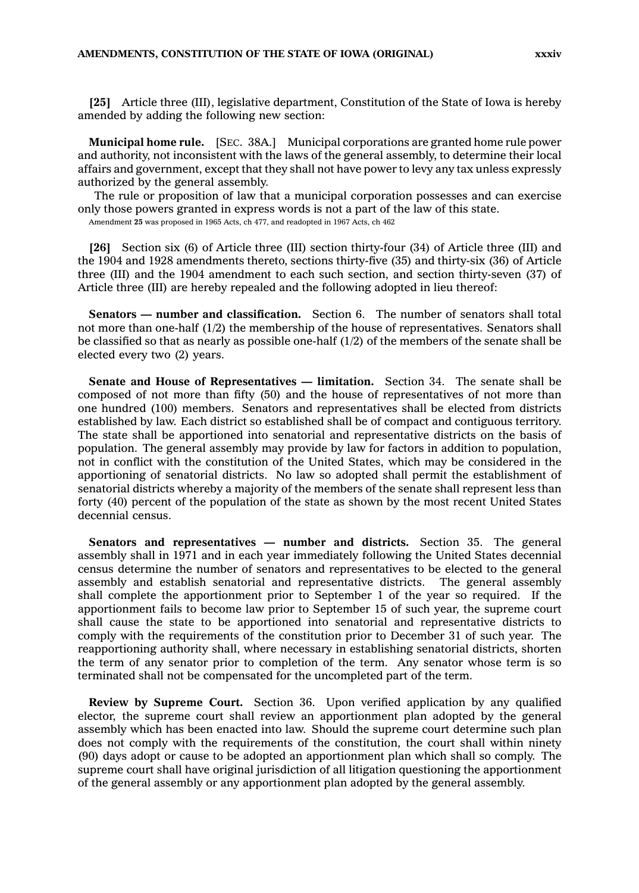**[25]** Article three (III), legislative department, Constitution of the State of Iowa is hereby amended by adding the following new section:

**Municipal home rule.** [SEC. 38A.] Municipal corporations are granted home rule power and authority, not inconsistent with the laws of the general assembly, to determine their local affairs and government, except that they shall not have power to levy any tax unless expressly authorized by the general assembly.

The rule or proposition of law that a municipal corporation possesses and can exercise only those powers granted in express words is not a part of the law of this state.

Amendment **25** was proposed in 1965 Acts, ch 477, and readopted in 1967 Acts, ch 462

**[26]** Section six (6) of Article three (III) section thirty-four (34) of Article three (III) and the 1904 and 1928 amendments thereto, sections thirty-five (35) and thirty-six (36) of Article three (III) and the 1904 amendment to each such section, and section thirty-seven (37) of Article three (III) are hereby repealed and the following adopted in lieu thereof:

**Senators — number and classification.** Section 6. The number of senators shall total not more than one-half (1/2) the membership of the house of representatives. Senators shall be classified so that as nearly as possible one-half (1/2) of the members of the senate shall be elected every two (2) years.

**Senate and House of Representatives — limitation.** Section 34. The senate shall be composed of not more than fifty (50) and the house of representatives of not more than one hundred (100) members. Senators and representatives shall be elected from districts established by law. Each district so established shall be of compact and contiguous territory. The state shall be apportioned into senatorial and representative districts on the basis of population. The general assembly may provide by law for factors in addition to population, not in conflict with the constitution of the United States, which may be considered in the apportioning of senatorial districts. No law so adopted shall permit the establishment of senatorial districts whereby a majority of the members of the senate shall represent less than forty (40) percent of the population of the state as shown by the most recent United States decennial census.

**Senators and representatives — number and districts.** Section 35. The general assembly shall in 1971 and in each year immediately following the United States decennial census determine the number of senators and representatives to be elected to the general assembly and establish senatorial and representative districts. The general assembly shall complete the apportionment prior to September 1 of the year so required. If the apportionment fails to become law prior to September 15 of such year, the supreme court shall cause the state to be apportioned into senatorial and representative districts to comply with the requirements of the constitution prior to December 31 of such year. The reapportioning authority shall, where necessary in establishing senatorial districts, shorten the term of any senator prior to completion of the term. Any senator whose term is so terminated shall not be compensated for the uncompleted part of the term.

**Review by Supreme Court.** Section 36. Upon verified application by any qualified elector, the supreme court shall review an apportionment plan adopted by the general assembly which has been enacted into law. Should the supreme court determine such plan does not comply with the requirements of the constitution, the court shall within ninety (90) days adopt or cause to be adopted an apportionment plan which shall so comply. The supreme court shall have original jurisdiction of all litigation questioning the apportionment of the general assembly or any apportionment plan adopted by the general assembly.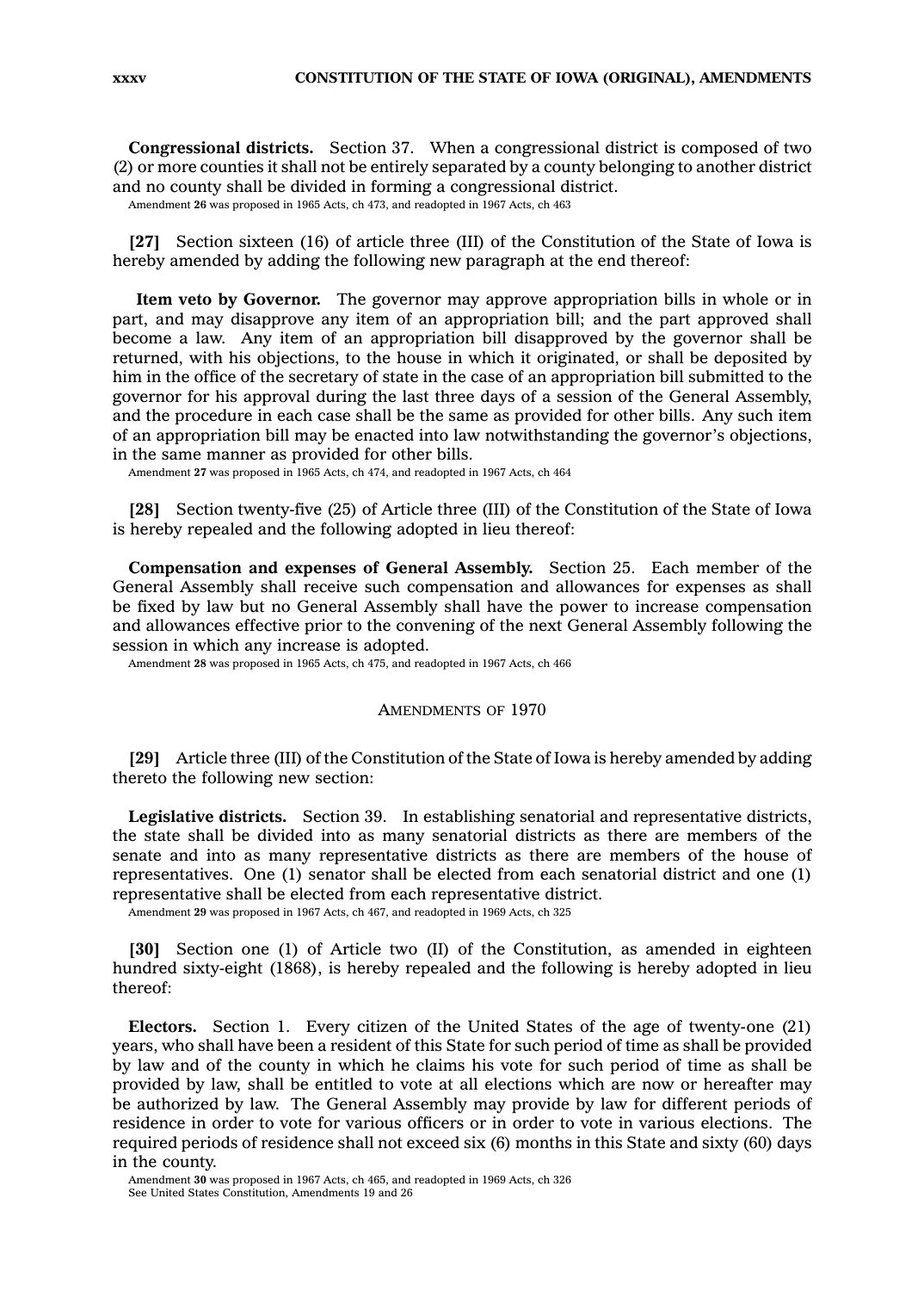**Congressional districts.** Section 37. When a congressional district is composed of two (2) or more counties it shall not be entirely separated by a county belonging to another district and no county shall be divided in forming a congressional district.

Amendment **26** was proposed in 1965 Acts, ch 473, and readopted in 1967 Acts, ch 463

**[27]** Section sixteen (16) of article three (III) of the Constitution of the State of Iowa is hereby amended by adding the following new paragraph at the end thereof:

**Item veto by Governor.** The governor may approve appropriation bills in whole or in part, and may disapprove any item of an appropriation bill; and the part approved shall become a law. Any item of an appropriation bill disapproved by the governor shall be returned, with his objections, to the house in which it originated, or shall be deposited by him in the office of the secretary of state in the case of an appropriation bill submitted to the governor for his approval during the last three days of a session of the General Assembly, and the procedure in each case shall be the same as provided for other bills. Any such item of an appropriation bill may be enacted into law notwithstanding the governor's objections, in the same manner as provided for other bills.

Amendment **27** was proposed in 1965 Acts, ch 474, and readopted in 1967 Acts, ch 464

**[28]** Section twenty-five (25) of Article three (III) of the Constitution of the State of Iowa is hereby repealed and the following adopted in lieu thereof:

**Compensation and expenses of General Assembly.** Section 25. Each member of the General Assembly shall receive such compensation and allowances for expenses as shall be fixed by law but no General Assembly shall have the power to increase compensation and allowances effective prior to the convening of the next General Assembly following the session in which any increase is adopted.

Amendment **28** was proposed in 1965 Acts, ch 475, and readopted in 1967 Acts, ch 466

## AMENDMENTS OF 1970

**[29]** Article three (III) of the Constitution of the State of Iowa is hereby amended by adding thereto the following new section:

**Legislative districts.** Section 39. In establishing senatorial and representative districts, the state shall be divided into as many senatorial districts as there are members of the senate and into as many representative districts as there are members of the house of representatives. One (1) senator shall be elected from each senatorial district and one (1) representative shall be elected from each representative district.

Amendment **29** was proposed in 1967 Acts, ch 467, and readopted in 1969 Acts, ch 325

**[30]** Section one (1) of Article two (II) of the Constitution, as amended in eighteen hundred sixty-eight (1868), is hereby repealed and the following is hereby adopted in lieu thereof:

**Electors.** Section 1. Every citizen of the United States of the age of twenty-one (21) years, who shall have been a resident of this State for such period of time as shall be provided by law and of the county in which he claims his vote for such period of time as shall be provided by law, shall be entitled to vote at all elections which are now or hereafter may be authorized by law. The General Assembly may provide by law for different periods of residence in order to vote for various officers or in order to vote in various elections. The required periods of residence shall not exceed six (6) months in this State and sixty (60) days in the county.

Amendment **30** was proposed in 1967 Acts, ch 465, and readopted in 1969 Acts, ch 326
See United States Constitution, Amendments 19 and 26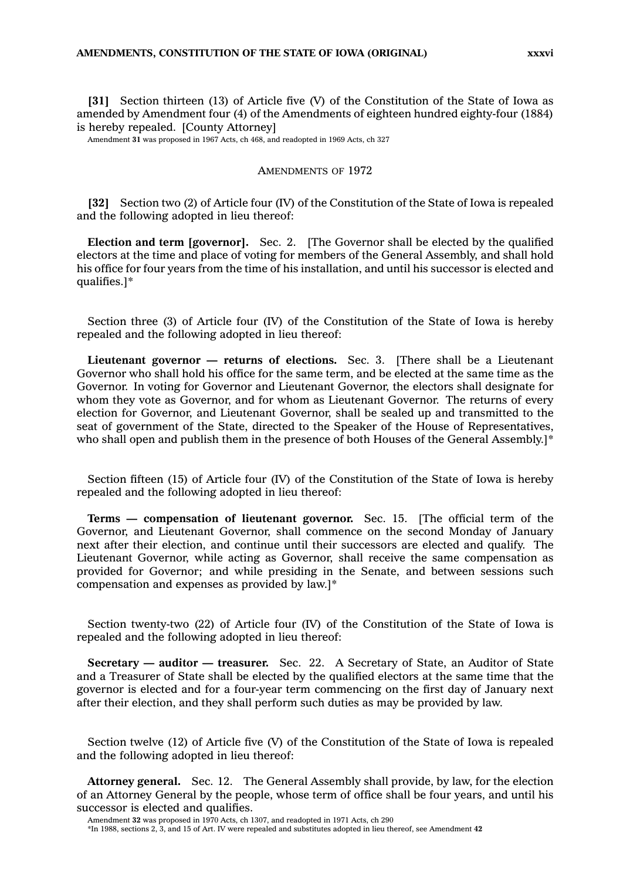**[31]** Section thirteen (13) of Article five (V) of the Constitution of the State of Iowa as amended by Amendment four (4) of the Amendments of eighteen hundred eighty-four (1884) is hereby repealed. [County Attorney]

Amendment **31** was proposed in 1967 Acts, ch 468, and readopted in 1969 Acts, ch 327

## AMENDMENTS OF 1972

**[32]** Section two (2) of Article four (IV) of the Constitution of the State of Iowa is repealed and the following adopted in lieu thereof:

**Election and term [governor].** Sec. 2. [The Governor shall be elected by the qualified electors at the time and place of voting for members of the General Assembly, and shall hold his office for four years from the time of his installation, and until his successor is elected and qualifies.]*

Section three (3) of Article four (IV) of the Constitution of the State of Iowa is hereby repealed and the following adopted in lieu thereof:

**Lieutenant governor — returns of elections.** Sec. 3. [There shall be a Lieutenant Governor who shall hold his office for the same term, and be elected at the same time as the Governor. In voting for Governor and Lieutenant Governor, the electors shall designate for whom they vote as Governor, and for whom as Lieutenant Governor. The returns of every election for Governor, and Lieutenant Governor, shall be sealed up and transmitted to the seat of government of the State, directed to the Speaker of the House of Representatives, who shall open and publish them in the presence of both Houses of the General Assembly.]*

Section fifteen (15) of Article four (IV) of the Constitution of the State of Iowa is hereby repealed and the following adopted in lieu thereof:

**Terms — compensation of lieutenant governor.** Sec. 15. [The official term of the Governor, and Lieutenant Governor, shall commence on the second Monday of January next after their election, and continue until their successors are elected and qualify. The Lieutenant Governor, while acting as Governor, shall receive the same compensation as provided for Governor; and while presiding in the Senate, and between sessions such compensation and expenses as provided by law.]*

Section twenty-two (22) of Article four (IV) of the Constitution of the State of Iowa is repealed and the following adopted in lieu thereof:

**Secretary — auditor — treasurer.** Sec. 22. A Secretary of State, an Auditor of State and a Treasurer of State shall be elected by the qualified electors at the same time that the governor is elected and for a four-year term commencing on the first day of January next after their election, and they shall perform such duties as may be provided by law.

Section twelve (12) of Article five (V) of the Constitution of the State of Iowa is repealed and the following adopted in lieu thereof:

**Attorney general.** Sec. 12. The General Assembly shall provide, by law, for the election of an Attorney General by the people, whose term of office shall be four years, and until his successor is elected and qualifies.

Amendment **32** was proposed in 1970 Acts, ch 1307, and readopted in 1971 Acts, ch 290

*In 1988, sections 2, 3, and 15 of Art. IV were repealed and substitutes adopted in lieu thereof, see Amendment **42**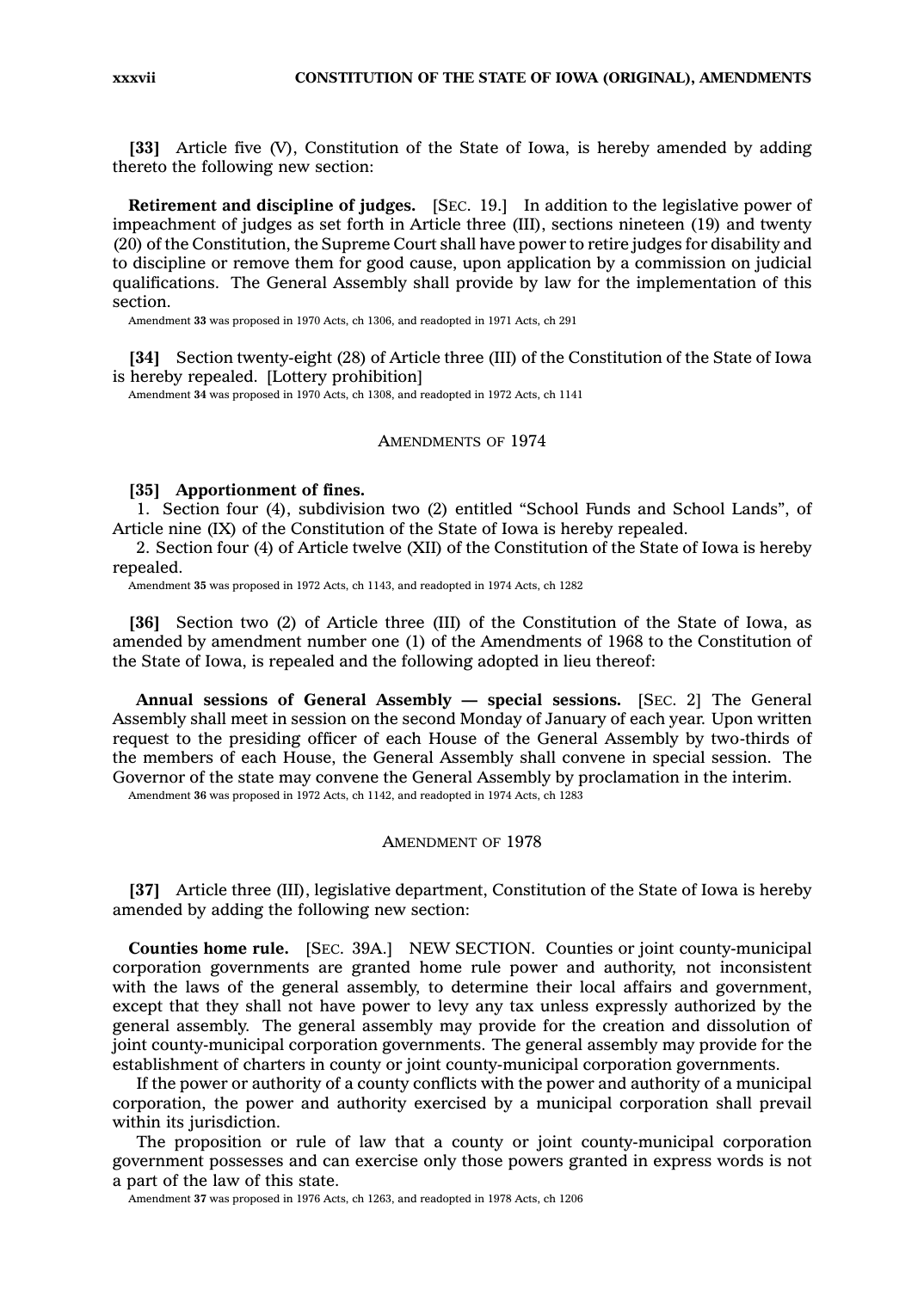**[33]** Article five (V), Constitution of the State of Iowa, is hereby amended by adding thereto the following new section:

**Retirement and discipline of judges.** [SEC. 19.] In addition to the legislative power of impeachment of judges as set forth in Article three (III), sections nineteen (19) and twenty (20) of the Constitution, the Supreme Court shall have power to retire judges for disability and to discipline or remove them for good cause, upon application by a commission on judicial qualifications. The General Assembly shall provide by law for the implementation of this section.

Amendment **33** was proposed in 1970 Acts, ch 1306, and readopted in 1971 Acts, ch 291

**[34]** Section twenty-eight (28) of Article three (III) of the Constitution of the State of Iowa is hereby repealed. [Lottery prohibition]

Amendment **34** was proposed in 1970 Acts, ch 1308, and readopted in 1972 Acts, ch 1141

## AMENDMENTS OF 1974

**[35] Apportionment of fines.**

1. Section four (4), subdivision two (2) entitled "School Funds and School Lands", of Article nine (IX) of the Constitution of the State of Iowa is hereby repealed.

2. Section four (4) of Article twelve (XII) of the Constitution of the State of Iowa is hereby repealed.

Amendment **35** was proposed in 1972 Acts, ch 1143, and readopted in 1974 Acts, ch 1282

**[36]** Section two (2) of Article three (III) of the Constitution of the State of Iowa, as amended by amendment number one (1) of the Amendments of 1968 to the Constitution of the State of Iowa, is repealed and the following adopted in lieu thereof:

**Annual sessions of General Assembly — special sessions.** [SEC. 2] The General Assembly shall meet in session on the second Monday of January of each year. Upon written request to the presiding officer of each House of the General Assembly by two-thirds of the members of each House, the General Assembly shall convene in special session. The Governor of the state may convene the General Assembly by proclamation in the interim.

Amendment **36** was proposed in 1972 Acts, ch 1142, and readopted in 1974 Acts, ch 1283

## AMENDMENT OF 1978

**[37]** Article three (III), legislative department, Constitution of the State of Iowa is hereby amended by adding the following new section:

**Counties home rule.** [SEC. 39A.] NEW SECTION. Counties or joint county-municipal corporation governments are granted home rule power and authority, not inconsistent with the laws of the general assembly, to determine their local affairs and government, except that they shall not have power to levy any tax unless expressly authorized by the general assembly. The general assembly may provide for the creation and dissolution of joint county-municipal corporation governments. The general assembly may provide for the establishment of charters in county or joint county-municipal corporation governments.

If the power or authority of a county conflicts with the power and authority of a municipal corporation, the power and authority exercised by a municipal corporation shall prevail within its jurisdiction.

The proposition or rule of law that a county or joint county-municipal corporation government possesses and can exercise only those powers granted in express words is not a part of the law of this state.

Amendment **37** was proposed in 1976 Acts, ch 1263, and readopted in 1978 Acts, ch 1206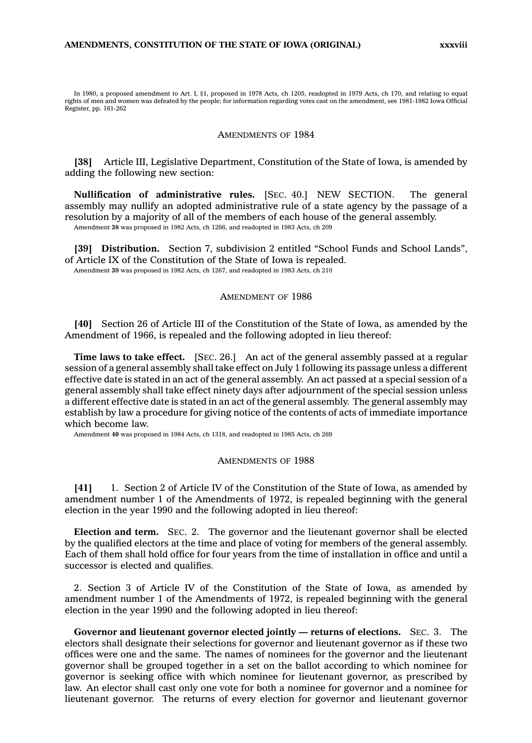In 1980, a proposed amendment to Art. I, §1, proposed in 1978 Acts, ch 1205, readopted in 1979 Acts, ch 170, and relating to equal rights of men and women was defeated by the people; for information regarding votes cast on the amendment, see 1981-1982 Iowa Official Register, pp. 161-262

## AMENDMENTS OF 1984

**[38]** Article III, Legislative Department, Constitution of the State of Iowa, is amended by adding the following new section:

**Nullification of administrative rules.** [SEC. 40.] NEW SECTION. The general assembly may nullify an adopted administrative rule of a state agency by the passage of a resolution by a majority of all of the members of each house of the general assembly.

Amendment **38** was proposed in 1982 Acts, ch 1266, and readopted in 1983 Acts, ch 209

**[39] Distribution.** Section 7, subdivision 2 entitled "School Funds and School Lands", of Article IX of the Constitution of the State of Iowa is repealed.

Amendment **39** was proposed in 1982 Acts, ch 1267, and readopted in 1983 Acts, ch 210

## AMENDMENT OF 1986

**[40]** Section 26 of Article III of the Constitution of the State of Iowa, as amended by the Amendment of 1966, is repealed and the following adopted in lieu thereof:

**Time laws to take effect.** [SEC. 26.] An act of the general assembly passed at a regular session of a general assembly shall take effect on July 1 following its passage unless a different effective date is stated in an act of the general assembly. An act passed at a special session of a general assembly shall take effect ninety days after adjournment of the special session unless a different effective date is stated in an act of the general assembly. The general assembly may establish by law a procedure for giving notice of the contents of acts of immediate importance which become law.

Amendment **40** was proposed in 1984 Acts, ch 1318, and readopted in 1985 Acts, ch 269

## AMENDMENTS OF 1988

**[41]** 1. Section 2 of Article IV of the Constitution of the State of Iowa, as amended by amendment number 1 of the Amendments of 1972, is repealed beginning with the general election in the year 1990 and the following adopted in lieu thereof:

**Election and term.** SEC. 2. The governor and the lieutenant governor shall be elected by the qualified electors at the time and place of voting for members of the general assembly. Each of them shall hold office for four years from the time of installation in office and until a successor is elected and qualifies.

2. Section 3 of Article IV of the Constitution of the State of Iowa, as amended by amendment number 1 of the Amendments of 1972, is repealed beginning with the general election in the year 1990 and the following adopted in lieu thereof:

**Governor and lieutenant governor elected jointly — returns of elections.** SEC. 3. The electors shall designate their selections for governor and lieutenant governor as if these two offices were one and the same. The names of nominees for the governor and the lieutenant governor shall be grouped together in a set on the ballot according to which nominee for governor is seeking office with which nominee for lieutenant governor, as prescribed by law. An elector shall cast only one vote for both a nominee for governor and a nominee for lieutenant governor. The returns of every election for governor and lieutenant governor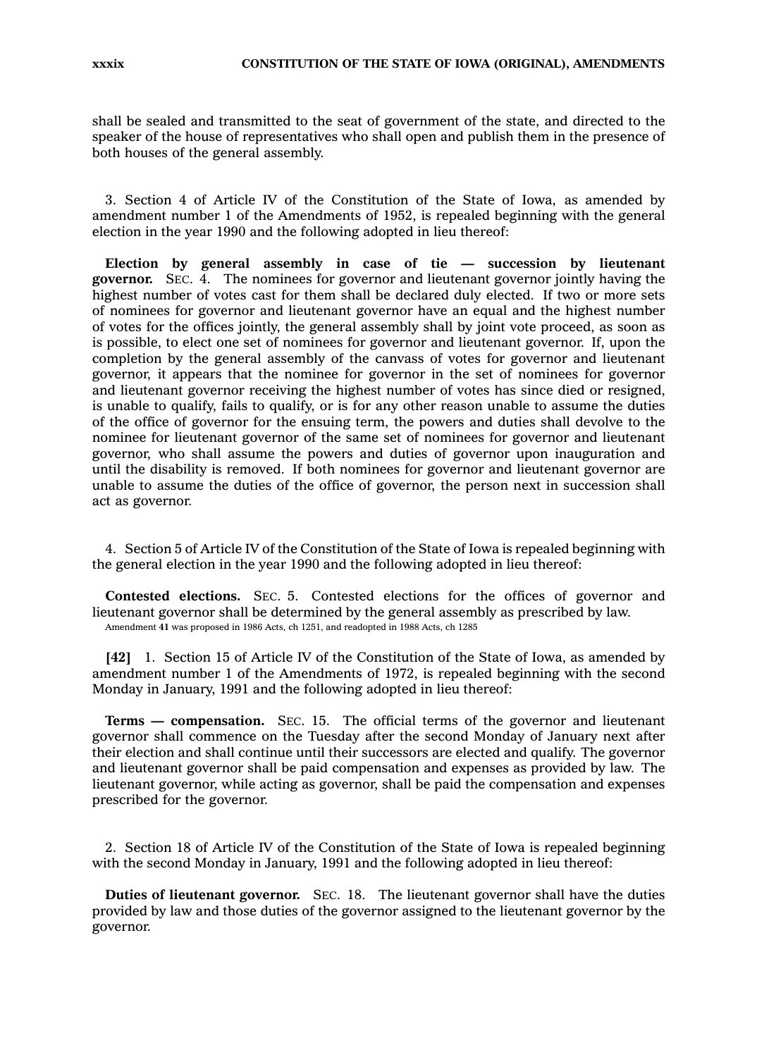shall be sealed and transmitted to the seat of government of the state, and directed to the speaker of the house of representatives who shall open and publish them in the presence of both houses of the general assembly.

3. Section 4 of Article IV of the Constitution of the State of Iowa, as amended by amendment number 1 of the Amendments of 1952, is repealed beginning with the general election in the year 1990 and the following adopted in lieu thereof:

**Election by general assembly in case of tie — succession by lieutenant governor.** SEC. 4. The nominees for governor and lieutenant governor jointly having the highest number of votes cast for them shall be declared duly elected. If two or more sets of nominees for governor and lieutenant governor have an equal and the highest number of votes for the offices jointly, the general assembly shall by joint vote proceed, as soon as is possible, to elect one set of nominees for governor and lieutenant governor. If, upon the completion by the general assembly of the canvass of votes for governor and lieutenant governor, it appears that the nominee for governor in the set of nominees for governor and lieutenant governor receiving the highest number of votes has since died or resigned, is unable to qualify, fails to qualify, or is for any other reason unable to assume the duties of the office of governor for the ensuing term, the powers and duties shall devolve to the nominee for lieutenant governor of the same set of nominees for governor and lieutenant governor, who shall assume the powers and duties of governor upon inauguration and until the disability is removed. If both nominees for governor and lieutenant governor are unable to assume the duties of the office of governor, the person next in succession shall act as governor.

4. Section 5 of Article IV of the Constitution of the State of Iowa is repealed beginning with the general election in the year 1990 and the following adopted in lieu thereof:

**Contested elections.** SEC. 5. Contested elections for the offices of governor and lieutenant governor shall be determined by the general assembly as prescribed by law.

Amendment **41** was proposed in 1986 Acts, ch 1251, and readopted in 1988 Acts, ch 1285

**[42]** 1. Section 15 of Article IV of the Constitution of the State of Iowa, as amended by amendment number 1 of the Amendments of 1972, is repealed beginning with the second Monday in January, 1991 and the following adopted in lieu thereof:

**Terms — compensation.** SEC. 15. The official terms of the governor and lieutenant governor shall commence on the Tuesday after the second Monday of January next after their election and shall continue until their successors are elected and qualify. The governor and lieutenant governor shall be paid compensation and expenses as provided by law. The lieutenant governor, while acting as governor, shall be paid the compensation and expenses prescribed for the governor.

2. Section 18 of Article IV of the Constitution of the State of Iowa is repealed beginning with the second Monday in January, 1991 and the following adopted in lieu thereof:

**Duties of lieutenant governor.** SEC. 18. The lieutenant governor shall have the duties provided by law and those duties of the governor assigned to the lieutenant governor by the governor.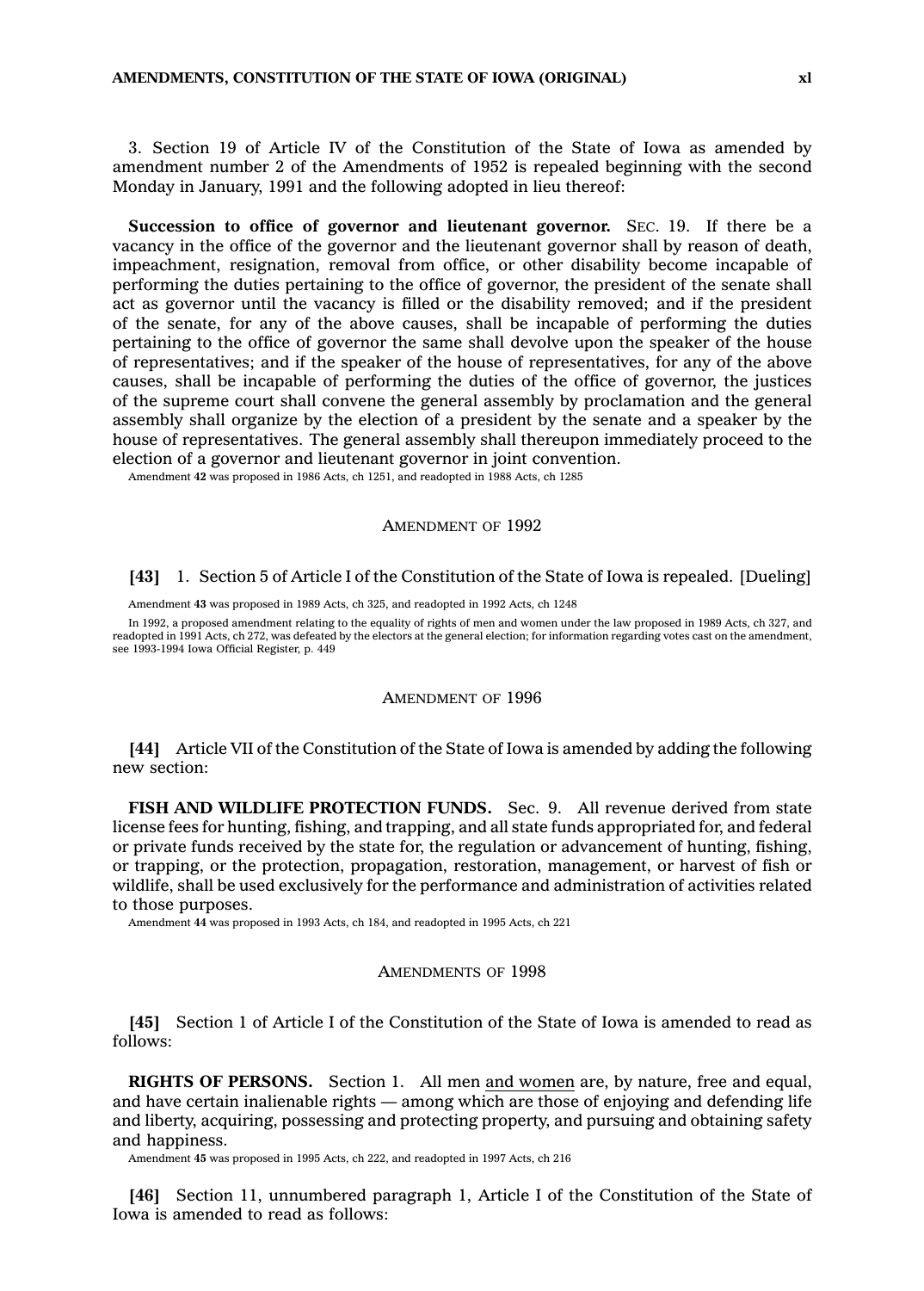3. Section 19 of Article IV of the Constitution of the State of Iowa as amended by amendment number 2 of the Amendments of 1952 is repealed beginning with the second Monday in January, 1991 and the following adopted in lieu thereof:

**Succession to office of governor and lieutenant governor.** SEC. 19. If there be a vacancy in the office of the governor and the lieutenant governor shall by reason of death, impeachment, resignation, removal from office, or other disability become incapable of performing the duties pertaining to the office of governor, the president of the senate shall act as governor until the vacancy is filled or the disability removed; and if the president of the senate, for any of the above causes, shall be incapable of performing the duties pertaining to the office of governor the same shall devolve upon the speaker of the house of representatives; and if the speaker of the house of representatives, for any of the above causes, shall be incapable of performing the duties of the office of governor, the justices of the supreme court shall convene the general assembly by proclamation and the general assembly shall organize by the election of a president by the senate and a speaker by the house of representatives. The general assembly shall thereupon immediately proceed to the election of a governor and lieutenant governor in joint convention.

Amendment **42** was proposed in 1986 Acts, ch 1251, and readopted in 1988 Acts, ch 1285

## AMENDMENT OF 1992

**[43]** 1. Section 5 of Article I of the Constitution of the State of Iowa is repealed. [Dueling]

Amendment **43** was proposed in 1989 Acts, ch 325, and readopted in 1992 Acts, ch 1248

In 1992, a proposed amendment relating to the equality of rights of men and women under the law proposed in 1989 Acts, ch 327, and readopted in 1991 Acts, ch 272, was defeated by the electors at the general election; for information regarding votes cast on the amendment, see 1993-1994 Iowa Official Register, p. 449

## AMENDMENT OF 1996

**[44]** Article VII of the Constitution of the State of Iowa is amended by adding the following new section:

**FISH AND WILDLIFE PROTECTION FUNDS.** Sec. 9. All revenue derived from state license fees for hunting, fishing, and trapping, and all state funds appropriated for, and federal or private funds received by the state for, the regulation or advancement of hunting, fishing, or trapping, or the protection, propagation, restoration, management, or harvest of fish or wildlife, shall be used exclusively for the performance and administration of activities related to those purposes.

Amendment **44** was proposed in 1993 Acts, ch 184, and readopted in 1995 Acts, ch 221

## AMENDMENTS OF 1998

**[45]** Section 1 of Article I of the Constitution of the State of Iowa is amended to read as follows:

**RIGHTS OF PERSONS.** Section 1. All men <u>and women</u> are, by nature, free and equal, and have certain inalienable rights — among which are those of enjoying and defending life and liberty, acquiring, possessing and protecting property, and pursuing and obtaining safety and happiness.

Amendment **45** was proposed in 1995 Acts, ch 222, and readopted in 1997 Acts, ch 216

**[46]** Section 11, unnumbered paragraph 1, Article I of the Constitution of the State of Iowa is amended to read as follows: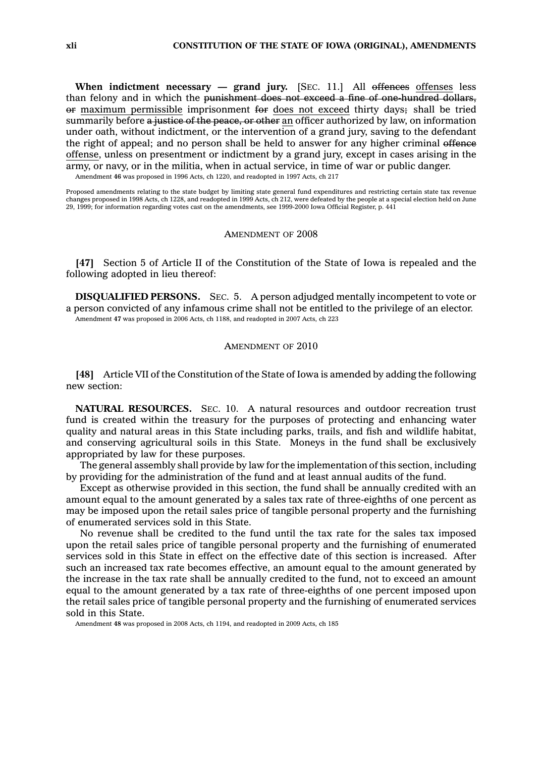**When indictment necessary — grand jury.** [SEC. 11.] All ~~offences~~ offenses less than felony and in which the ~~punishment does not exceed a fine of one-hundred dollars, or~~ maximum permissible imprisonment ~~for~~ does not exceed thirty days~~;~~ shall be tried summarily before ~~a justice of the peace, or other~~ an officer authorized by law, on information under oath, without indictment, or the intervention of a grand jury, saving to the defendant the right of appeal; and no person shall be held to answer for any higher criminal ~~offence~~ offense, unless on presentment or indictment by a grand jury, except in cases arising in the army, or navy, or in the militia, when in actual service, in time of war or public danger.

Amendment **46** was proposed in 1996 Acts, ch 1220, and readopted in 1997 Acts, ch 217

Proposed amendments relating to the state budget by limiting state general fund expenditures and restricting certain state tax revenue changes proposed in 1998 Acts, ch 1228, and readopted in 1999 Acts, ch 212, were defeated by the people at a special election held on June 29, 1999; for information regarding votes cast on the amendments, see 1999-2000 Iowa Official Register, p. 441

## AMENDMENT OF 2008

**[47]** Section 5 of Article II of the Constitution of the State of Iowa is repealed and the following adopted in lieu thereof:

**DISQUALIFIED PERSONS.** SEC. 5. A person adjudged mentally incompetent to vote or a person convicted of any infamous crime shall not be entitled to the privilege of an elector.

Amendment **47** was proposed in 2006 Acts, ch 1188, and readopted in 2007 Acts, ch 223

## AMENDMENT OF 2010

**[48]** Article VII of the Constitution of the State of Iowa is amended by adding the following new section:

**NATURAL RESOURCES.** SEC. 10. A natural resources and outdoor recreation trust fund is created within the treasury for the purposes of protecting and enhancing water quality and natural areas in this State including parks, trails, and fish and wildlife habitat, and conserving agricultural soils in this State. Moneys in the fund shall be exclusively appropriated by law for these purposes.

The general assembly shall provide by law for the implementation of this section, including by providing for the administration of the fund and at least annual audits of the fund.

Except as otherwise provided in this section, the fund shall be annually credited with an amount equal to the amount generated by a sales tax rate of three-eighths of one percent as may be imposed upon the retail sales price of tangible personal property and the furnishing of enumerated services sold in this State.

No revenue shall be credited to the fund until the tax rate for the sales tax imposed upon the retail sales price of tangible personal property and the furnishing of enumerated services sold in this State in effect on the effective date of this section is increased. After such an increased tax rate becomes effective, an amount equal to the amount generated by the increase in the tax rate shall be annually credited to the fund, not to exceed an amount equal to the amount generated by a tax rate of three-eighths of one percent imposed upon the retail sales price of tangible personal property and the furnishing of enumerated services sold in this State.

Amendment **48** was proposed in 2008 Acts, ch 1194, and readopted in 2009 Acts, ch 185